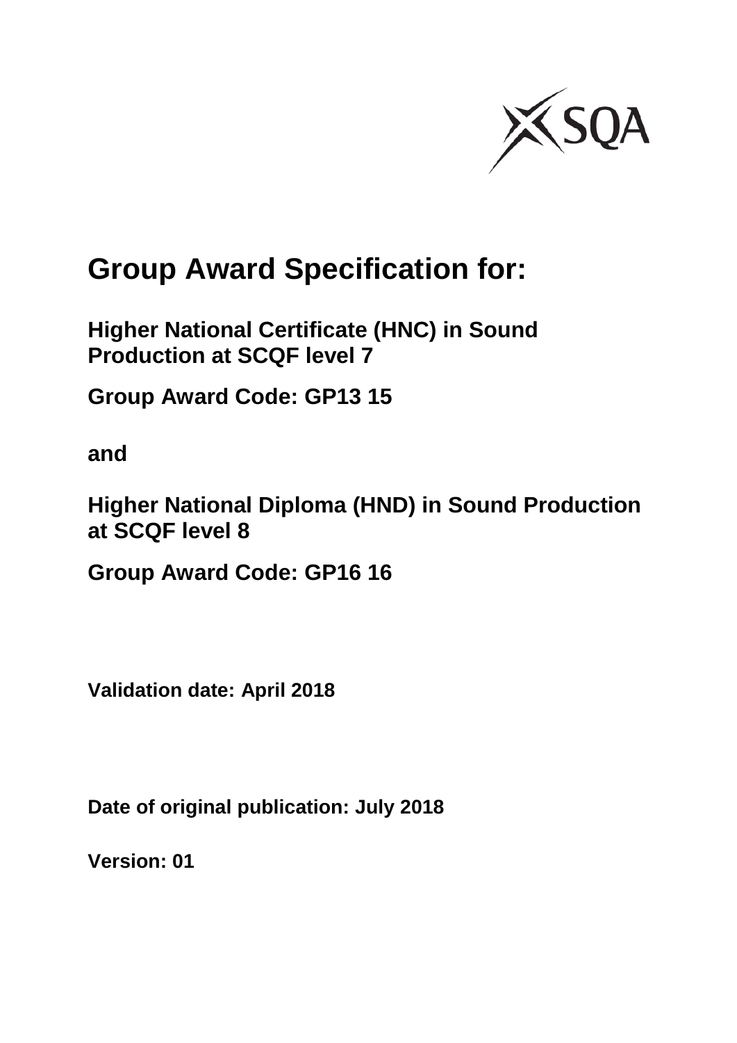SQA

# Group Award Specification for:

**Higher National Certificate (HNC) in Sound Production at SCQF level 7**

**Group Award Code: GP13 15**

**and**

**Higher National Diploma (HND) in Sound Production at SCQF level 8**

**Group Award Code: GP16 16**

**Validation date: April 2018**

**Date of original publication: July 2018**

**Version: 01**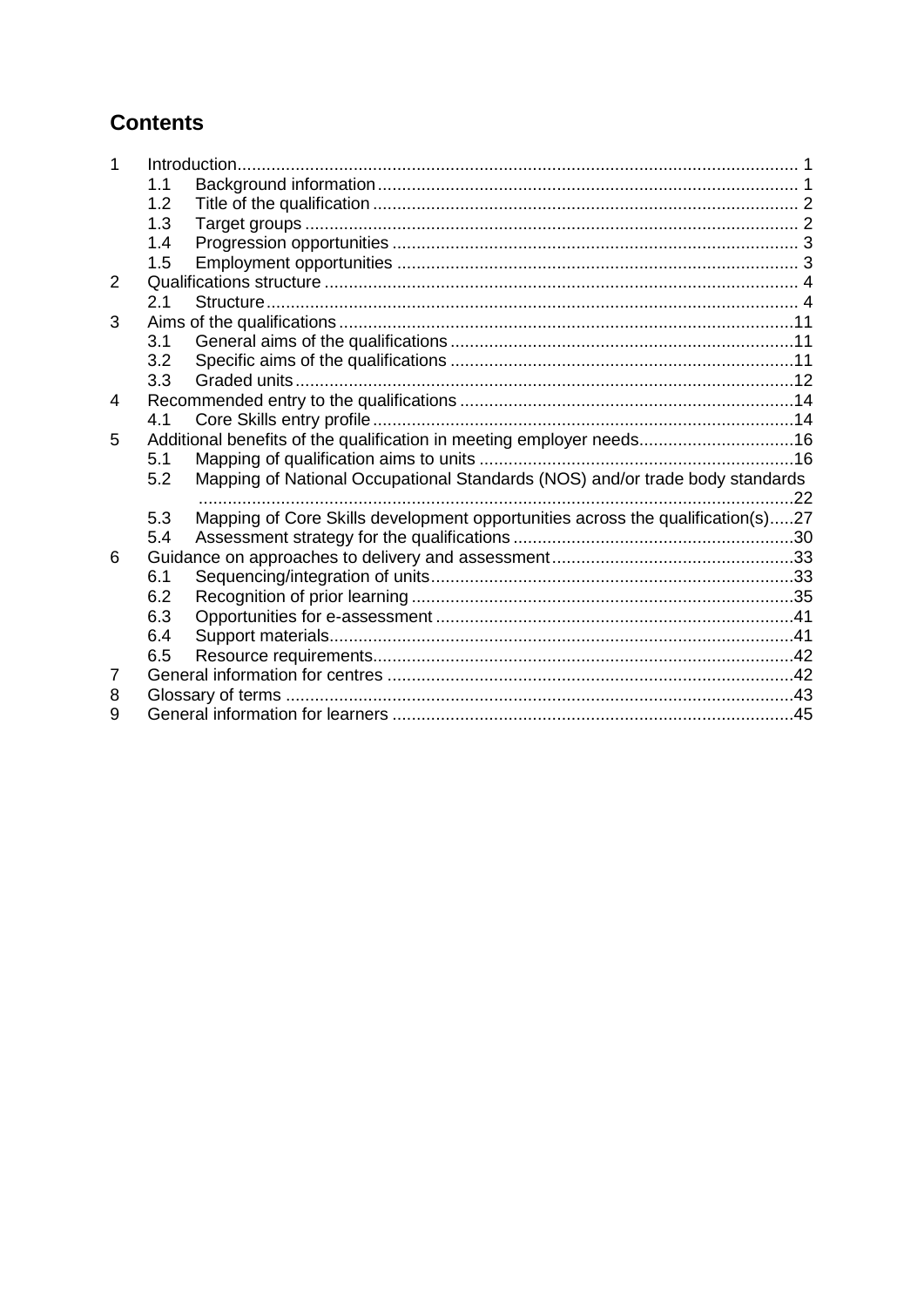## Contents

1 Introduction ... 1
   1.1 Background information ... 1
   1.2 Title of the qualification ... 2
   1.3 Target groups ... 2
   1.4 Progression opportunities ... 3
   1.5 Employment opportunities ... 3
2 Qualifications structure ... 4
   2.1 Structure ... 4
3 Aims of the qualifications ... 11
   3.1 General aims of the qualifications ... 11
   3.2 Specific aims of the qualifications ... 11
   3.3 Graded units ... 12
4 Recommended entry to the qualifications ... 14
   4.1 Core Skills entry profile ... 14
5 Additional benefits of the qualification in meeting employer needs ... 16
   5.1 Mapping of qualification aims to units ... 16
   5.2 Mapping of National Occupational Standards (NOS) and/or trade body standards ... 22
   5.3 Mapping of Core Skills development opportunities across the qualification(s) ... 27
   5.4 Assessment strategy for the qualifications ... 30
6 Guidance on approaches to delivery and assessment ... 33
   6.1 Sequencing/integration of units ... 33
   6.2 Recognition of prior learning ... 35
   6.3 Opportunities for e-assessment ... 41
   6.4 Support materials ... 41
   6.5 Resource requirements ... 42
7 General information for centres ... 42
8 Glossary of terms ... 43
9 General information for learners ... 45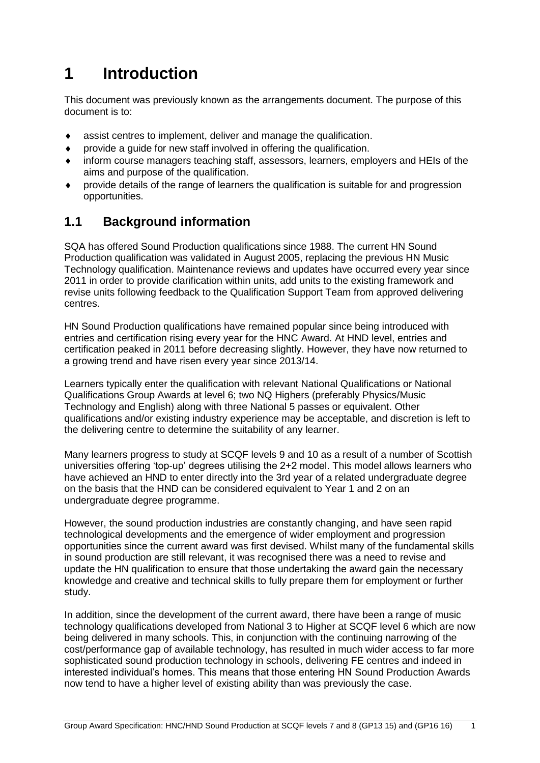# 1 Introduction

This document was previously known as the arrangements document. The purpose of this document is to:

- assist centres to implement, deliver and manage the qualification.
- provide a guide for new staff involved in offering the qualification.
- inform course managers teaching staff, assessors, learners, employers and HEIs of the aims and purpose of the qualification.
- provide details of the range of learners the qualification is suitable for and progression opportunities.

## 1.1 Background information

SQA has offered Sound Production qualifications since 1988. The current HN Sound Production qualification was validated in August 2005, replacing the previous HN Music Technology qualification. Maintenance reviews and updates have occurred every year since 2011 in order to provide clarification within units, add units to the existing framework and revise units following feedback to the Qualification Support Team from approved delivering centres.

HN Sound Production qualifications have remained popular since being introduced with entries and certification rising every year for the HNC Award. At HND level, entries and certification peaked in 2011 before decreasing slightly. However, they have now returned to a growing trend and have risen every year since 2013/14.

Learners typically enter the qualification with relevant National Qualifications or National Qualifications Group Awards at level 6; two NQ Highers (preferably Physics/Music Technology and English) along with three National 5 passes or equivalent. Other qualifications and/or existing industry experience may be acceptable, and discretion is left to the delivering centre to determine the suitability of any learner.

Many learners progress to study at SCQF levels 9 and 10 as a result of a number of Scottish universities offering 'top-up' degrees utilising the 2+2 model. This model allows learners who have achieved an HND to enter directly into the 3rd year of a related undergraduate degree on the basis that the HND can be considered equivalent to Year 1 and 2 on an undergraduate degree programme.

However, the sound production industries are constantly changing, and have seen rapid technological developments and the emergence of wider employment and progression opportunities since the current award was first devised. Whilst many of the fundamental skills in sound production are still relevant, it was recognised there was a need to revise and update the HN qualification to ensure that those undertaking the award gain the necessary knowledge and creative and technical skills to fully prepare them for employment or further study.

In addition, since the development of the current award, there have been a range of music technology qualifications developed from National 3 to Higher at SCQF level 6 which are now being delivered in many schools. This, in conjunction with the continuing narrowing of the cost/performance gap of available technology, has resulted in much wider access to far more sophisticated sound production technology in schools, delivering FE centres and indeed in interested individual's homes. This means that those entering HN Sound Production Awards now tend to have a higher level of existing ability than was previously the case.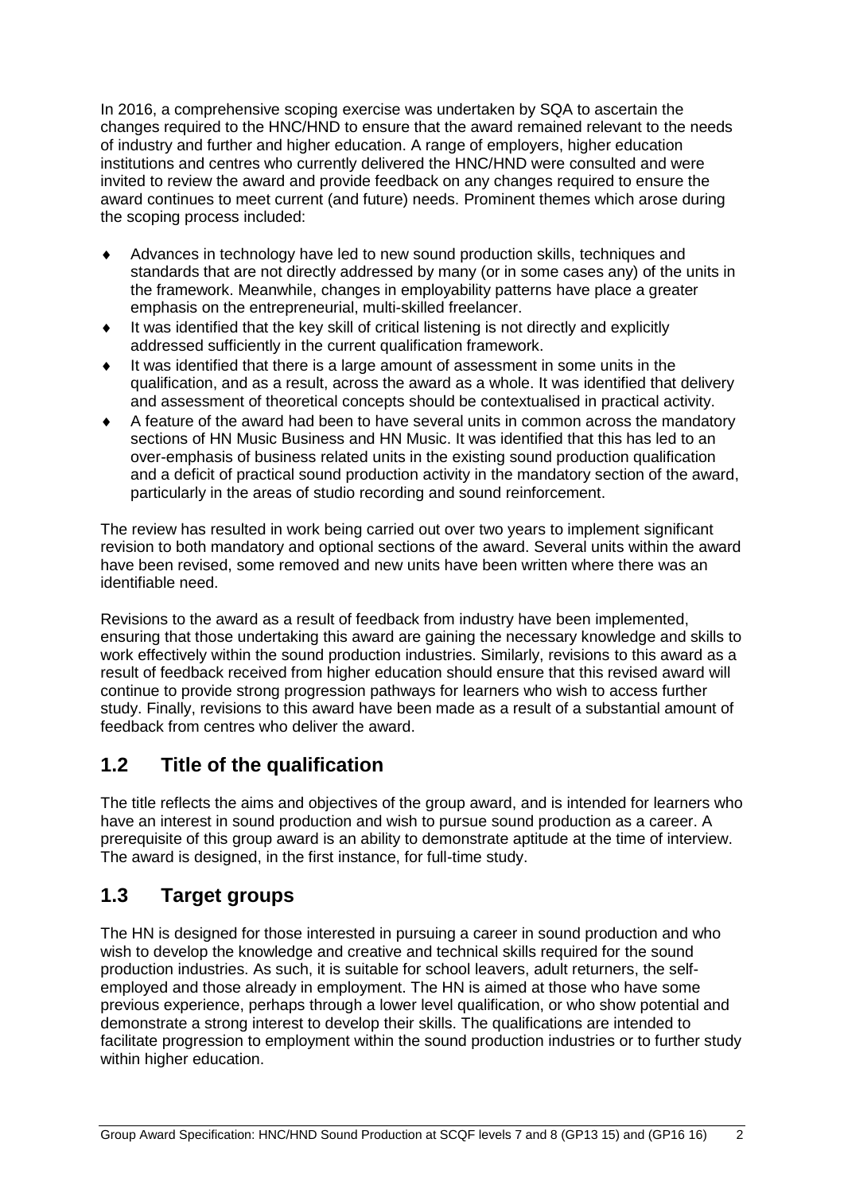In 2016, a comprehensive scoping exercise was undertaken by SQA to ascertain the changes required to the HNC/HND to ensure that the award remained relevant to the needs of industry and further and higher education. A range of employers, higher education institutions and centres who currently delivered the HNC/HND were consulted and were invited to review the award and provide feedback on any changes required to ensure the award continues to meet current (and future) needs. Prominent themes which arose during the scoping process included:

- Advances in technology have led to new sound production skills, techniques and standards that are not directly addressed by many (or in some cases any) of the units in the framework. Meanwhile, changes in employability patterns have place a greater emphasis on the entrepreneurial, multi-skilled freelancer.
- It was identified that the key skill of critical listening is not directly and explicitly addressed sufficiently in the current qualification framework.
- It was identified that there is a large amount of assessment in some units in the qualification, and as a result, across the award as a whole. It was identified that delivery and assessment of theoretical concepts should be contextualised in practical activity.
- A feature of the award had been to have several units in common across the mandatory sections of HN Music Business and HN Music. It was identified that this has led to an over-emphasis of business related units in the existing sound production qualification and a deficit of practical sound production activity in the mandatory section of the award, particularly in the areas of studio recording and sound reinforcement.

The review has resulted in work being carried out over two years to implement significant revision to both mandatory and optional sections of the award. Several units within the award have been revised, some removed and new units have been written where there was an identifiable need.

Revisions to the award as a result of feedback from industry have been implemented, ensuring that those undertaking this award are gaining the necessary knowledge and skills to work effectively within the sound production industries. Similarly, revisions to this award as a result of feedback received from higher education should ensure that this revised award will continue to provide strong progression pathways for learners who wish to access further study. Finally, revisions to this award have been made as a result of a substantial amount of feedback from centres who deliver the award.

## 1.2 Title of the qualification

The title reflects the aims and objectives of the group award, and is intended for learners who have an interest in sound production and wish to pursue sound production as a career. A prerequisite of this group award is an ability to demonstrate aptitude at the time of interview. The award is designed, in the first instance, for full-time study.

## 1.3 Target groups

The HN is designed for those interested in pursuing a career in sound production and who wish to develop the knowledge and creative and technical skills required for the sound production industries. As such, it is suitable for school leavers, adult returners, the self-employed and those already in employment. The HN is aimed at those who have some previous experience, perhaps through a lower level qualification, or who show potential and demonstrate a strong interest to develop their skills. The qualifications are intended to facilitate progression to employment within the sound production industries or to further study within higher education.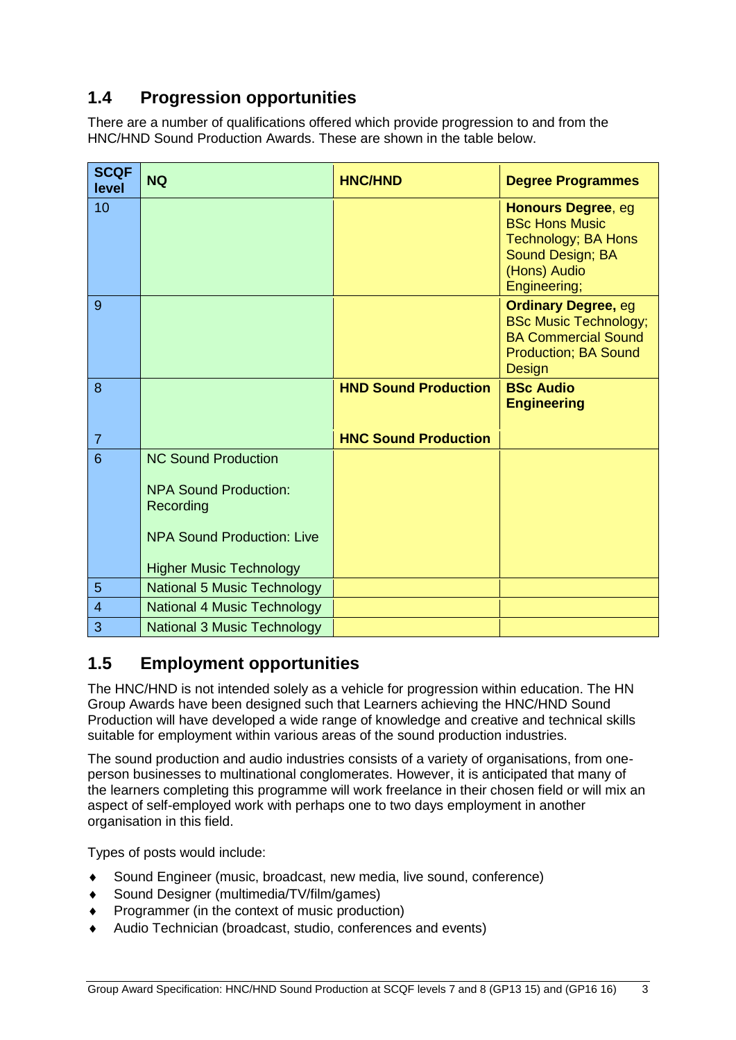## 1.4 Progression opportunities

There are a number of qualifications offered which provide progression to and from the HNC/HND Sound Production Awards. These are shown in the table below.

| SCQF level | NQ | HNC/HND | Degree Programmes |
|---|---|---|---|
| 10 | | | **Honours Degree**, eg BSc Hons Music Technology; BA Hons Sound Design; BA (Hons) Audio Engineering; |
| 9 | | | **Ordinary Degree,** eg BSc Music Technology; BA Commercial Sound Production; BA Sound Design |
| 8 | | **HND Sound Production** | **BSc Audio Engineering** |
| 7 | | **HNC Sound Production** | |
| 6 | NC Sound Production<br><br>NPA Sound Production: Recording<br><br>NPA Sound Production: Live<br><br>Higher Music Technology | | |
| 5 | National 5 Music Technology | | |
| 4 | National 4 Music Technology | | |
| 3 | National 3 Music Technology | | |

## 1.5 Employment opportunities

The HNC/HND is not intended solely as a vehicle for progression within education. The HN Group Awards have been designed such that Learners achieving the HNC/HND Sound Production will have developed a wide range of knowledge and creative and technical skills suitable for employment within various areas of the sound production industries.

The sound production and audio industries consists of a variety of organisations, from one-person businesses to multinational conglomerates. However, it is anticipated that many of the learners completing this programme will work freelance in their chosen field or will mix an aspect of self-employed work with perhaps one to two days employment in another organisation in this field.

Types of posts would include:

- Sound Engineer (music, broadcast, new media, live sound, conference)
- Sound Designer (multimedia/TV/film/games)
- Programmer (in the context of music production)
- Audio Technician (broadcast, studio, conferences and events)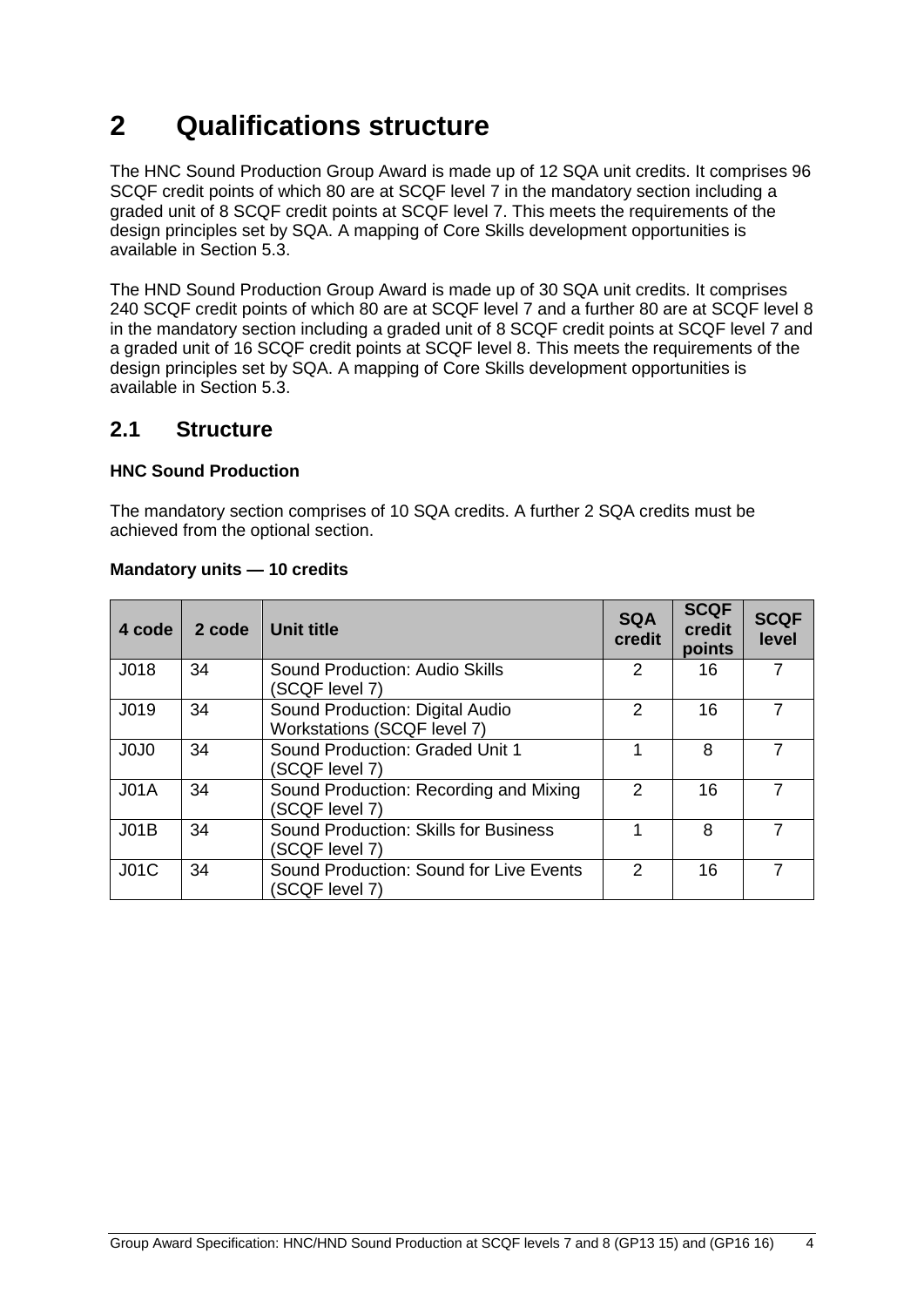# 2 Qualifications structure

The HNC Sound Production Group Award is made up of 12 SQA unit credits. It comprises 96 SCQF credit points of which 80 are at SCQF level 7 in the mandatory section including a graded unit of 8 SCQF credit points at SCQF level 7. This meets the requirements of the design principles set by SQA. A mapping of Core Skills development opportunities is available in Section 5.3.

The HND Sound Production Group Award is made up of 30 SQA unit credits. It comprises 240 SCQF credit points of which 80 are at SCQF level 7 and a further 80 are at SCQF level 8 in the mandatory section including a graded unit of 8 SCQF credit points at SCQF level 7 and a graded unit of 16 SCQF credit points at SCQF level 8. This meets the requirements of the design principles set by SQA. A mapping of Core Skills development opportunities is available in Section 5.3.

## 2.1 Structure

**HNC Sound Production**

The mandatory section comprises of 10 SQA credits. A further 2 SQA credits must be achieved from the optional section.

**Mandatory units — 10 credits**

| 4 code | 2 code | Unit title | SQA credit | SCQF credit points | SCQF level |
|---|---|---|---|---|---|
| J018 | 34 | Sound Production: Audio Skills (SCQF level 7) | 2 | 16 | 7 |
| J019 | 34 | Sound Production: Digital Audio Workstations (SCQF level 7) | 2 | 16 | 7 |
| J0J0 | 34 | Sound Production: Graded Unit 1 (SCQF level 7) | 1 | 8 | 7 |
| J01A | 34 | Sound Production: Recording and Mixing (SCQF level 7) | 2 | 16 | 7 |
| J01B | 34 | Sound Production: Skills for Business (SCQF level 7) | 1 | 8 | 7 |
| J01C | 34 | Sound Production: Sound for Live Events (SCQF level 7) | 2 | 16 | 7 |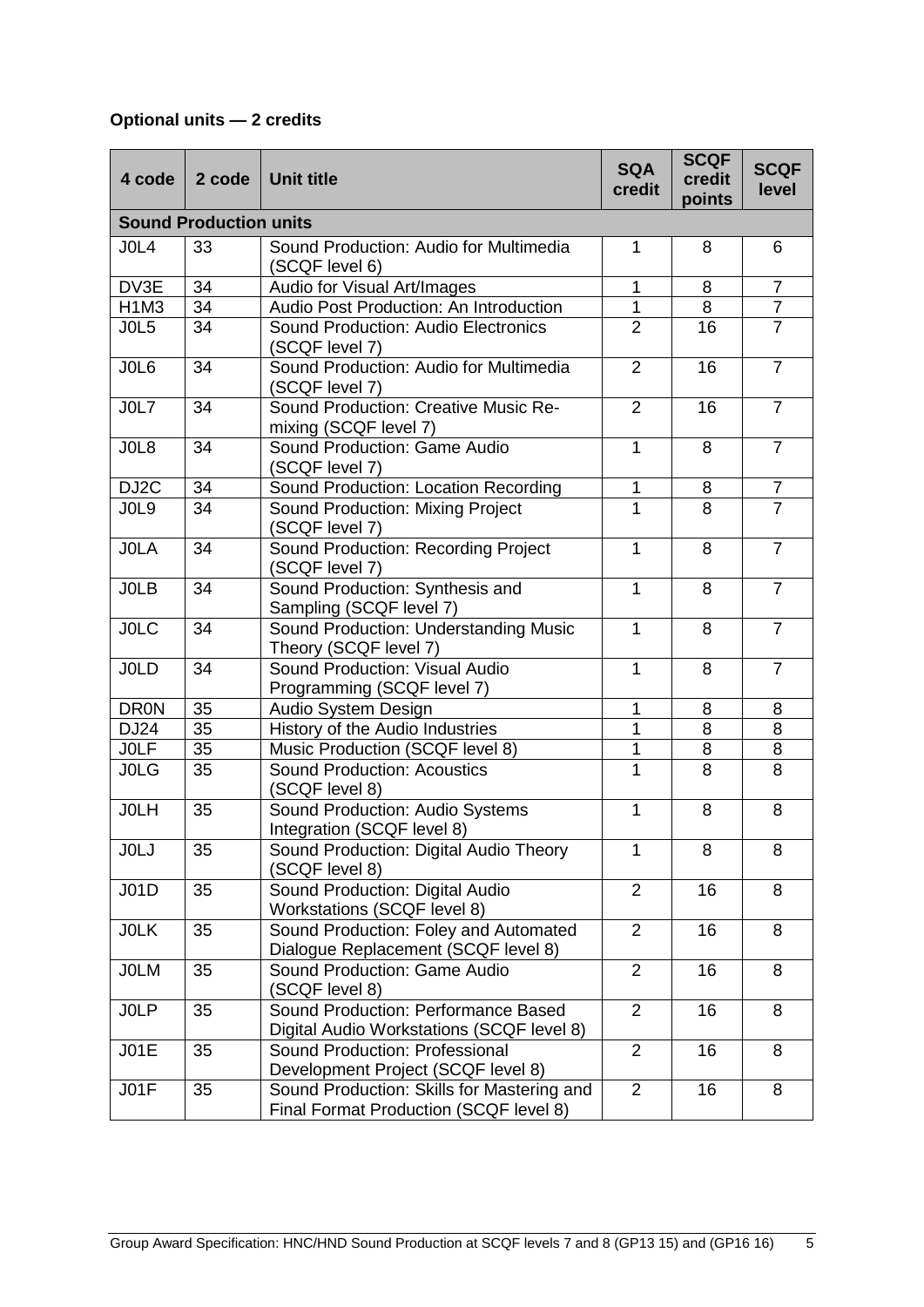**Optional units — 2 credits**

| 4 code | 2 code | Unit title | SQA credit | SCQF credit points | SCQF level |
|---|---|---|---|---|---|
| **Sound Production units** | | | | | |
| J0L4 | 33 | Sound Production: Audio for Multimedia (SCQF level 6) | 1 | 8 | 6 |
| DV3E | 34 | Audio for Visual Art/Images | 1 | 8 | 7 |
| H1M3 | 34 | Audio Post Production: An Introduction | 1 | 8 | 7 |
| J0L5 | 34 | Sound Production: Audio Electronics (SCQF level 7) | 2 | 16 | 7 |
| J0L6 | 34 | Sound Production: Audio for Multimedia (SCQF level 7) | 2 | 16 | 7 |
| J0L7 | 34 | Sound Production: Creative Music Re-mixing (SCQF level 7) | 2 | 16 | 7 |
| J0L8 | 34 | Sound Production: Game Audio (SCQF level 7) | 1 | 8 | 7 |
| DJ2C | 34 | Sound Production: Location Recording | 1 | 8 | 7 |
| J0L9 | 34 | Sound Production: Mixing Project (SCQF level 7) | 1 | 8 | 7 |
| J0LA | 34 | Sound Production: Recording Project (SCQF level 7) | 1 | 8 | 7 |
| J0LB | 34 | Sound Production: Synthesis and Sampling (SCQF level 7) | 1 | 8 | 7 |
| J0LC | 34 | Sound Production: Understanding Music Theory (SCQF level 7) | 1 | 8 | 7 |
| J0LD | 34 | Sound Production: Visual Audio Programming (SCQF level 7) | 1 | 8 | 7 |
| DR0N | 35 | Audio System Design | 1 | 8 | 8 |
| DJ24 | 35 | History of the Audio Industries | 1 | 8 | 8 |
| J0LF | 35 | Music Production (SCQF level 8) | 1 | 8 | 8 |
| J0LG | 35 | Sound Production: Acoustics (SCQF level 8) | 1 | 8 | 8 |
| J0LH | 35 | Sound Production: Audio Systems Integration (SCQF level 8) | 1 | 8 | 8 |
| J0LJ | 35 | Sound Production: Digital Audio Theory (SCQF level 8) | 1 | 8 | 8 |
| J01D | 35 | Sound Production: Digital Audio Workstations (SCQF level 8) | 2 | 16 | 8 |
| J0LK | 35 | Sound Production: Foley and Automated Dialogue Replacement (SCQF level 8) | 2 | 16 | 8 |
| J0LM | 35 | Sound Production: Game Audio (SCQF level 8) | 2 | 16 | 8 |
| J0LP | 35 | Sound Production: Performance Based Digital Audio Workstations (SCQF level 8) | 2 | 16 | 8 |
| J01E | 35 | Sound Production: Professional Development Project (SCQF level 8) | 2 | 16 | 8 |
| J01F | 35 | Sound Production: Skills for Mastering and Final Format Production (SCQF level 8) | 2 | 16 | 8 |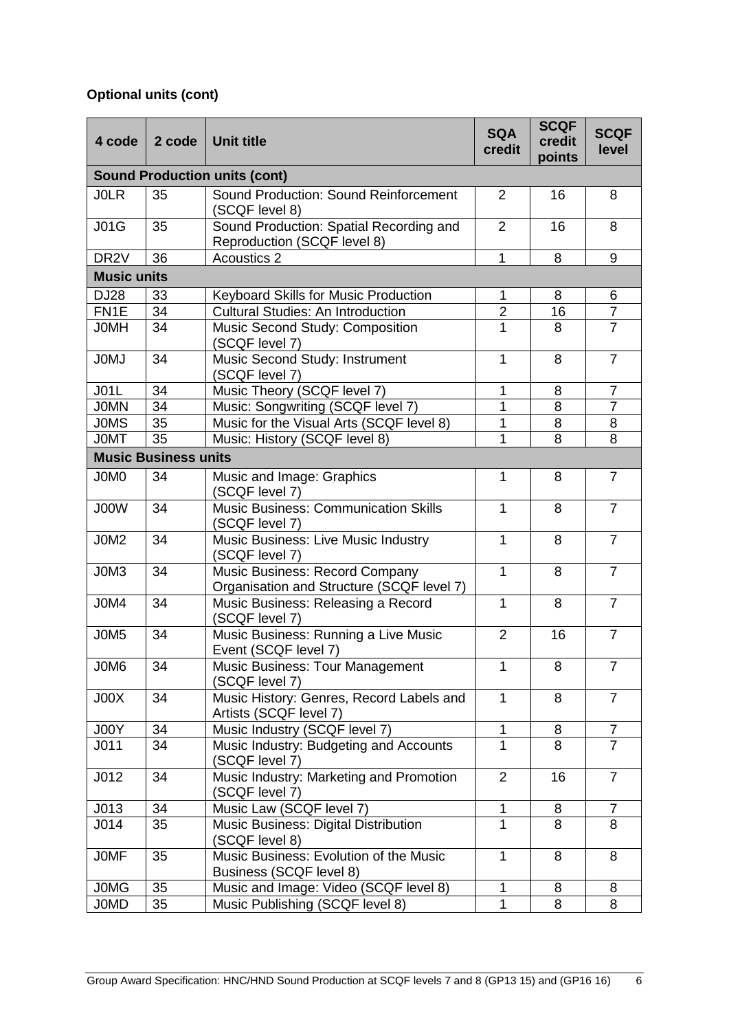**Optional units (cont)**

| 4 code | 2 code | Unit title | SQA credit | SCQF credit points | SCQF level |
|---|---|---|---|---|---|
| **Sound Production units (cont)** | | | | | |
| J0LR | 35 | Sound Production: Sound Reinforcement (SCQF level 8) | 2 | 16 | 8 |
| J01G | 35 | Sound Production: Spatial Recording and Reproduction (SCQF level 8) | 2 | 16 | 8 |
| DR2V | 36 | Acoustics 2 | 1 | 8 | 9 |
| **Music units** | | | | | |
| DJ28 | 33 | Keyboard Skills for Music Production | 1 | 8 | 6 |
| FN1E | 34 | Cultural Studies: An Introduction | 2 | 16 | 7 |
| J0MH | 34 | Music Second Study: Composition (SCQF level 7) | 1 | 8 | 7 |
| J0MJ | 34 | Music Second Study: Instrument (SCQF level 7) | 1 | 8 | 7 |
| J01L | 34 | Music Theory (SCQF level 7) | 1 | 8 | 7 |
| J0MN | 34 | Music: Songwriting (SCQF level 7) | 1 | 8 | 7 |
| J0MS | 35 | Music for the Visual Arts (SCQF level 8) | 1 | 8 | 8 |
| J0MT | 35 | Music: History (SCQF level 8) | 1 | 8 | 8 |
| **Music Business units** | | | | | |
| J0M0 | 34 | Music and Image: Graphics (SCQF level 7) | 1 | 8 | 7 |
| J00W | 34 | Music Business: Communication Skills (SCQF level 7) | 1 | 8 | 7 |
| J0M2 | 34 | Music Business: Live Music Industry (SCQF level 7) | 1 | 8 | 7 |
| J0M3 | 34 | Music Business: Record Company Organisation and Structure (SCQF level 7) | 1 | 8 | 7 |
| J0M4 | 34 | Music Business: Releasing a Record (SCQF level 7) | 1 | 8 | 7 |
| J0M5 | 34 | Music Business: Running a Live Music Event (SCQF level 7) | 2 | 16 | 7 |
| J0M6 | 34 | Music Business: Tour Management (SCQF level 7) | 1 | 8 | 7 |
| J00X | 34 | Music History: Genres, Record Labels and Artists (SCQF level 7) | 1 | 8 | 7 |
| J00Y | 34 | Music Industry (SCQF level 7) | 1 | 8 | 7 |
| J011 | 34 | Music Industry: Budgeting and Accounts (SCQF level 7) | 1 | 8 | 7 |
| J012 | 34 | Music Industry: Marketing and Promotion (SCQF level 7) | 2 | 16 | 7 |
| J013 | 34 | Music Law (SCQF level 7) | 1 | 8 | 7 |
| J014 | 35 | Music Business: Digital Distribution (SCQF level 8) | 1 | 8 | 8 |
| J0MF | 35 | Music Business: Evolution of the Music Business (SCQF level 8) | 1 | 8 | 8 |
| J0MG | 35 | Music and Image: Video (SCQF level 8) | 1 | 8 | 8 |
| J0MD | 35 | Music Publishing (SCQF level 8) | 1 | 8 | 8 |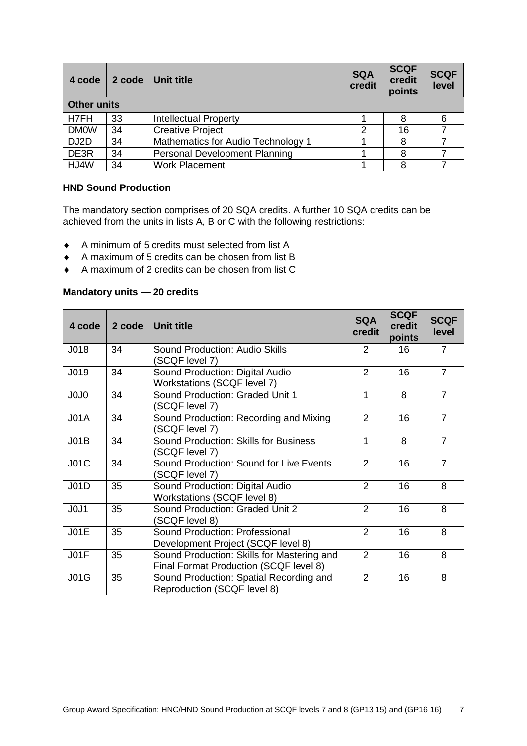| 4 code | 2 code | Unit title | SQA credit | SCQF credit points | SCQF level |
|---|---|---|---|---|---|
| **Other units** | | | | | |
| H7FH | 33 | Intellectual Property | 1 | 8 | 6 |
| DM0W | 34 | Creative Project | 2 | 16 | 7 |
| DJ2D | 34 | Mathematics for Audio Technology 1 | 1 | 8 | 7 |
| DE3R | 34 | Personal Development Planning | 1 | 8 | 7 |
| HJ4W | 34 | Work Placement | 1 | 8 | 7 |

**HND Sound Production**

The mandatory section comprises of 20 SQA credits. A further 10 SQA credits can be achieved from the units in lists A, B or C with the following restrictions:

- A minimum of 5 credits must selected from list A
- A maximum of 5 credits can be chosen from list B
- A maximum of 2 credits can be chosen from list C

**Mandatory units — 20 credits**

| 4 code | 2 code | Unit title | SQA credit | SCQF credit points | SCQF level |
|---|---|---|---|---|---|
| J018 | 34 | Sound Production: Audio Skills (SCQF level 7) | 2 | 16 | 7 |
| J019 | 34 | Sound Production: Digital Audio Workstations (SCQF level 7) | 2 | 16 | 7 |
| J0J0 | 34 | Sound Production: Graded Unit 1 (SCQF level 7) | 1 | 8 | 7 |
| J01A | 34 | Sound Production: Recording and Mixing (SCQF level 7) | 2 | 16 | 7 |
| J01B | 34 | Sound Production: Skills for Business (SCQF level 7) | 1 | 8 | 7 |
| J01C | 34 | Sound Production: Sound for Live Events (SCQF level 7) | 2 | 16 | 7 |
| J01D | 35 | Sound Production: Digital Audio Workstations (SCQF level 8) | 2 | 16 | 8 |
| J0J1 | 35 | Sound Production: Graded Unit 2 (SCQF level 8) | 2 | 16 | 8 |
| J01E | 35 | Sound Production: Professional Development Project (SCQF level 8) | 2 | 16 | 8 |
| J01F | 35 | Sound Production: Skills for Mastering and Final Format Production (SCQF level 8) | 2 | 16 | 8 |
| J01G | 35 | Sound Production: Spatial Recording and Reproduction (SCQF level 8) | 2 | 16 | 8 |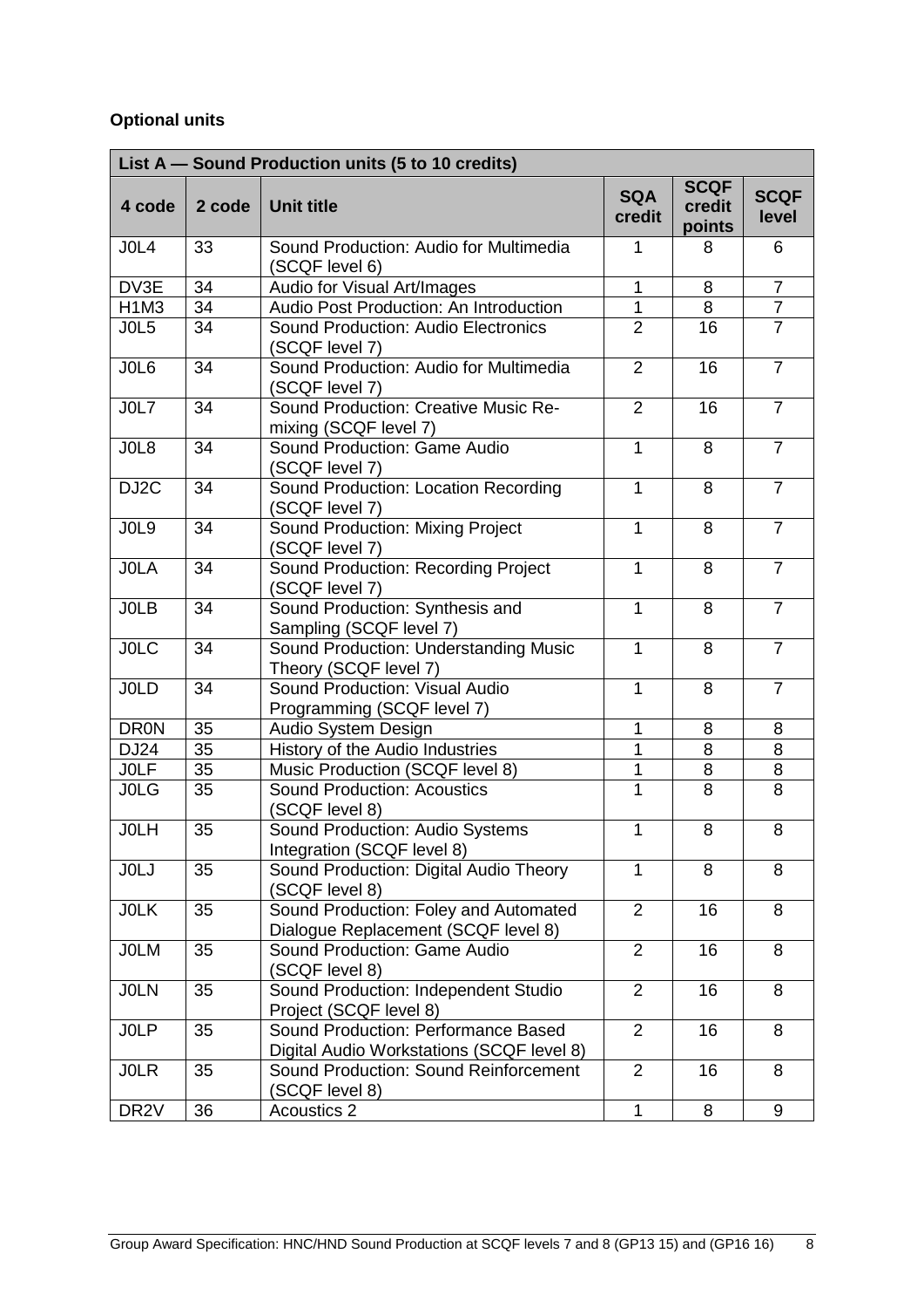**Optional units**

| List A — Sound Production units (5 to 10 credits) | | | | | |
|---|---|---|---|---|---|
| **4 code** | **2 code** | **Unit title** | **SQA credit** | **SCQF credit points** | **SCQF level** |
| J0L4 | 33 | Sound Production: Audio for Multimedia (SCQF level 6) | 1 | 8 | 6 |
| DV3E | 34 | Audio for Visual Art/Images | 1 | 8 | 7 |
| H1M3 | 34 | Audio Post Production: An Introduction | 1 | 8 | 7 |
| J0L5 | 34 | Sound Production: Audio Electronics (SCQF level 7) | 2 | 16 | 7 |
| J0L6 | 34 | Sound Production: Audio for Multimedia (SCQF level 7) | 2 | 16 | 7 |
| J0L7 | 34 | Sound Production: Creative Music Re-mixing (SCQF level 7) | 2 | 16 | 7 |
| J0L8 | 34 | Sound Production: Game Audio (SCQF level 7) | 1 | 8 | 7 |
| DJ2C | 34 | Sound Production: Location Recording (SCQF level 7) | 1 | 8 | 7 |
| J0L9 | 34 | Sound Production: Mixing Project (SCQF level 7) | 1 | 8 | 7 |
| J0LA | 34 | Sound Production: Recording Project (SCQF level 7) | 1 | 8 | 7 |
| J0LB | 34 | Sound Production: Synthesis and Sampling (SCQF level 7) | 1 | 8 | 7 |
| J0LC | 34 | Sound Production: Understanding Music Theory (SCQF level 7) | 1 | 8 | 7 |
| J0LD | 34 | Sound Production: Visual Audio Programming (SCQF level 7) | 1 | 8 | 7 |
| DR0N | 35 | Audio System Design | 1 | 8 | 8 |
| DJ24 | 35 | History of the Audio Industries | 1 | 8 | 8 |
| J0LF | 35 | Music Production (SCQF level 8) | 1 | 8 | 8 |
| J0LG | 35 | Sound Production: Acoustics (SCQF level 8) | 1 | 8 | 8 |
| J0LH | 35 | Sound Production: Audio Systems Integration (SCQF level 8) | 1 | 8 | 8 |
| J0LJ | 35 | Sound Production: Digital Audio Theory (SCQF level 8) | 1 | 8 | 8 |
| J0LK | 35 | Sound Production: Foley and Automated Dialogue Replacement (SCQF level 8) | 2 | 16 | 8 |
| J0LM | 35 | Sound Production: Game Audio (SCQF level 8) | 2 | 16 | 8 |
| J0LN | 35 | Sound Production: Independent Studio Project (SCQF level 8) | 2 | 16 | 8 |
| J0LP | 35 | Sound Production: Performance Based Digital Audio Workstations (SCQF level 8) | 2 | 16 | 8 |
| J0LR | 35 | Sound Production: Sound Reinforcement (SCQF level 8) | 2 | 16 | 8 |
| DR2V | 36 | Acoustics 2 | 1 | 8 | 9 |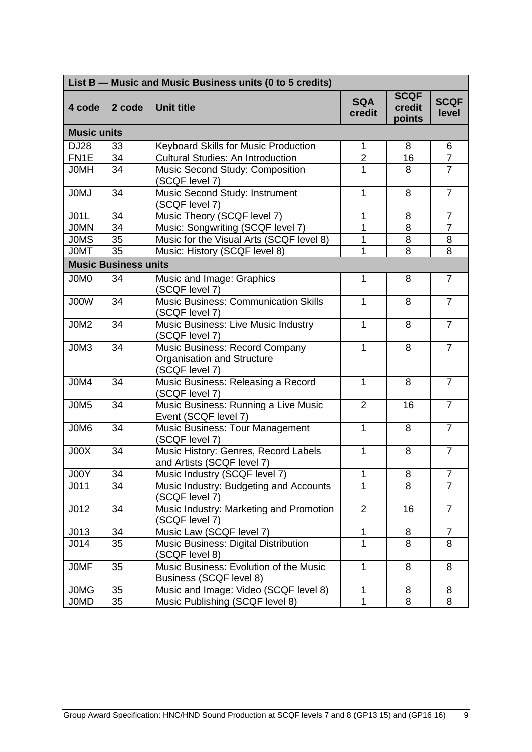| List B — Music and Music Business units (0 to 5 credits) | | | | | |
|---|---|---|---|---|---|
| **4 code** | **2 code** | **Unit title** | **SQA credit** | **SCQF credit points** | **SCQF level** |
| **Music units** | | | | | |
| DJ28 | 33 | Keyboard Skills for Music Production | 1 | 8 | 6 |
| FN1E | 34 | Cultural Studies: An Introduction | 2 | 16 | 7 |
| J0MH | 34 | Music Second Study: Composition (SCQF level 7) | 1 | 8 | 7 |
| J0MJ | 34 | Music Second Study: Instrument (SCQF level 7) | 1 | 8 | 7 |
| J01L | 34 | Music Theory (SCQF level 7) | 1 | 8 | 7 |
| J0MN | 34 | Music: Songwriting (SCQF level 7) | 1 | 8 | 7 |
| J0MS | 35 | Music for the Visual Arts (SCQF level 8) | 1 | 8 | 8 |
| J0MT | 35 | Music: History (SCQF level 8) | 1 | 8 | 8 |
| **Music Business units** | | | | | |
| J0M0 | 34 | Music and Image: Graphics (SCQF level 7) | 1 | 8 | 7 |
| J00W | 34 | Music Business: Communication Skills (SCQF level 7) | 1 | 8 | 7 |
| J0M2 | 34 | Music Business: Live Music Industry (SCQF level 7) | 1 | 8 | 7 |
| J0M3 | 34 | Music Business: Record Company Organisation and Structure (SCQF level 7) | 1 | 8 | 7 |
| J0M4 | 34 | Music Business: Releasing a Record (SCQF level 7) | 1 | 8 | 7 |
| J0M5 | 34 | Music Business: Running a Live Music Event (SCQF level 7) | 2 | 16 | 7 |
| J0M6 | 34 | Music Business: Tour Management (SCQF level 7) | 1 | 8 | 7 |
| J00X | 34 | Music History: Genres, Record Labels and Artists (SCQF level 7) | 1 | 8 | 7 |
| J00Y | 34 | Music Industry (SCQF level 7) | 1 | 8 | 7 |
| J011 | 34 | Music Industry: Budgeting and Accounts (SCQF level 7) | 1 | 8 | 7 |
| J012 | 34 | Music Industry: Marketing and Promotion (SCQF level 7) | 2 | 16 | 7 |
| J013 | 34 | Music Law (SCQF level 7) | 1 | 8 | 7 |
| J014 | 35 | Music Business: Digital Distribution (SCQF level 8) | 1 | 8 | 8 |
| J0MF | 35 | Music Business: Evolution of the Music Business (SCQF level 8) | 1 | 8 | 8 |
| J0MG | 35 | Music and Image: Video (SCQF level 8) | 1 | 8 | 8 |
| J0MD | 35 | Music Publishing (SCQF level 8) | 1 | 8 | 8 |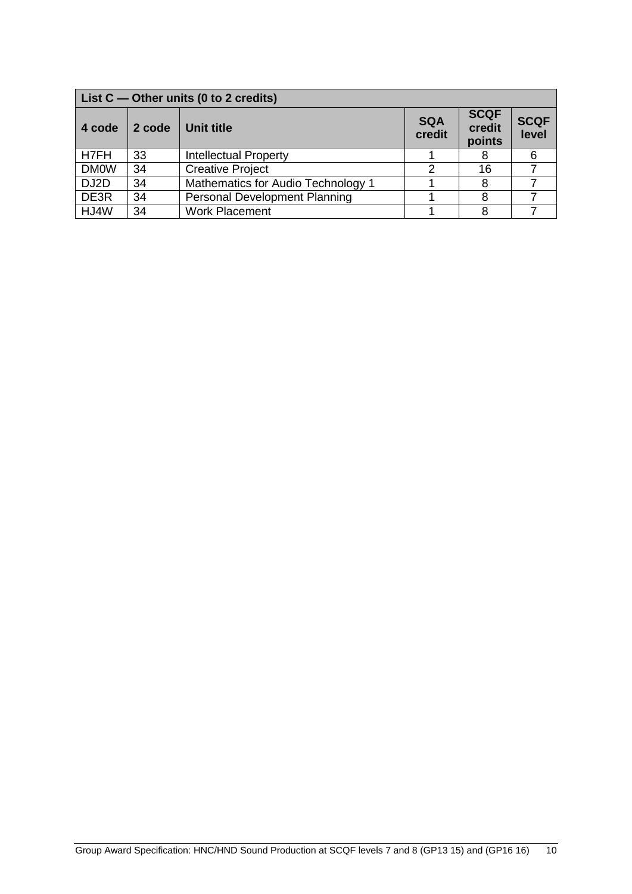| List C — Other units (0 to 2 credits) | | | | | |
|---|---|---|---|---|---|
| **4 code** | **2 code** | **Unit title** | **SQA credit** | **SCQF credit points** | **SCQF level** |
| H7FH | 33 | Intellectual Property | 1 | 8 | 6 |
| DM0W | 34 | Creative Project | 2 | 16 | 7 |
| DJ2D | 34 | Mathematics for Audio Technology 1 | 1 | 8 | 7 |
| DE3R | 34 | Personal Development Planning | 1 | 8 | 7 |
| HJ4W | 34 | Work Placement | 1 | 8 | 7 |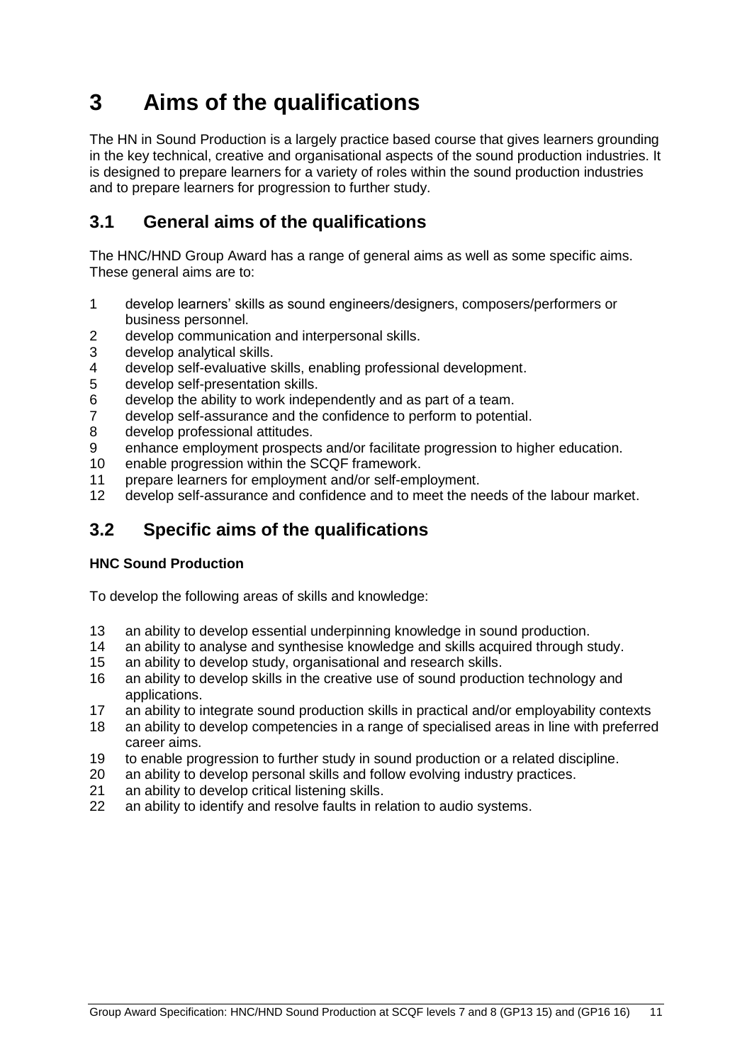# 3 Aims of the qualifications

The HN in Sound Production is a largely practice based course that gives learners grounding in the key technical, creative and organisational aspects of the sound production industries. It is designed to prepare learners for a variety of roles within the sound production industries and to prepare learners for progression to further study.

## 3.1 General aims of the qualifications

The HNC/HND Group Award has a range of general aims as well as some specific aims. These general aims are to:

1. develop learners' skills as sound engineers/designers, composers/performers or business personnel.
2. develop communication and interpersonal skills.
3. develop analytical skills.
4. develop self-evaluative skills, enabling professional development.
5. develop self-presentation skills.
6. develop the ability to work independently and as part of a team.
7. develop self-assurance and the confidence to perform to potential.
8. develop professional attitudes.
9. enhance employment prospects and/or facilitate progression to higher education.
10. enable progression within the SCQF framework.
11. prepare learners for employment and/or self-employment.
12. develop self-assurance and confidence and to meet the needs of the labour market.

## 3.2 Specific aims of the qualifications

**HNC Sound Production**

To develop the following areas of skills and knowledge:

13. an ability to develop essential underpinning knowledge in sound production.
14. an ability to analyse and synthesise knowledge and skills acquired through study.
15. an ability to develop study, organisational and research skills.
16. an ability to develop skills in the creative use of sound production technology and applications.
17. an ability to integrate sound production skills in practical and/or employability contexts
18. an ability to develop competencies in a range of specialised areas in line with preferred career aims.
19. to enable progression to further study in sound production or a related discipline.
20. an ability to develop personal skills and follow evolving industry practices.
21. an ability to develop critical listening skills.
22. an ability to identify and resolve faults in relation to audio systems.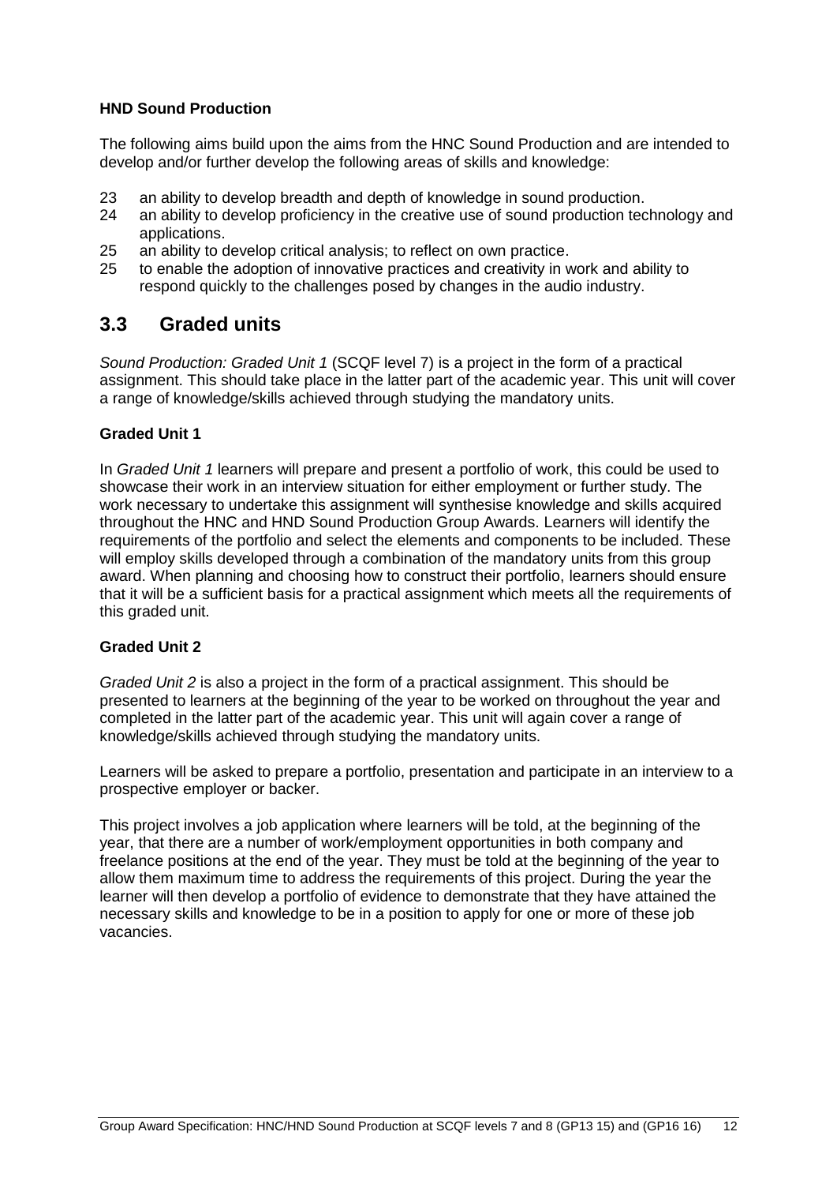**HND Sound Production**

The following aims build upon the aims from the HNC Sound Production and are intended to develop and/or further develop the following areas of skills and knowledge:

23 an ability to develop breadth and depth of knowledge in sound production.
24 an ability to develop proficiency in the creative use of sound production technology and applications.
25 an ability to develop critical analysis; to reflect on own practice.
25 to enable the adoption of innovative practices and creativity in work and ability to respond quickly to the challenges posed by changes in the audio industry.

## 3.3 Graded units

*Sound Production: Graded Unit 1* (SCQF level 7) is a project in the form of a practical assignment. This should take place in the latter part of the academic year. This unit will cover a range of knowledge/skills achieved through studying the mandatory units.

**Graded Unit 1**

In *Graded Unit 1* learners will prepare and present a portfolio of work, this could be used to showcase their work in an interview situation for either employment or further study. The work necessary to undertake this assignment will synthesise knowledge and skills acquired throughout the HNC and HND Sound Production Group Awards. Learners will identify the requirements of the portfolio and select the elements and components to be included. These will employ skills developed through a combination of the mandatory units from this group award. When planning and choosing how to construct their portfolio, learners should ensure that it will be a sufficient basis for a practical assignment which meets all the requirements of this graded unit.

**Graded Unit 2**

*Graded Unit 2* is also a project in the form of a practical assignment. This should be presented to learners at the beginning of the year to be worked on throughout the year and completed in the latter part of the academic year. This unit will again cover a range of knowledge/skills achieved through studying the mandatory units.

Learners will be asked to prepare a portfolio, presentation and participate in an interview to a prospective employer or backer.

This project involves a job application where learners will be told, at the beginning of the year, that there are a number of work/employment opportunities in both company and freelance positions at the end of the year. They must be told at the beginning of the year to allow them maximum time to address the requirements of this project. During the year the learner will then develop a portfolio of evidence to demonstrate that they have attained the necessary skills and knowledge to be in a position to apply for one or more of these job vacancies.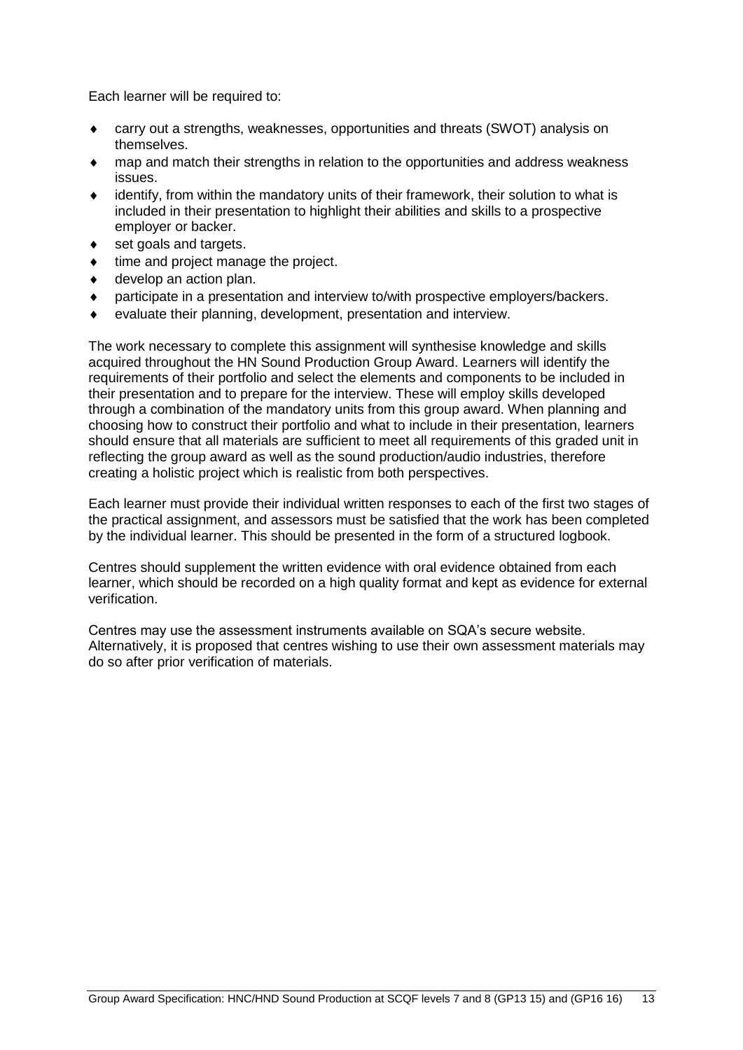Each learner will be required to:

- carry out a strengths, weaknesses, opportunities and threats (SWOT) analysis on themselves.
- map and match their strengths in relation to the opportunities and address weakness issues.
- identify, from within the mandatory units of their framework, their solution to what is included in their presentation to highlight their abilities and skills to a prospective employer or backer.
- set goals and targets.
- time and project manage the project.
- develop an action plan.
- participate in a presentation and interview to/with prospective employers/backers.
- evaluate their planning, development, presentation and interview.

The work necessary to complete this assignment will synthesise knowledge and skills acquired throughout the HN Sound Production Group Award. Learners will identify the requirements of their portfolio and select the elements and components to be included in their presentation and to prepare for the interview. These will employ skills developed through a combination of the mandatory units from this group award. When planning and choosing how to construct their portfolio and what to include in their presentation, learners should ensure that all materials are sufficient to meet all requirements of this graded unit in reflecting the group award as well as the sound production/audio industries, therefore creating a holistic project which is realistic from both perspectives.

Each learner must provide their individual written responses to each of the first two stages of the practical assignment, and assessors must be satisfied that the work has been completed by the individual learner. This should be presented in the form of a structured logbook.

Centres should supplement the written evidence with oral evidence obtained from each learner, which should be recorded on a high quality format and kept as evidence for external verification.

Centres may use the assessment instruments available on SQA's secure website. Alternatively, it is proposed that centres wishing to use their own assessment materials may do so after prior verification of materials.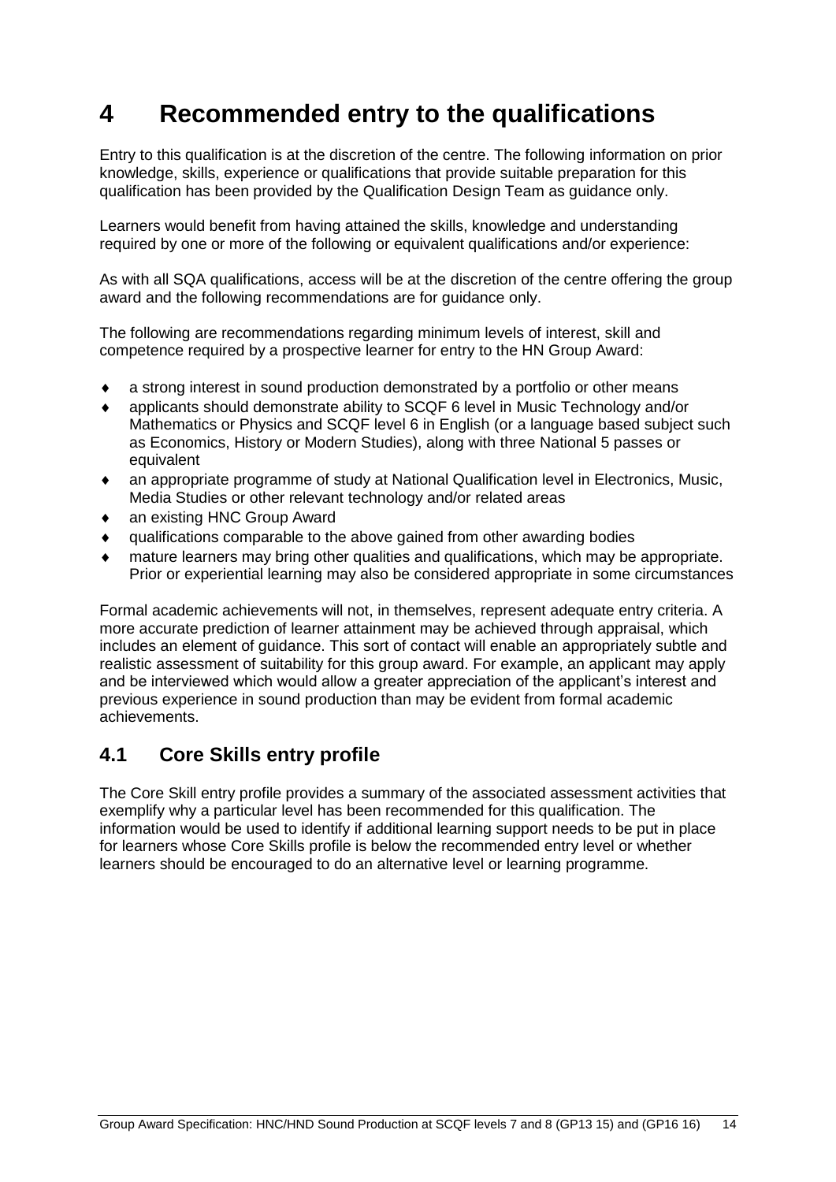# 4 Recommended entry to the qualifications

Entry to this qualification is at the discretion of the centre. The following information on prior knowledge, skills, experience or qualifications that provide suitable preparation for this qualification has been provided by the Qualification Design Team as guidance only.

Learners would benefit from having attained the skills, knowledge and understanding required by one or more of the following or equivalent qualifications and/or experience:

As with all SQA qualifications, access will be at the discretion of the centre offering the group award and the following recommendations are for guidance only.

The following are recommendations regarding minimum levels of interest, skill and competence required by a prospective learner for entry to the HN Group Award:

- a strong interest in sound production demonstrated by a portfolio or other means
- applicants should demonstrate ability to SCQF 6 level in Music Technology and/or Mathematics or Physics and SCQF level 6 in English (or a language based subject such as Economics, History or Modern Studies), along with three National 5 passes or equivalent
- an appropriate programme of study at National Qualification level in Electronics, Music, Media Studies or other relevant technology and/or related areas
- an existing HNC Group Award
- qualifications comparable to the above gained from other awarding bodies
- mature learners may bring other qualities and qualifications, which may be appropriate. Prior or experiential learning may also be considered appropriate in some circumstances

Formal academic achievements will not, in themselves, represent adequate entry criteria. A more accurate prediction of learner attainment may be achieved through appraisal, which includes an element of guidance. This sort of contact will enable an appropriately subtle and realistic assessment of suitability for this group award. For example, an applicant may apply and be interviewed which would allow a greater appreciation of the applicant's interest and previous experience in sound production than may be evident from formal academic achievements.

## 4.1 Core Skills entry profile

The Core Skill entry profile provides a summary of the associated assessment activities that exemplify why a particular level has been recommended for this qualification. The information would be used to identify if additional learning support needs to be put in place for learners whose Core Skills profile is below the recommended entry level or whether learners should be encouraged to do an alternative level or learning programme.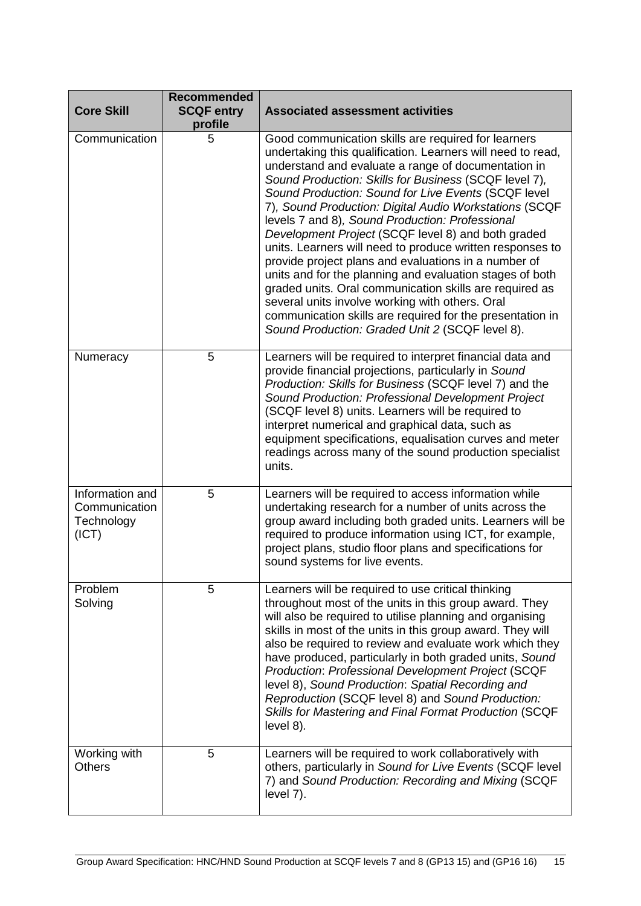| Core Skill | Recommended SCQF entry profile | Associated assessment activities |
|---|---|---|
| Communication | 5 | Good communication skills are required for learners undertaking this qualification. Learners will need to read, understand and evaluate a range of documentation in *Sound Production: Skills for Business* (SCQF level 7), *Sound Production: Sound for Live Events* (SCQF level 7), *Sound Production: Digital Audio Workstations* (SCQF levels 7 and 8), *Sound Production: Professional Development Project* (SCQF level 8) and both graded units. Learners will need to produce written responses to provide project plans and evaluations in a number of units and for the planning and evaluation stages of both graded units. Oral communication skills are required as several units involve working with others. Oral communication skills are required for the presentation in *Sound Production: Graded Unit 2* (SCQF level 8). |
| Numeracy | 5 | Learners will be required to interpret financial data and provide financial projections, particularly in *Sound Production: Skills for Business* (SCQF level 7) and the *Sound Production: Professional Development Project* (SCQF level 8) units. Learners will be required to interpret numerical and graphical data, such as equipment specifications, equalisation curves and meter readings across many of the sound production specialist units. |
| Information and Communication Technology (ICT) | 5 | Learners will be required to access information while undertaking research for a number of units across the group award including both graded units. Learners will be required to produce information using ICT, for example, project plans, studio floor plans and specifications for sound systems for live events. |
| Problem Solving | 5 | Learners will be required to use critical thinking throughout most of the units in this group award. They will also be required to utilise planning and organising skills in most of the units in this group award. They will also be required to review and evaluate work which they have produced, particularly in both graded units, *Sound Production*: *Professional Development Project* (SCQF level 8), *Sound Production*: *Spatial Recording and Reproduction* (SCQF level 8) and *Sound Production: Skills for Mastering and Final Format Production* (SCQF level 8). |
| Working with Others | 5 | Learners will be required to work collaboratively with others, particularly in *Sound for Live Events* (SCQF level 7) and *Sound Production: Recording and Mixing* (SCQF level 7). |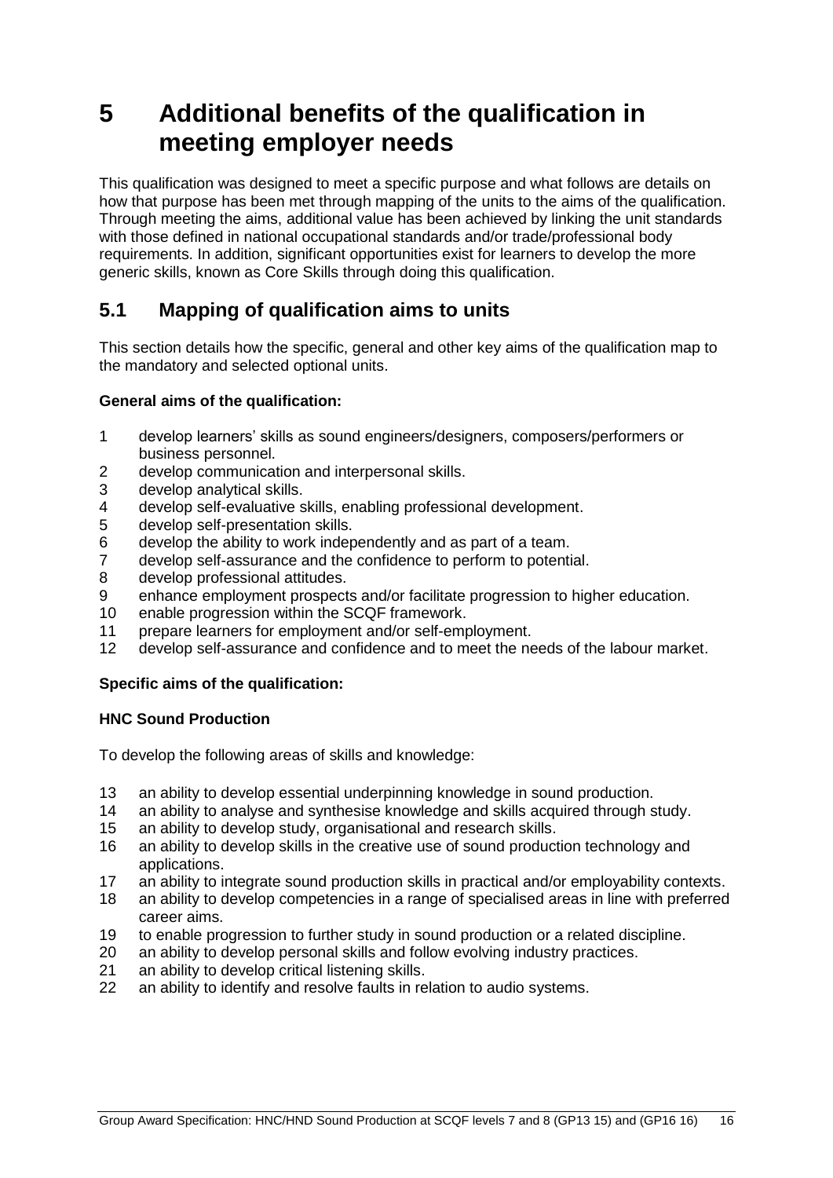# 5 Additional benefits of the qualification in meeting employer needs

This qualification was designed to meet a specific purpose and what follows are details on how that purpose has been met through mapping of the units to the aims of the qualification. Through meeting the aims, additional value has been achieved by linking the unit standards with those defined in national occupational standards and/or trade/professional body requirements. In addition, significant opportunities exist for learners to develop the more generic skills, known as Core Skills through doing this qualification.

## 5.1 Mapping of qualification aims to units

This section details how the specific, general and other key aims of the qualification map to the mandatory and selected optional units.

**General aims of the qualification:**

1. develop learners' skills as sound engineers/designers, composers/performers or business personnel.
2. develop communication and interpersonal skills.
3. develop analytical skills.
4. develop self-evaluative skills, enabling professional development.
5. develop self-presentation skills.
6. develop the ability to work independently and as part of a team.
7. develop self-assurance and the confidence to perform to potential.
8. develop professional attitudes.
9. enhance employment prospects and/or facilitate progression to higher education.
10. enable progression within the SCQF framework.
11. prepare learners for employment and/or self-employment.
12. develop self-assurance and confidence and to meet the needs of the labour market.

**Specific aims of the qualification:**

**HNC Sound Production**

To develop the following areas of skills and knowledge:

13. an ability to develop essential underpinning knowledge in sound production.
14. an ability to analyse and synthesise knowledge and skills acquired through study.
15. an ability to develop study, organisational and research skills.
16. an ability to develop skills in the creative use of sound production technology and applications.
17. an ability to integrate sound production skills in practical and/or employability contexts.
18. an ability to develop competencies in a range of specialised areas in line with preferred career aims.
19. to enable progression to further study in sound production or a related discipline.
20. an ability to develop personal skills and follow evolving industry practices.
21. an ability to develop critical listening skills.
22. an ability to identify and resolve faults in relation to audio systems.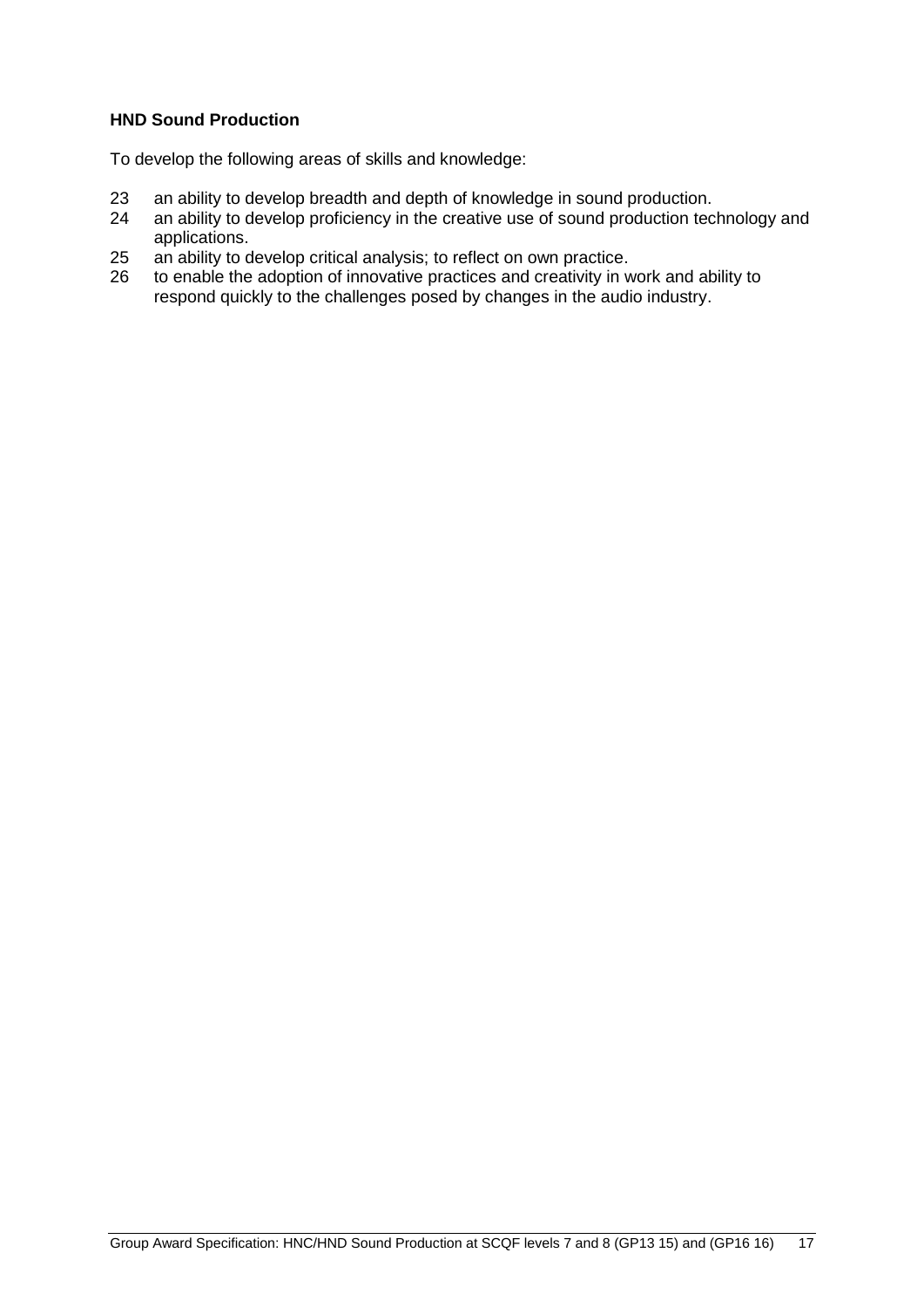**HND Sound Production**

To develop the following areas of skills and knowledge:

23 an ability to develop breadth and depth of knowledge in sound production.
24 an ability to develop proficiency in the creative use of sound production technology and applications.
25 an ability to develop critical analysis; to reflect on own practice.
26 to enable the adoption of innovative practices and creativity in work and ability to respond quickly to the challenges posed by changes in the audio industry.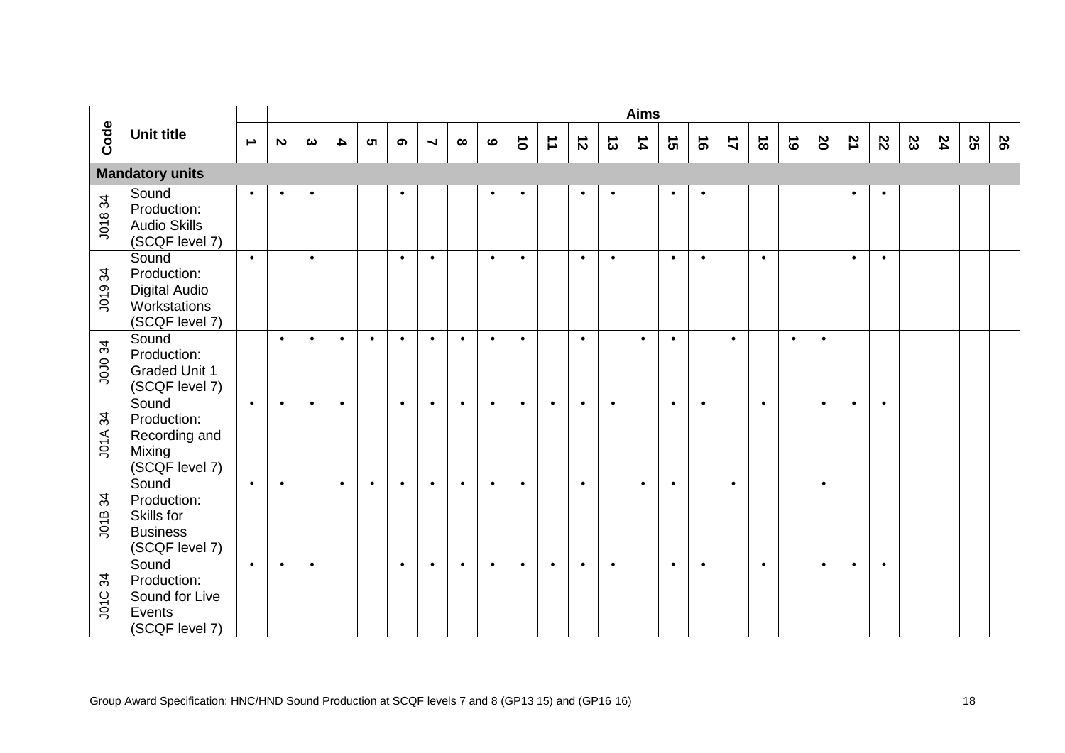| Code | Unit title | Aims | | | | | | | | | | | | | | | | | | | | | | | | | |
|---|---|---|---|---|---|---|---|---|---|---|---|---|---|---|---|---|---|---|---|---|---|---|---|---|---|---|---|
| | | 1 | 2 | 3 | 4 | 5 | 6 | 7 | 8 | 9 | 10 | 11 | 12 | 13 | 14 | 15 | 16 | 17 | 18 | 19 | 20 | 21 | 22 | 23 | 24 | 25 | 26 |
| **Mandatory units** | | | | | | | | | | | | | | | | | | | | | | | | | | | |
| J018 34 | Sound Production: Audio Skills (SCQF level 7) | • | • | • | | | • | | | • | • | | • | • | | • | • | | | | | • | • | | | | |
| J019 34 | Sound Production: Digital Audio Workstations (SCQF level 7) | • | | • | | | • | • | | • | • | | • | • | | • | • | | • | | | • | • | | | | |
| J0J0 34 | Sound Production: Graded Unit 1 (SCQF level 7) | | • | • | • | • | • | • | • | • | • | | • | | • | • | | • | | • | • | | | | | | |
| J01A 34 | Sound Production: Recording and Mixing (SCQF level 7) | • | • | • | • | | • | • | • | • | • | • | • | • | | • | • | | • | | • | • | • | | | | |
| J01B 34 | Sound Production: Skills for Business (SCQF level 7) | • | • | | • | • | • | • | • | • | • | | • | | • | • | | • | | | • | | | | | | |
| J01C 34 | Sound Production: Sound for Live Events (SCQF level 7) | • | • | • | | | • | • | • | • | • | • | • | • | | • | • | | • | | • | • | • | | | | |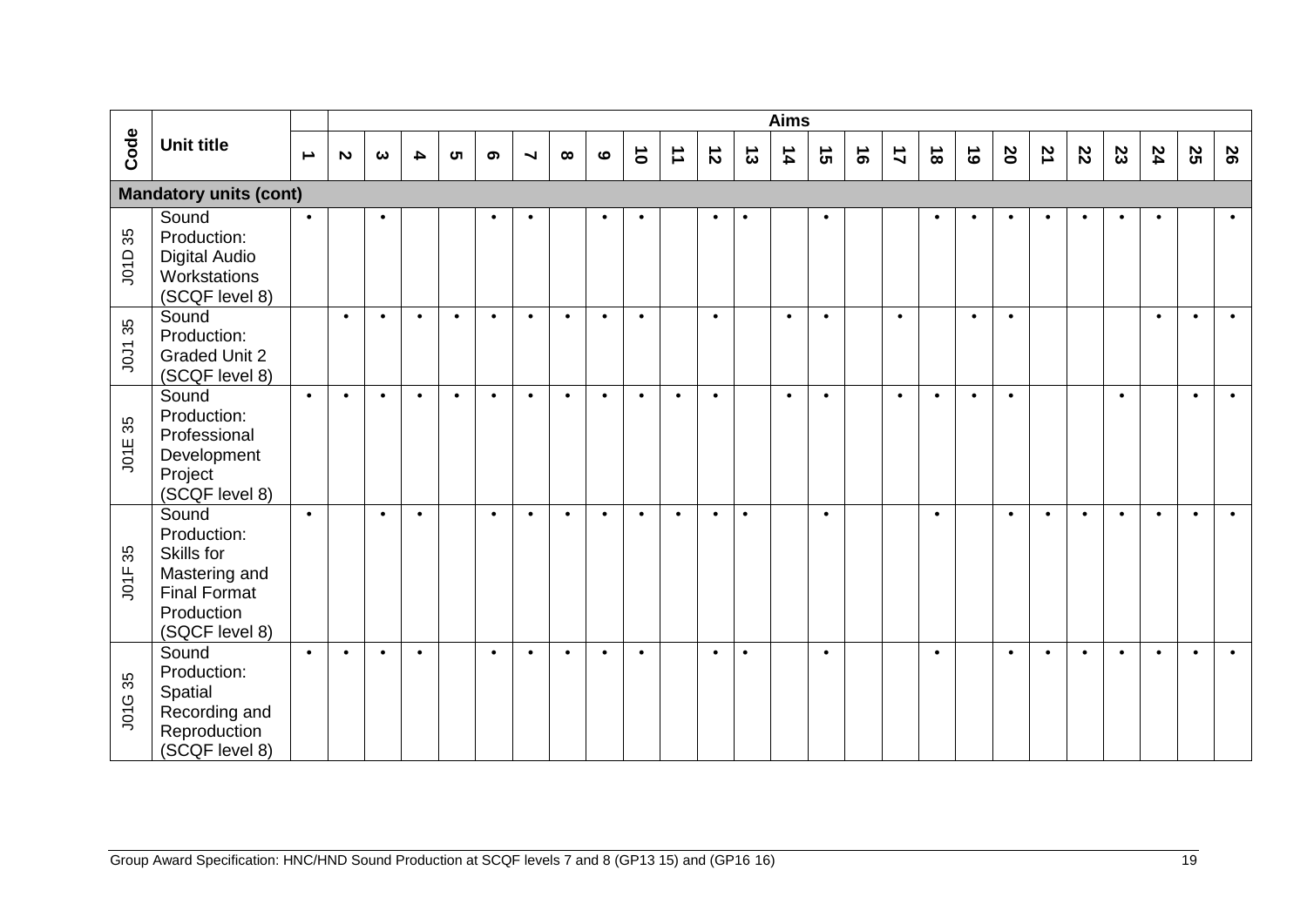| Code | Unit title | Aims | | | | | | | | | | | | | | | | | | | | | | | | | |
|---|---|---|---|---|---|---|---|---|---|---|---|---|---|---|---|---|---|---|---|---|---|---|---|---|---|---|---|
| | | 1 | 2 | 3 | 4 | 5 | 6 | 7 | 8 | 9 | 10 | 11 | 12 | 13 | 14 | 15 | 16 | 17 | 18 | 19 | 20 | 21 | 22 | 23 | 24 | 25 | 26 |
| **Mandatory units (cont)** | | | | | | | | | | | | | | | | | | | | | | | | | | | |
| J01D 35 | Sound Production: Digital Audio Workstations (SCQF level 8) | • | | • | | | • | • | | • | • | | • | • | | • | | | • | • | • | • | • | • | • | | • |
| J0J1 35 | Sound Production: Graded Unit 2 (SCQF level 8) | | • | • | • | • | • | • | • | • | • | | • | | • | • | | • | | • | • | | | | • | • | • |
| J01E 35 | Sound Production: Professional Development Project (SCQF level 8) | • | • | • | • | • | • | • | • | • | • | • | • | | • | • | | • | • | • | • | | | • | | • | • |
| J01F 35 | Sound Production: Skills for Mastering and Final Format Production (SQCF level 8) | • | | • | • | | • | • | • | • | • | • | • | • | | • | | | • | | • | • | • | • | • | • | • |
| J01G 35 | Sound Production: Spatial Recording and Reproduction (SCQF level 8) | • | • | • | • | | • | • | • | • | • | | • | • | | • | | | • | | • | • | • | • | • | • | • |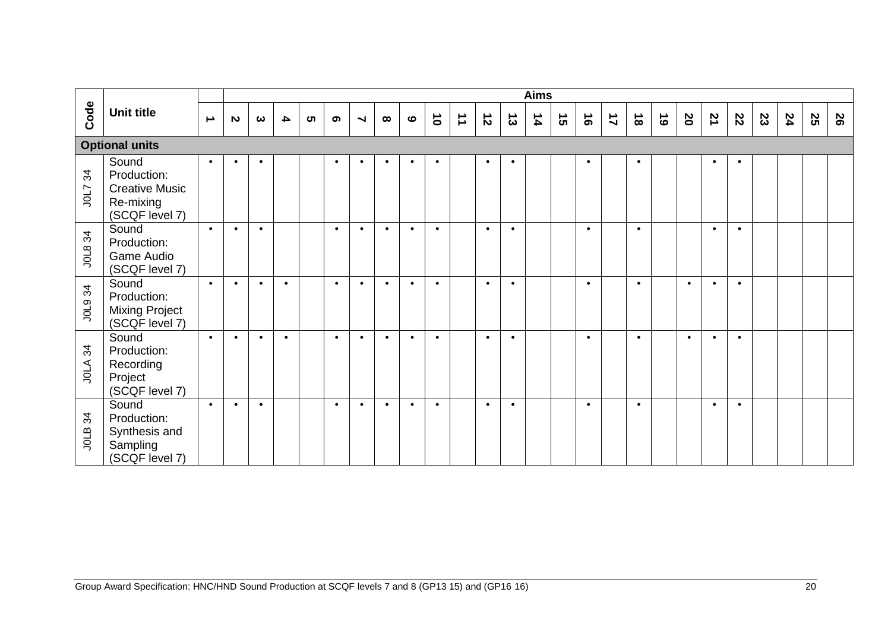| Code | Unit title | Aims | | | | | | | | | | | | | | | | | | | | | | | | | |
|---|---|---|---|---|---|---|---|---|---|---|---|---|---|---|---|---|---|---|---|---|---|---|---|---|---|---|---|
| | | 1 | 2 | 3 | 4 | 5 | 6 | 7 | 8 | 9 | 10 | 11 | 12 | 13 | 14 | 15 | 16 | 17 | 18 | 19 | 20 | 21 | 22 | 23 | 24 | 25 | 26 |
| **Optional units** | | | | | | | | | | | | | | | | | | | | | | | | | | | |
| J0L7 34 | Sound Production: Creative Music Re-mixing (SCQF level 7) | • | • | • | | | • | • | • | • | • | | • | • | | | • | | • | | | • | • | | | | |
| J0L8 34 | Sound Production: Game Audio (SCQF level 7) | • | • | • | | | • | • | • | • | • | | • | • | | | • | | • | | | • | • | | | | |
| J0L9 34 | Sound Production: Mixing Project (SCQF level 7) | • | • | • | • | | • | • | • | • | • | | • | • | | | • | | • | | • | • | • | | | | |
| J0LA 34 | Sound Production: Recording Project (SCQF level 7) | • | • | • | • | | • | • | • | • | • | | • | • | | | • | | • | | • | • | • | | | | |
| J0LB 34 | Sound Production: Synthesis and Sampling (SCQF level 7) | • | • | • | | | • | • | • | • | • | | • | • | | | • | | • | | | • | • | | | | |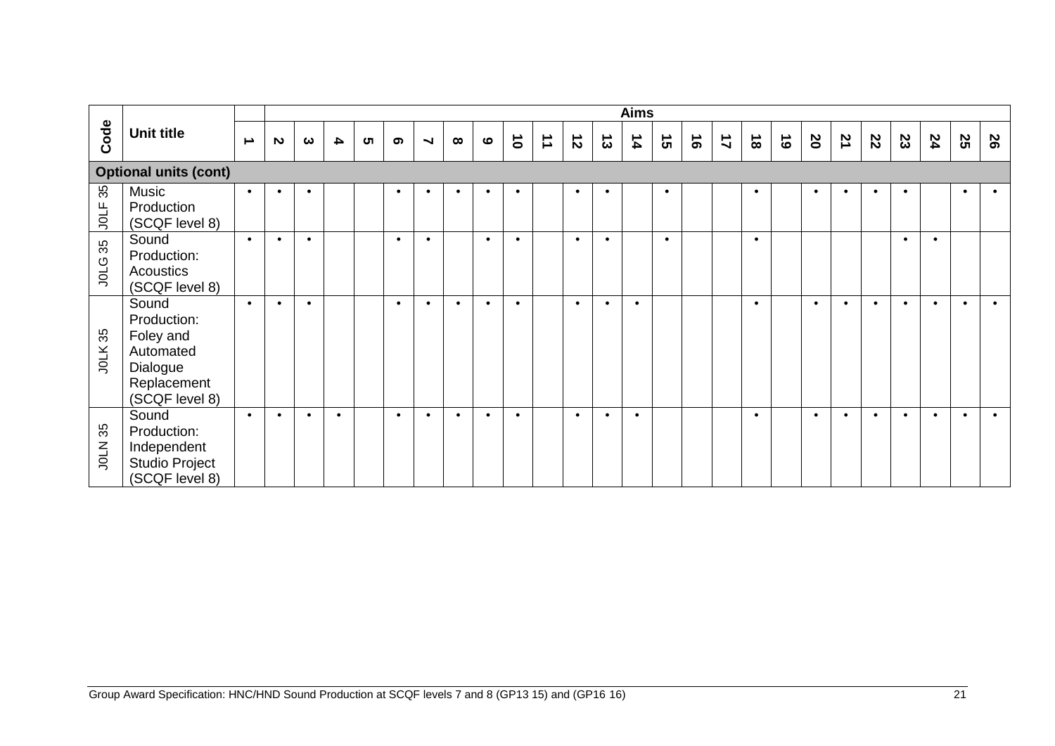| Code | Unit title | Aims | | | | | | | | | | | | | | | | | | | | | | | | | |
|---|---|---|---|---|---|---|---|---|---|---|---|---|---|---|---|---|---|---|---|---|---|---|---|---|---|---|---|
| | | 1 | 2 | 3 | 4 | 5 | 6 | 7 | 8 | 9 | 10 | 11 | 12 | 13 | 14 | 15 | 16 | 17 | 18 | 19 | 20 | 21 | 22 | 23 | 24 | 25 | 26 |
| **Optional units (cont)** | | | | | | | | | | | | | | | | | | | | | | | | | | | |
| J0LF 35 | Music Production (SCQF level 8) | • | • | • | | | • | • | • | • | • | | • | • | | • | | | • | | • | • | • | • | | • | • |
| J0LG 35 | Sound Production: Acoustics (SCQF level 8) | • | • | • | | | • | • | | • | • | | • | • | | • | | | • | | | | | • | • | | |
| J0LK 35 | Sound Production: Foley and Automated Dialogue Replacement (SCQF level 8) | • | • | • | | | • | • | • | • | • | | • | • | • | | | | • | | • | • | • | • | • | • | • |
| J0LN 35 | Sound Production: Independent Studio Project (SCQF level 8) | • | • | • | • | | • | • | • | • | • | | • | • | • | | | | • | | • | • | • | • | • | • | • |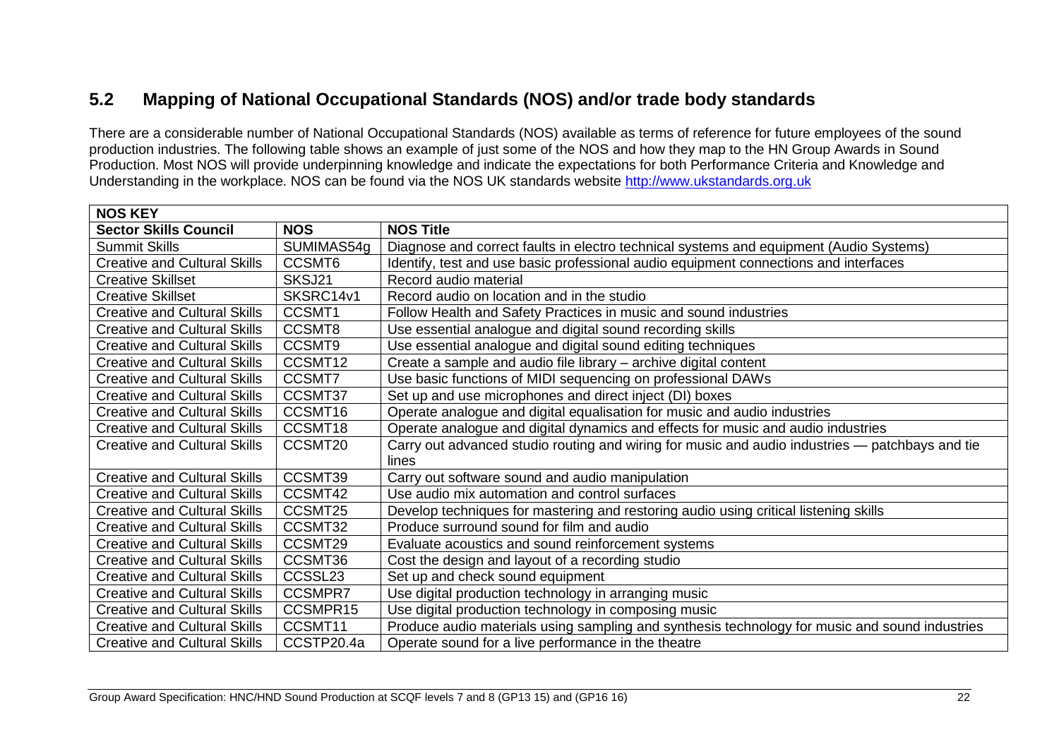## 5.2 Mapping of National Occupational Standards (NOS) and/or trade body standards

There are a considerable number of National Occupational Standards (NOS) available as terms of reference for future employees of the sound production industries. The following table shows an example of just some of the NOS and how they map to the HN Group Awards in Sound Production. Most NOS will provide underpinning knowledge and indicate the expectations for both Performance Criteria and Knowledge and Understanding in the workplace. NOS can be found via the NOS UK standards website http://www.ukstandards.org.uk

| NOS KEY | | |
|---|---|---|
| **Sector Skills Council** | **NOS** | **NOS Title** |
| Summit Skills | SUMIMAS54g | Diagnose and correct faults in electro technical systems and equipment (Audio Systems) |
| Creative and Cultural Skills | CCSMT6 | Identify, test and use basic professional audio equipment connections and interfaces |
| Creative Skillset | SKSJ21 | Record audio material |
| Creative Skillset | SKSRC14v1 | Record audio on location and in the studio |
| Creative and Cultural Skills | CCSMT1 | Follow Health and Safety Practices in music and sound industries |
| Creative and Cultural Skills | CCSMT8 | Use essential analogue and digital sound recording skills |
| Creative and Cultural Skills | CCSMT9 | Use essential analogue and digital sound editing techniques |
| Creative and Cultural Skills | CCSMT12 | Create a sample and audio file library – archive digital content |
| Creative and Cultural Skills | CCSMT7 | Use basic functions of MIDI sequencing on professional DAWs |
| Creative and Cultural Skills | CCSMT37 | Set up and use microphones and direct inject (DI) boxes |
| Creative and Cultural Skills | CCSMT16 | Operate analogue and digital equalisation for music and audio industries |
| Creative and Cultural Skills | CCSMT18 | Operate analogue and digital dynamics and effects for music and audio industries |
| Creative and Cultural Skills | CCSMT20 | Carry out advanced studio routing and wiring for music and audio industries — patchbays and tie lines |
| Creative and Cultural Skills | CCSMT39 | Carry out software sound and audio manipulation |
| Creative and Cultural Skills | CCSMT42 | Use audio mix automation and control surfaces |
| Creative and Cultural Skills | CCSMT25 | Develop techniques for mastering and restoring audio using critical listening skills |
| Creative and Cultural Skills | CCSMT32 | Produce surround sound for film and audio |
| Creative and Cultural Skills | CCSMT29 | Evaluate acoustics and sound reinforcement systems |
| Creative and Cultural Skills | CCSMT36 | Cost the design and layout of a recording studio |
| Creative and Cultural Skills | CCSSL23 | Set up and check sound equipment |
| Creative and Cultural Skills | CCSMPR7 | Use digital production technology in arranging music |
| Creative and Cultural Skills | CCSMPR15 | Use digital production technology in composing music |
| Creative and Cultural Skills | CCSMT11 | Produce audio materials using sampling and synthesis technology for music and sound industries |
| Creative and Cultural Skills | CCSTP20.4a | Operate sound for a live performance in the theatre |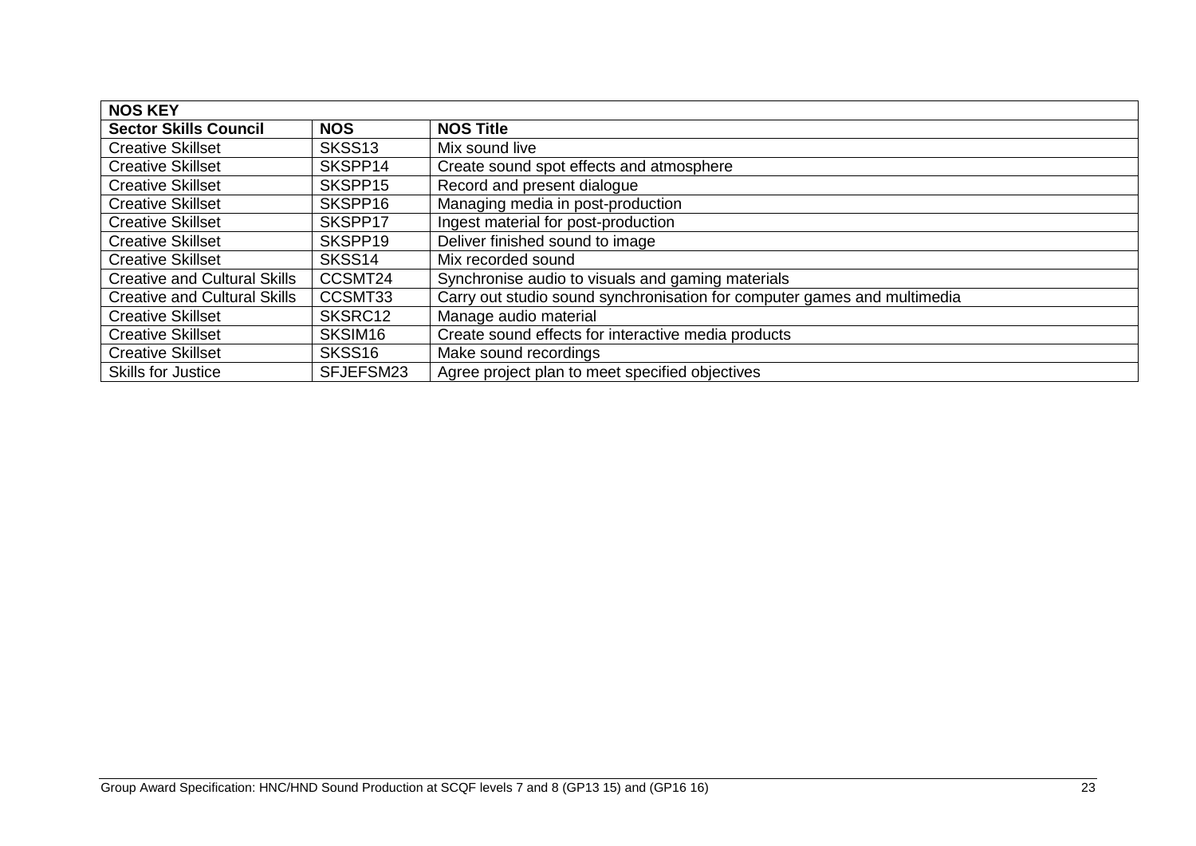| NOS KEY | | |
|---|---|---|
| **Sector Skills Council** | **NOS** | **NOS Title** |
| Creative Skillset | SKSS13 | Mix sound live |
| Creative Skillset | SKSPP14 | Create sound spot effects and atmosphere |
| Creative Skillset | SKSPP15 | Record and present dialogue |
| Creative Skillset | SKSPP16 | Managing media in post-production |
| Creative Skillset | SKSPP17 | Ingest material for post-production |
| Creative Skillset | SKSPP19 | Deliver finished sound to image |
| Creative Skillset | SKSS14 | Mix recorded sound |
| Creative and Cultural Skills | CCSMT24 | Synchronise audio to visuals and gaming materials |
| Creative and Cultural Skills | CCSMT33 | Carry out studio sound synchronisation for computer games and multimedia |
| Creative Skillset | SKSRC12 | Manage audio material |
| Creative Skillset | SKSIM16 | Create sound effects for interactive media products |
| Creative Skillset | SKSS16 | Make sound recordings |
| Skills for Justice | SFJEFSM23 | Agree project plan to meet specified objectives |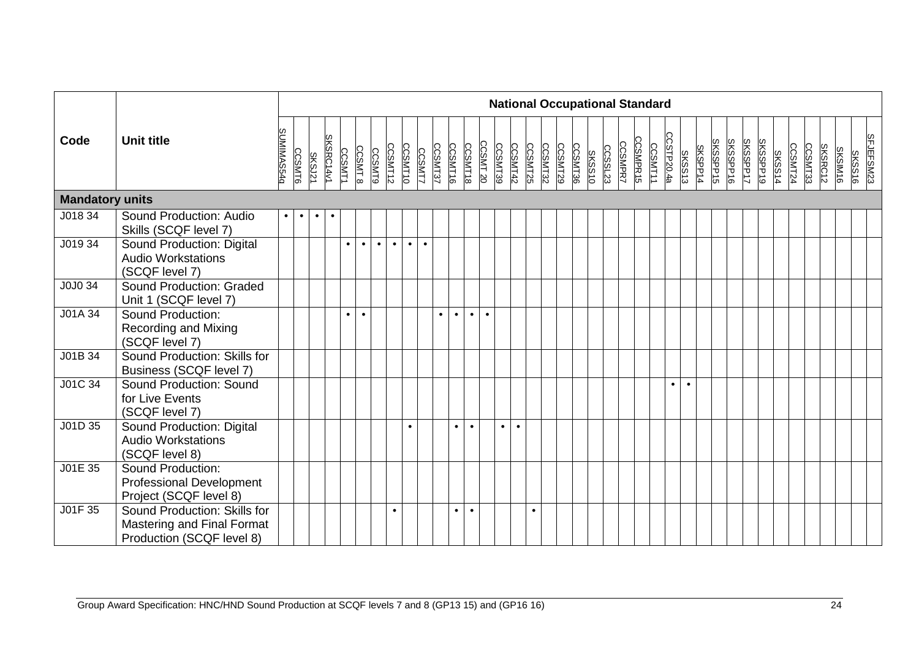| Code | Unit title | National Occupational Standard | | | | | | | | | | | | | | | | | | | | | | | | | | | | | | | | | | | | | | |
|---|---|---|---|---|---|---|---|---|---|---|---|---|---|---|---|---|---|---|---|---|---|---|---|---|---|---|---|---|---|---|---|---|---|---|---|---|---|---|---|---|
| | | SUMIMAS54q | CCSMT6 | SKSJ21 | SKSRC14v1 | CCSMT1 | CCSMT 8 | CCSMT9 | CCSMT12 | CCSMT10 | CCSMT7 | CCSMT37 | CCSMT16 | CCSMT18 | CCSMT 20 | CCSMT39 | CCSMT42 | CCSMT25 | CCSMT32 | CCSMT29 | CCSMT36 | SKSS10 | CCSSL23 | CCSMPR7 | CCSMPR15 | CCSMT11 | CCSTP20.4a | SKSS13 | SKSPP14 | SKSSPP15 | SKSSPP16 | SKSSPP17 | SKSSPP19 | SKSS14 | CCSMT24 | CCSMT33 | SKSRC12 | SKSIM16 | SKSS16 | SFJEFSM23 |
| **Mandatory units** | | | | | | | | | | | | | | | | | | | | | | | | | | | | | | | | | | | | | | | | |
| J018 34 | Sound Production: Audio Skills (SCQF level 7) | • | • | • | • | | | | | | | | | | | | | | | | | | | | | | | | | | | | | | | | | | | |
| J019 34 | Sound Production: Digital Audio Workstations (SCQF level 7) | | | | | • | • | • | • | • | • | | | | | | | | | | | | | | | | | | | | | | | | | | | | | |
| J0J0 34 | Sound Production: Graded Unit 1 (SCQF level 7) | | | | | | | | | | | | | | | | | | | | | | | | | | | | | | | | | | | | | | | |
| J01A 34 | Sound Production: Recording and Mixing (SCQF level 7) | | | | | • | • | | | | | • | • | • | • | | | | | | | | | | | | | | | | | | | | | | | | | |
| J01B 34 | Sound Production: Skills for Business (SCQF level 7) | | | | | | | | | | | | | | | | | | | | | | | | | | | | | | | | | | | | | | | |
| J01C 34 | Sound Production: Sound for Live Events (SCQF level 7) | | | | | | | | | | | | | | | | | | | | | | | | | | • | • | | | | | | | | | | | | |
| J01D 35 | Sound Production: Digital Audio Workstations (SCQF level 8) | | | | | | | | | • | | | • | • | | • | • | | | | | | | | | | | | | | | | | | | | | | | |
| J01E 35 | Sound Production: Professional Development Project (SCQF level 8) | | | | | | | | | | | | | | | | | | | | | | | | | | | | | | | | | | | | | | | |
| J01F 35 | Sound Production: Skills for Mastering and Final Format Production (SCQF level 8) | | | | | | | | • | | | | • | • | | | | • | | | | | | | | | | | | | | | | | | | | | | |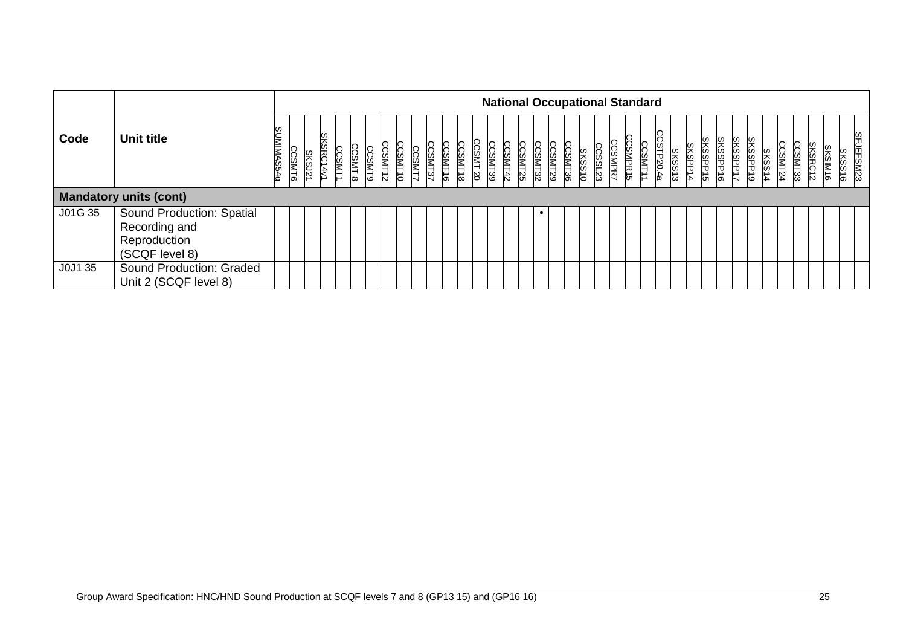| Code | Unit title | National Occupational Standard | | | | | | | | | | | | | | | | | | | | | | | | | | | | | | | | | | | | | | |
|---|---|---|---|---|---|---|---|---|---|---|---|---|---|---|---|---|---|---|---|---|---|---|---|---|---|---|---|---|---|---|---|---|---|---|---|---|---|---|---|---|
| | | SUMIMAS54q | CCSMT6 | SKSJ21 | SKSRC14v1 | CCSMT1 | CCSMT 8 | CCSMT9 | CCSMT12 | CCSMT10 | CCSMT7 | CCSMT37 | CCSMT16 | CCSMT18 | CCSMT 20 | CCSMT39 | CCSMT42 | CCSMT25 | CCSMT32 | CCSMT29 | CCSMT36 | SKSS10 | CCSSL23 | CCSMPR7 | CCSMPR15 | CCSMT11 | CCSTP20.4a | SKSS13 | SKSPP14 | SKSSPP15 | SKSSPP16 | SKSSPP17 | SKSSPP19 | SKSS14 | CCSMT24 | CCSMT33 | SKSRC12 | SKSIM16 | SKSS16 | SFJEFSM23 |
| **Mandatory units (cont)** | | | | | | | | | | | | | | | | | | | | | | | | | | | | | | | | | | | | | | | | |
| J01G 35 | Sound Production: Spatial Recording and Reproduction (SCQF level 8) | | | | | | | | | | | | | | | | | | • | | | | | | | | | | | | | | | | | | | | | |
| J0J1 35 | Sound Production: Graded Unit 2 (SCQF level 8) | | | | | | | | | | | | | | | | | | | | | | | | | | | | | | | | | | | | | | | |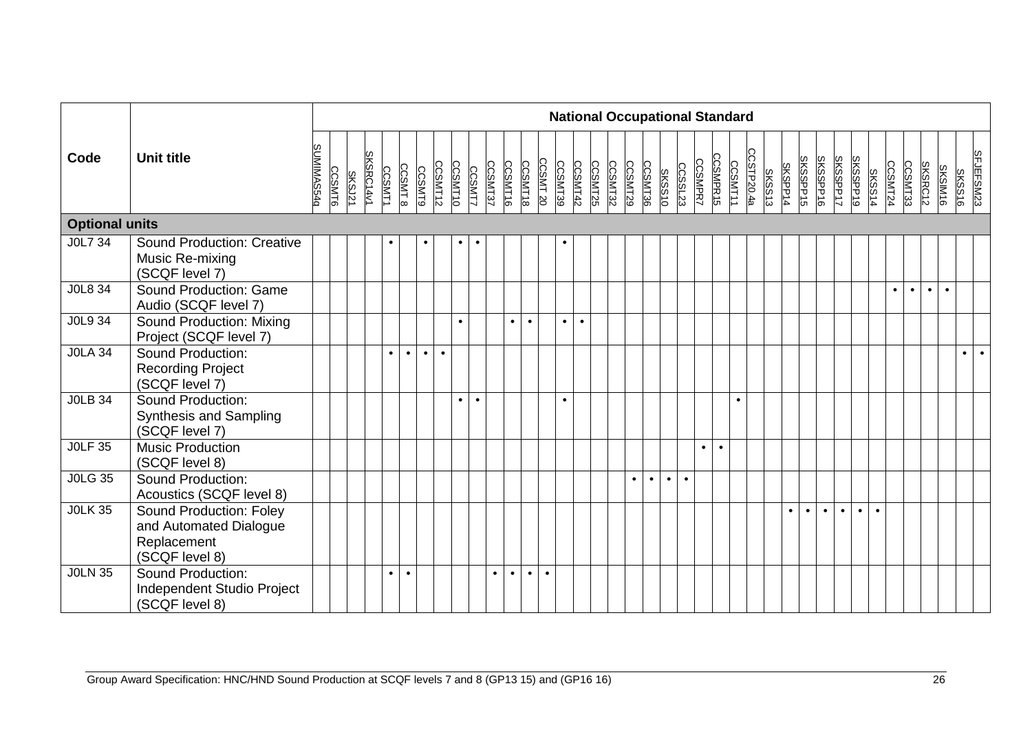| Code | Unit title | National Occupational Standard | | | | | | | | | | | | | | | | | | | | | | | | | | | | | | | | | | | | | | |
|---|---|---|---|---|---|---|---|---|---|---|---|---|---|---|---|---|---|---|---|---|---|---|---|---|---|---|---|---|---|---|---|---|---|---|---|---|---|---|---|---|
| | | SUMIMAS54q | CCSMT6 | SKSJ21 | SKSRC14v1 | CCSMT1 | CCSMT 8 | CCSMT9 | CCSMT12 | CCSMT10 | CCSMT7 | CCSMT37 | CCSMT16 | CCSMT18 | CCSMT 20 | CCSMT39 | CCSMT42 | CCSMT25 | CCSMT32 | CCSMT29 | CCSMT36 | SKSS10 | CCSSL23 | CCSMPR7 | CCSMPR15 | CCSMT11 | CCSTP20.4a | SKSS13 | SKSPP14 | SKSSPP15 | SKSSPP16 | SKSSPP17 | SKSSPP19 | SKSS14 | CCSMT24 | CCSMT33 | SKSRC12 | SKSIM16 | SKSS16 | SFJEFSM23 |
| **Optional units** | | | | | | | | | | | | | | | | | | | | | | | | | | | | | | | | | | | | | | | | |
| J0L7 34 | Sound Production: Creative Music Re-mixing (SCQF level 7) | | | | | • | | • | | • | • | | | | | • | | | | | | | | | | | | | | | | | | | | | | | | |
| J0L8 34 | Sound Production: Game Audio (SCQF level 7) | | | | | | | | | | | | | | | | | | | | | | | | | | | | | | | | | | • | • | • | • | | |
| J0L9 34 | Sound Production: Mixing Project (SCQF level 7) | | | | | | | | | • | | | • | • | | • | • | | | | | | | | | | | | | | | | | | | | | | | |
| J0LA 34 | Sound Production: Recording Project (SCQF level 7) | | | | | • | • | • | • | | | | | | | | | | | | | | | | | | | | | | | | | | | | | | • | • |
| J0LB 34 | Sound Production: Synthesis and Sampling (SCQF level 7) | | | | | | | | | • | • | | | | | • | | | | | | | | | | • | | | | | | | | | | | | | | |
| J0LF 35 | Music Production (SCQF level 8) | | | | | | | | | | | | | | | | | | | | | | | • | • | | | | | | | | | | | | | | | |
| J0LG 35 | Sound Production: Acoustics (SCQF level 8) | | | | | | | | | | | | | | | | | | | • | • | • | • | | | | | | | | | | | | | | | | | |
| J0LK 35 | Sound Production: Foley and Automated Dialogue Replacement (SCQF level 8) | | | | | | | | | | | | | | | | | | | | | | | | | | | | • | • | • | • | • | • | | | | | | |
| J0LN 35 | Sound Production: Independent Studio Project (SCQF level 8) | | | | | • | • | | | | | • | • | • | • | | | | | | | | | | | | | | | | | | | | | | | | | |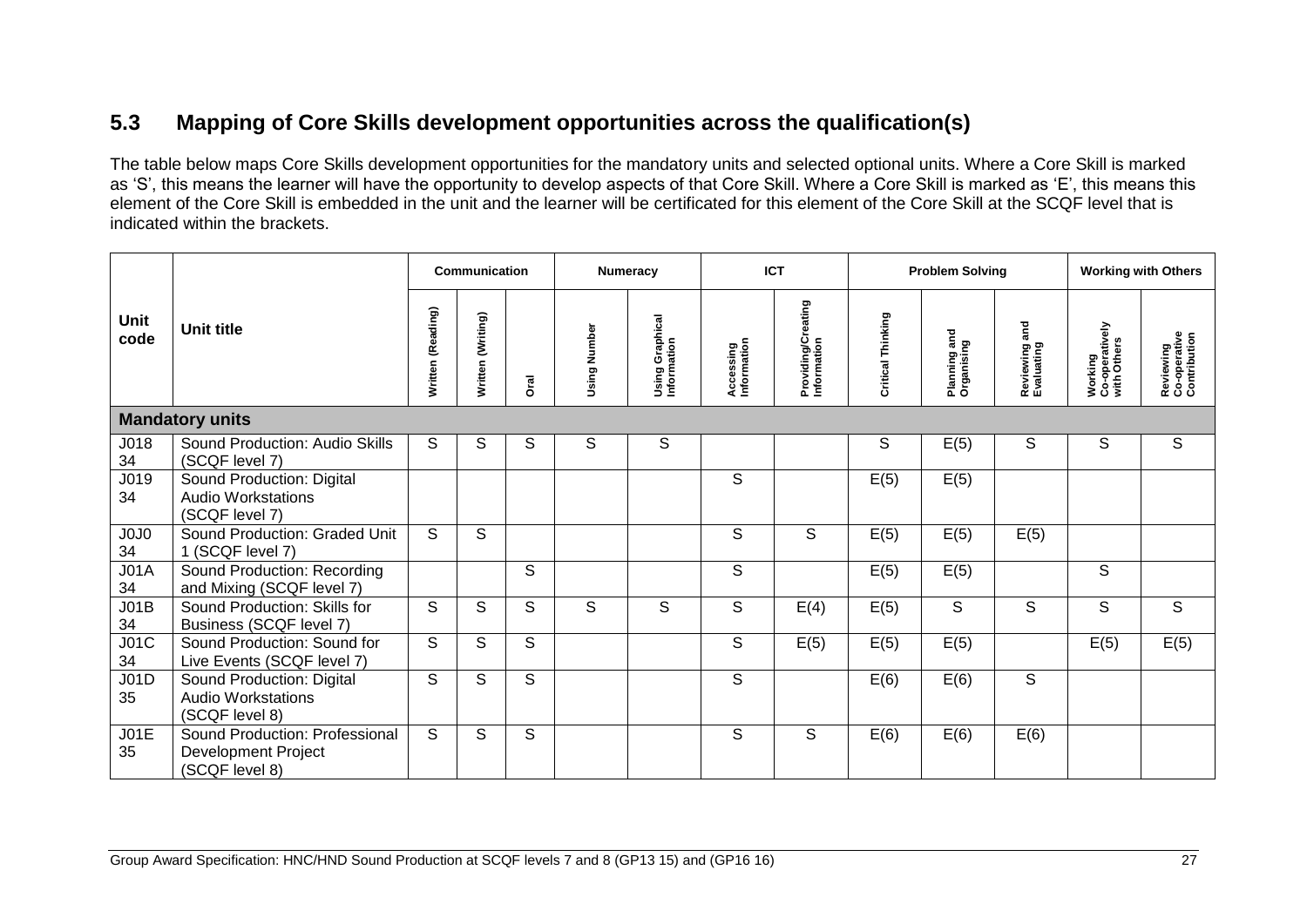## 5.3 Mapping of Core Skills development opportunities across the qualification(s)

The table below maps Core Skills development opportunities for the mandatory units and selected optional units. Where a Core Skill is marked as 'S', this means the learner will have the opportunity to develop aspects of that Core Skill. Where a Core Skill is marked as 'E', this means this element of the Core Skill is embedded in the unit and the learner will be certificated for this element of the Core Skill at the SCQF level that is indicated within the brackets.

| Unit code | Unit title | Communication | | | Numeracy | | ICT | | Problem Solving | | | Working with Others | |
|---|---|---|---|---|---|---|---|---|---|---|---|---|---|
| | | Written (Reading) | Written (Writing) | Oral | Using Number | Using Graphical Information | Accessing Information | Providing/Creating Information | Critical Thinking | Planning and Organising | Reviewing and Evaluating | Working Co-operatively with Others | Reviewing Co-operative Contribution |
| **Mandatory units** | | | | | | | | | | | | | |
| J018 34 | Sound Production: Audio Skills (SCQF level 7) | S | S | S | S | S | | | S | E(5) | S | S | S |
| J019 34 | Sound Production: Digital Audio Workstations (SCQF level 7) | | | | | | S | | E(5) | E(5) | | | |
| J0J0 34 | Sound Production: Graded Unit 1 (SCQF level 7) | S | S | | | | S | S | E(5) | E(5) | E(5) | | |
| J01A 34 | Sound Production: Recording and Mixing (SCQF level 7) | | | S | | | S | | E(5) | E(5) | | S | |
| J01B 34 | Sound Production: Skills for Business (SCQF level 7) | S | S | S | S | S | S | E(4) | E(5) | S | S | S | S |
| J01C 34 | Sound Production: Sound for Live Events (SCQF level 7) | S | S | S | | | S | E(5) | E(5) | E(5) | | E(5) | E(5) |
| J01D 35 | Sound Production: Digital Audio Workstations (SCQF level 8) | S | S | S | | | S | | E(6) | E(6) | S | | |
| J01E 35 | Sound Production: Professional Development Project (SCQF level 8) | S | S | S | | | S | S | E(6) | E(6) | E(6) | | |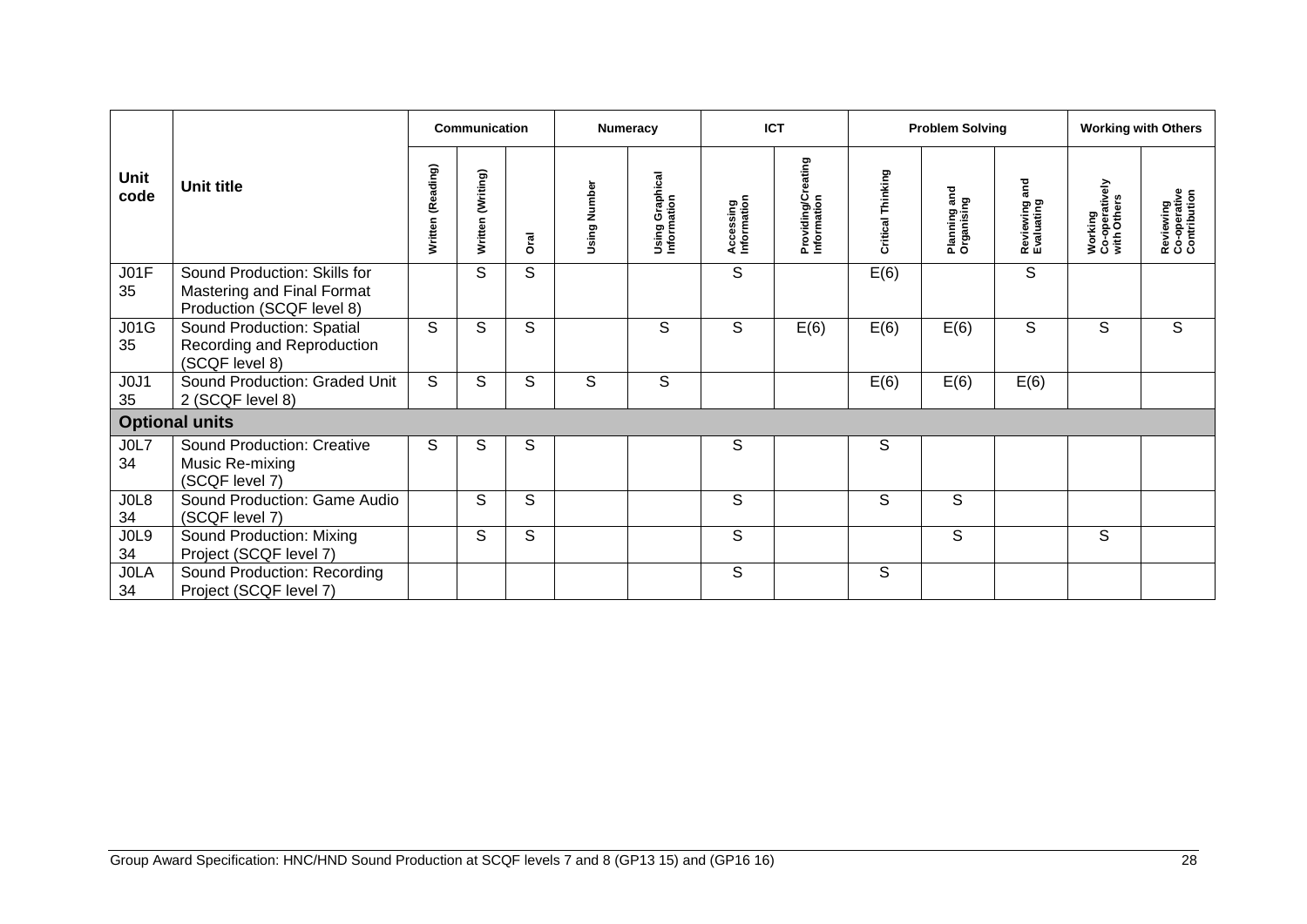| Unit code | Unit title | Communication | | | Numeracy | | ICT | | Problem Solving | | | Working with Others | |
|---|---|---|---|---|---|---|---|---|---|---|---|---|---|
| | | Written (Reading) | Written (Writing) | Oral | Using Number | Using Graphical Information | Accessing Information | Providing/Creating Information | Critical Thinking | Planning and Organising | Reviewing and Evaluating | Working Co-operatively with Others | Reviewing Co-operative Contribution |
| J01F 35 | Sound Production: Skills for Mastering and Final Format Production (SCQF level 8) | | S | S | | | S | | E(6) | | S | | |
| J01G 35 | Sound Production: Spatial Recording and Reproduction (SCQF level 8) | S | S | S | | S | S | E(6) | E(6) | E(6) | S | S | S |
| J0J1 35 | Sound Production: Graded Unit 2 (SCQF level 8) | S | S | S | S | S | | | E(6) | E(6) | E(6) | | |
| **Optional units** | | | | | | | | | | | | | |
| J0L7 34 | Sound Production: Creative Music Re-mixing (SCQF level 7) | S | S | S | | | S | | S | | | | |
| J0L8 34 | Sound Production: Game Audio (SCQF level 7) | | S | S | | | S | | S | S | | | |
| J0L9 34 | Sound Production: Mixing Project (SCQF level 7) | | S | S | | | S | | | S | | S | |
| J0LA 34 | Sound Production: Recording Project (SCQF level 7) | | | | | | S | | S | | | | |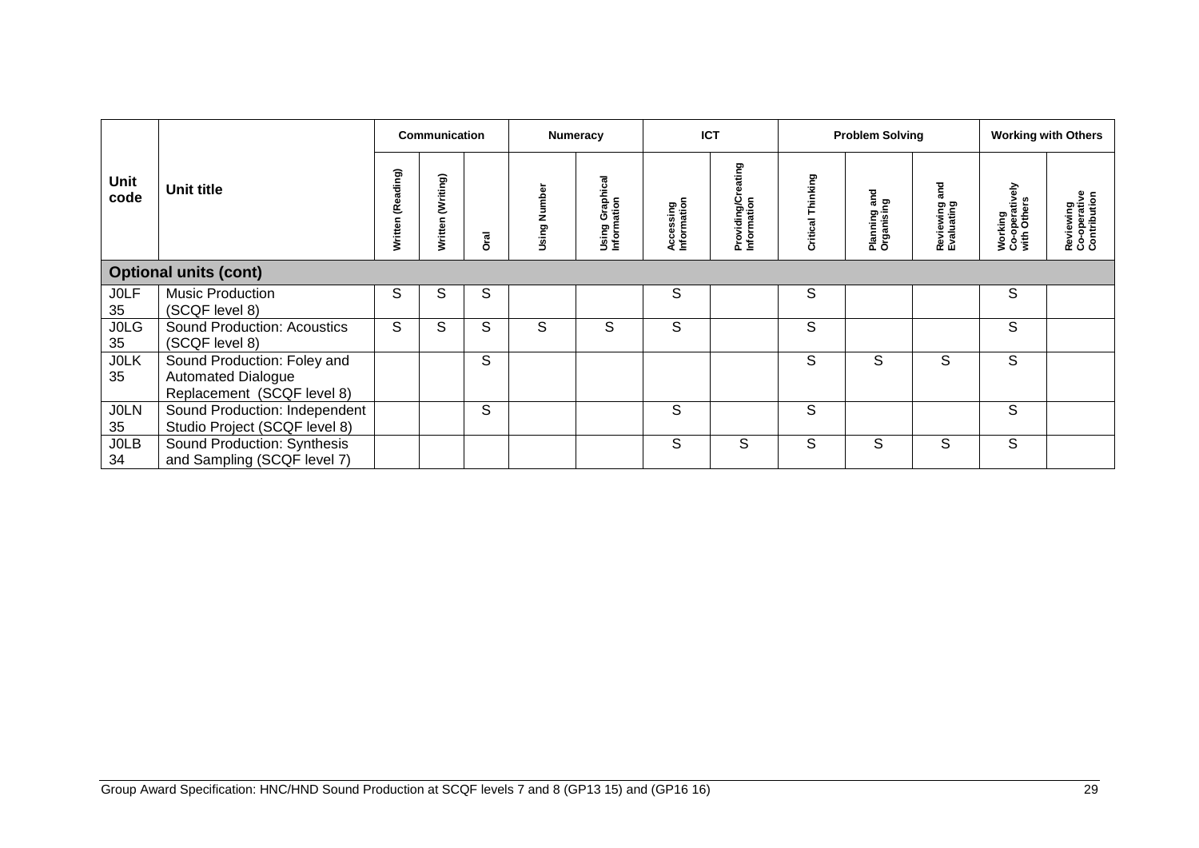| Unit code | Unit title | Communication | | | Numeracy | | ICT | | Problem Solving | | | Working with Others | |
|---|---|---|---|---|---|---|---|---|---|---|---|---|---|
| | | Written (Reading) | Written (Writing) | Oral | Using Number | Using Graphical Information | Accessing Information | Providing/Creating Information | Critical Thinking | Planning and Organising | Reviewing and Evaluating | Working Co-operatively with Others | Reviewing Co-operative Contribution |
| **Optional units (cont)** | | | | | | | | | | | | | |
| J0LF 35 | Music Production (SCQF level 8) | S | S | S | | | S | | S | | | S | |
| J0LG 35 | Sound Production: Acoustics (SCQF level 8) | S | S | S | S | S | S | | S | | | S | |
| J0LK 35 | Sound Production: Foley and Automated Dialogue Replacement (SCQF level 8) | | | S | | | | | S | S | S | S | |
| J0LN 35 | Sound Production: Independent Studio Project (SCQF level 8) | | | S | | | S | | S | | | S | |
| J0LB 34 | Sound Production: Synthesis and Sampling (SCQF level 7) | | | | | | S | S | S | S | S | S | |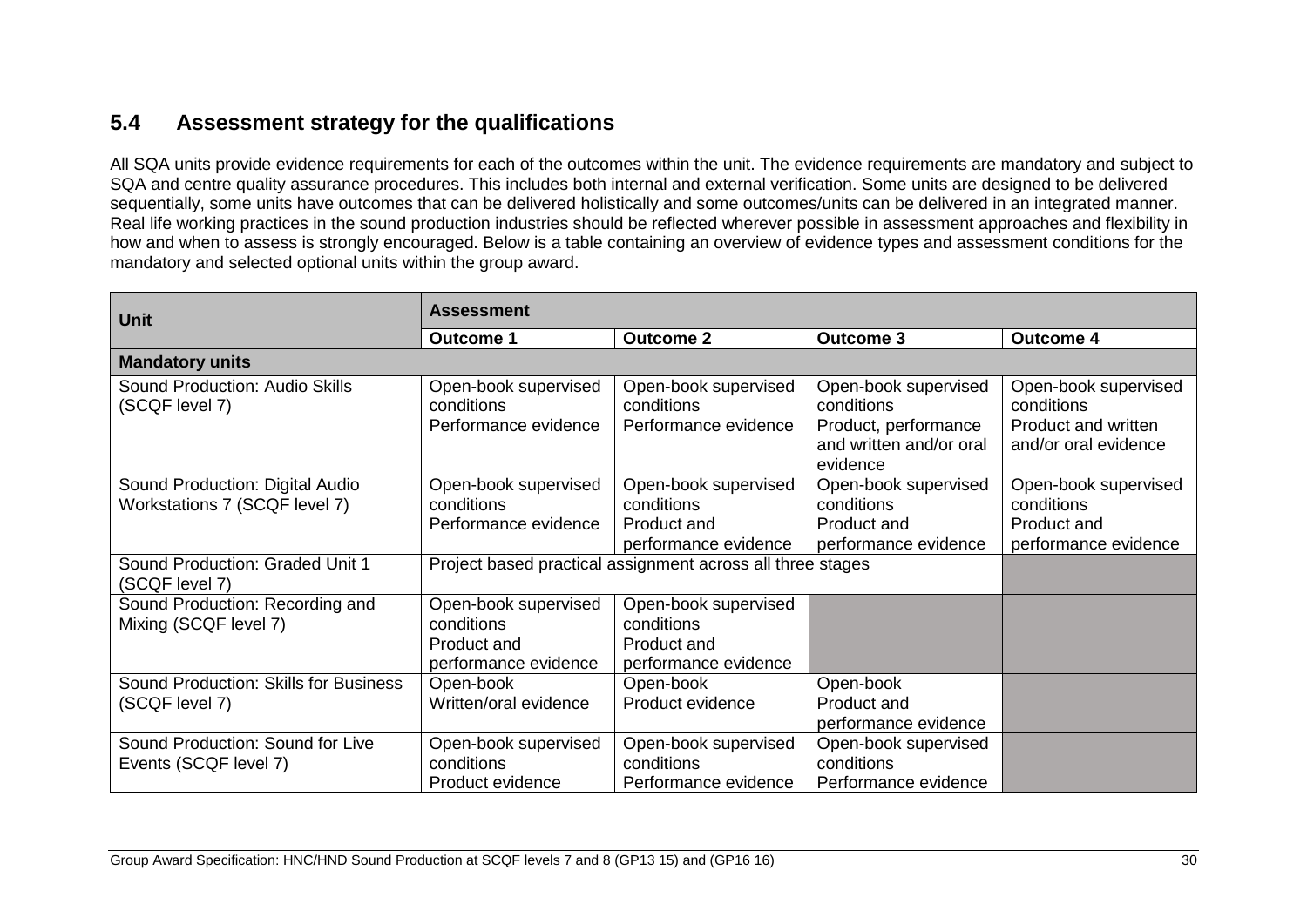## 5.4 Assessment strategy for the qualifications

All SQA units provide evidence requirements for each of the outcomes within the unit. The evidence requirements are mandatory and subject to SQA and centre quality assurance procedures. This includes both internal and external verification. Some units are designed to be delivered sequentially, some units have outcomes that can be delivered holistically and some outcomes/units can be delivered in an integrated manner. Real life working practices in the sound production industries should be reflected wherever possible in assessment approaches and flexibility in how and when to assess is strongly encouraged. Below is a table containing an overview of evidence types and assessment conditions for the mandatory and selected optional units within the group award.

| Unit | Assessment | | | |
|---|---|---|---|---|
| | **Outcome 1** | **Outcome 2** | **Outcome 3** | **Outcome 4** |
| **Mandatory units** | | | | |
| Sound Production: Audio Skills (SCQF level 7) | Open-book supervised conditions Performance evidence | Open-book supervised conditions Performance evidence | Open-book supervised conditions Product, performance and written and/or oral evidence | Open-book supervised conditions Product and written and/or oral evidence |
| Sound Production: Digital Audio Workstations 7 (SCQF level 7) | Open-book supervised conditions Performance evidence | Open-book supervised conditions Product and performance evidence | Open-book supervised conditions Product and performance evidence | Open-book supervised conditions Product and performance evidence |
| Sound Production: Graded Unit 1 (SCQF level 7) | Project based practical assignment across all three stages | | | |
| Sound Production: Recording and Mixing (SCQF level 7) | Open-book supervised conditions Product and performance evidence | Open-book supervised conditions Product and performance evidence | | |
| Sound Production: Skills for Business (SCQF level 7) | Open-book Written/oral evidence | Open-book Product evidence | Open-book Product and performance evidence | |
| Sound Production: Sound for Live Events (SCQF level 7) | Open-book supervised conditions Product evidence | Open-book supervised conditions Performance evidence | Open-book supervised conditions Performance evidence | |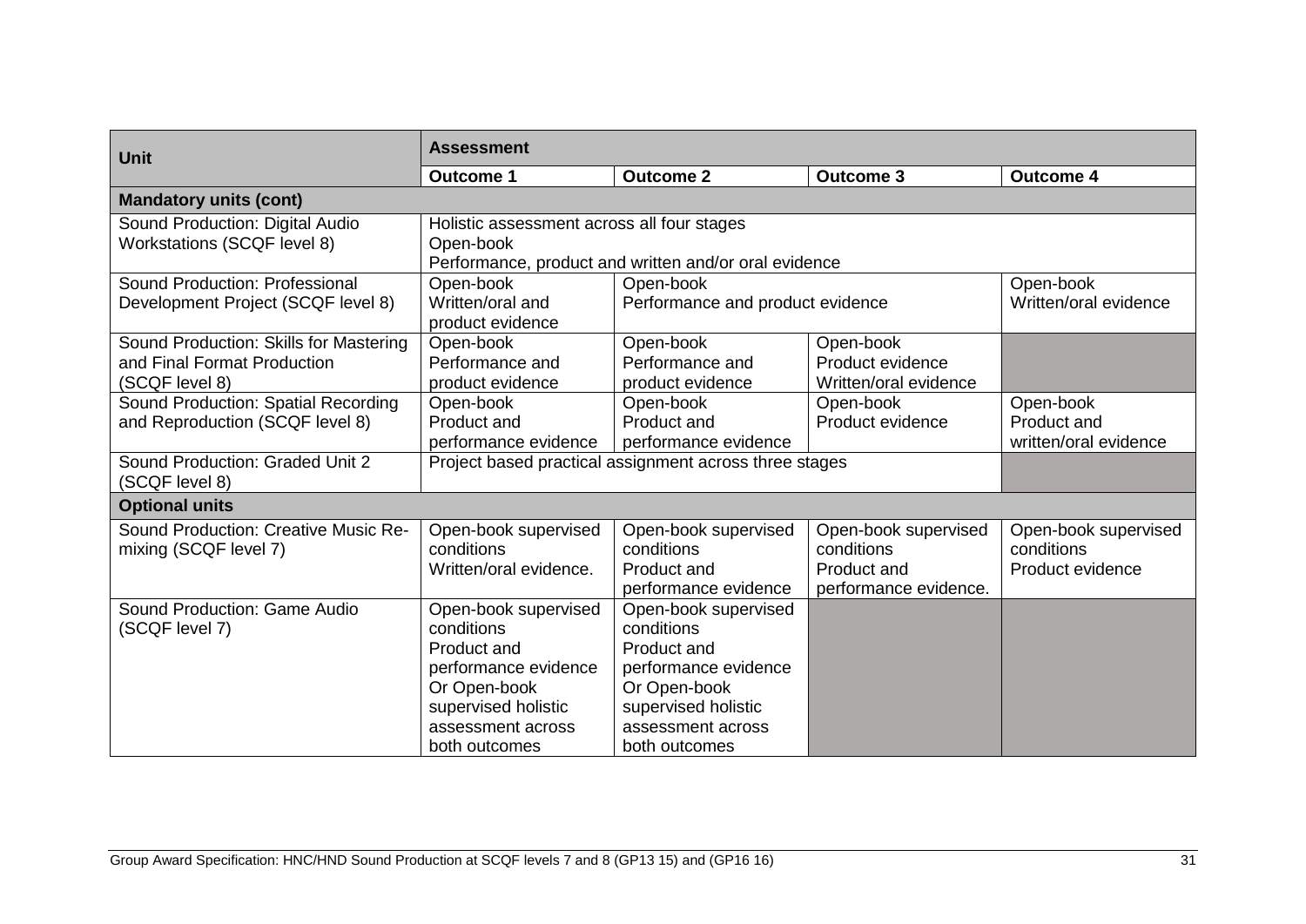| Unit | Assessment | | | |
|---|---|---|---|---|
| | **Outcome 1** | **Outcome 2** | **Outcome 3** | **Outcome 4** |
| **Mandatory units (cont)** | | | | |
| Sound Production: Digital Audio Workstations (SCQF level 8) | Holistic assessment across all four stages Open-book Performance, product and written and/or oral evidence | | | |
| Sound Production: Professional Development Project (SCQF level 8) | Open-book Written/oral and product evidence | Open-book Performance and product evidence | | Open-book Written/oral evidence |
| Sound Production: Skills for Mastering and Final Format Production (SCQF level 8) | Open-book Performance and product evidence | Open-book Performance and product evidence | Open-book Product evidence Written/oral evidence | |
| Sound Production: Spatial Recording and Reproduction (SCQF level 8) | Open-book Product and performance evidence | Open-book Product and performance evidence | Open-book Product evidence | Open-book Product and written/oral evidence |
| Sound Production: Graded Unit 2 (SCQF level 8) | Project based practical assignment across three stages | | | |
| **Optional units** | | | | |
| Sound Production: Creative Music Re-mixing (SCQF level 7) | Open-book supervised conditions Written/oral evidence. | Open-book supervised conditions Product and performance evidence | Open-book supervised conditions Product and performance evidence. | Open-book supervised conditions Product evidence |
| Sound Production: Game Audio (SCQF level 7) | Open-book supervised conditions Product and performance evidence Or Open-book supervised holistic assessment across both outcomes | Open-book supervised conditions Product and performance evidence Or Open-book supervised holistic assessment across both outcomes | | |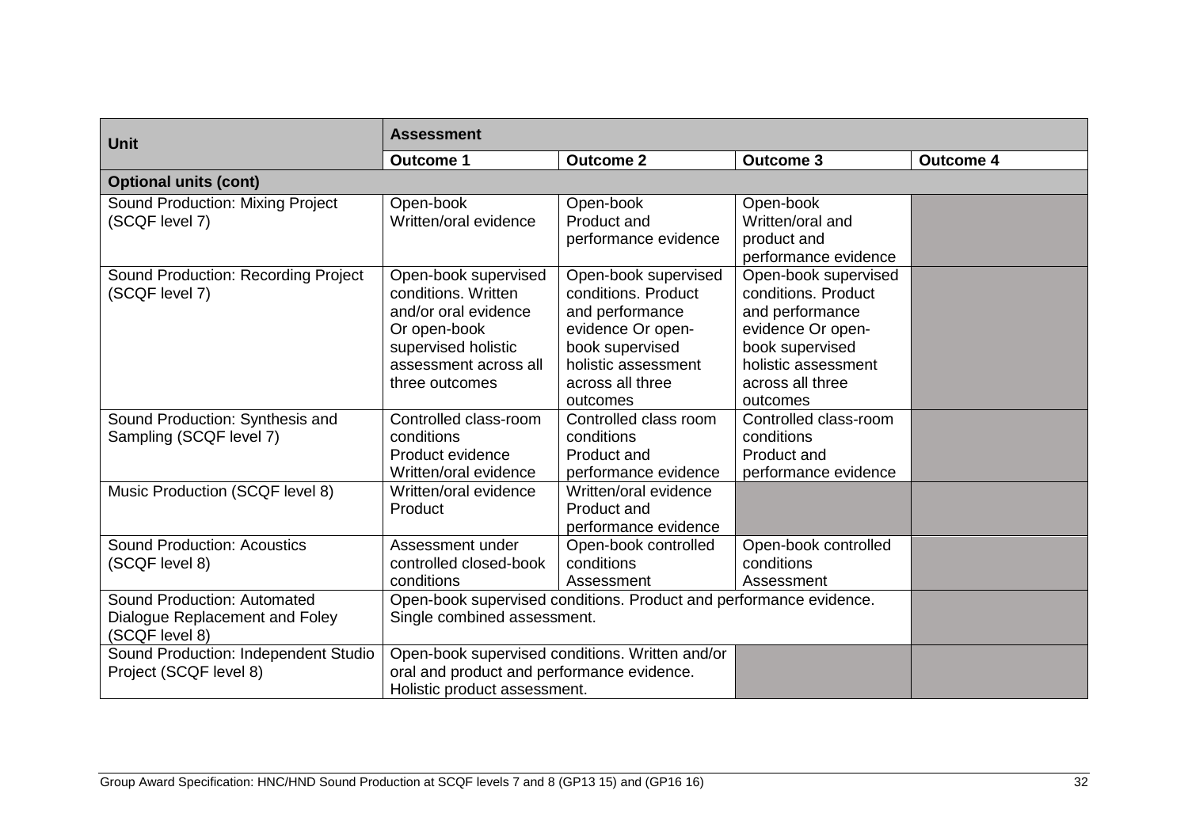| Unit | Assessment | | | |
|---|---|---|---|---|
| | **Outcome 1** | **Outcome 2** | **Outcome 3** | **Outcome 4** |
| **Optional units (cont)** | | | | |
| Sound Production: Mixing Project (SCQF level 7) | Open-book Written/oral evidence | Open-book Product and performance evidence | Open-book Written/oral and product and performance evidence | |
| Sound Production: Recording Project (SCQF level 7) | Open-book supervised conditions. Written and/or oral evidence Or open-book supervised holistic assessment across all three outcomes | Open-book supervised conditions. Product and performance evidence Or open-book supervised holistic assessment across all three outcomes | Open-book supervised conditions. Product and performance evidence Or open-book supervised holistic assessment across all three outcomes | |
| Sound Production: Synthesis and Sampling (SCQF level 7) | Controlled class-room conditions Product evidence Written/oral evidence | Controlled class room conditions Product and performance evidence | Controlled class-room conditions Product and performance evidence | |
| Music Production (SCQF level 8) | Written/oral evidence Product | Written/oral evidence Product and performance evidence | | |
| Sound Production: Acoustics (SCQF level 8) | Assessment under controlled closed-book conditions | Open-book controlled conditions Assessment | Open-book controlled conditions Assessment | |
| Sound Production: Automated Dialogue Replacement and Foley (SCQF level 8) | Open-book supervised conditions. Product and performance evidence. Single combined assessment. | | | |
| Sound Production: Independent Studio Project (SCQF level 8) | Open-book supervised conditions. Written and/or oral and product and performance evidence. Holistic product assessment. | | | |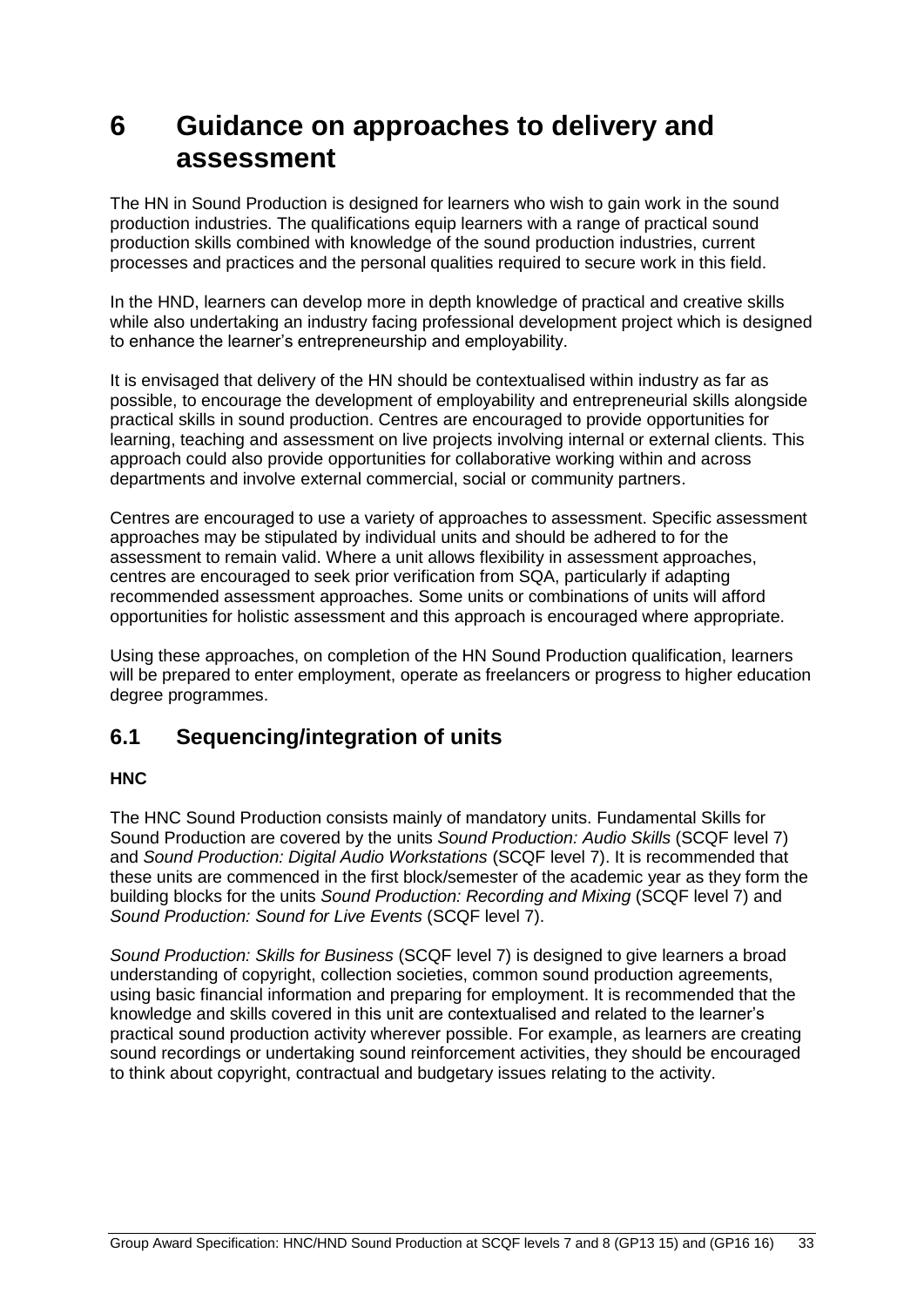# 6 Guidance on approaches to delivery and assessment

The HN in Sound Production is designed for learners who wish to gain work in the sound production industries. The qualifications equip learners with a range of practical sound production skills combined with knowledge of the sound production industries, current processes and practices and the personal qualities required to secure work in this field.

In the HND, learners can develop more in depth knowledge of practical and creative skills while also undertaking an industry facing professional development project which is designed to enhance the learner's entrepreneurship and employability.

It is envisaged that delivery of the HN should be contextualised within industry as far as possible, to encourage the development of employability and entrepreneurial skills alongside practical skills in sound production. Centres are encouraged to provide opportunities for learning, teaching and assessment on live projects involving internal or external clients. This approach could also provide opportunities for collaborative working within and across departments and involve external commercial, social or community partners.

Centres are encouraged to use a variety of approaches to assessment. Specific assessment approaches may be stipulated by individual units and should be adhered to for the assessment to remain valid. Where a unit allows flexibility in assessment approaches, centres are encouraged to seek prior verification from SQA, particularly if adapting recommended assessment approaches. Some units or combinations of units will afford opportunities for holistic assessment and this approach is encouraged where appropriate.

Using these approaches, on completion of the HN Sound Production qualification, learners will be prepared to enter employment, operate as freelancers or progress to higher education degree programmes.

## 6.1 Sequencing/integration of units

**HNC**

The HNC Sound Production consists mainly of mandatory units. Fundamental Skills for Sound Production are covered by the units *Sound Production: Audio Skills* (SCQF level 7) and *Sound Production: Digital Audio Workstations* (SCQF level 7). It is recommended that these units are commenced in the first block/semester of the academic year as they form the building blocks for the units *Sound Production: Recording and Mixing* (SCQF level 7) and *Sound Production: Sound for Live Events* (SCQF level 7).

*Sound Production: Skills for Business* (SCQF level 7) is designed to give learners a broad understanding of copyright, collection societies, common sound production agreements, using basic financial information and preparing for employment. It is recommended that the knowledge and skills covered in this unit are contextualised and related to the learner's practical sound production activity wherever possible. For example, as learners are creating sound recordings or undertaking sound reinforcement activities, they should be encouraged to think about copyright, contractual and budgetary issues relating to the activity.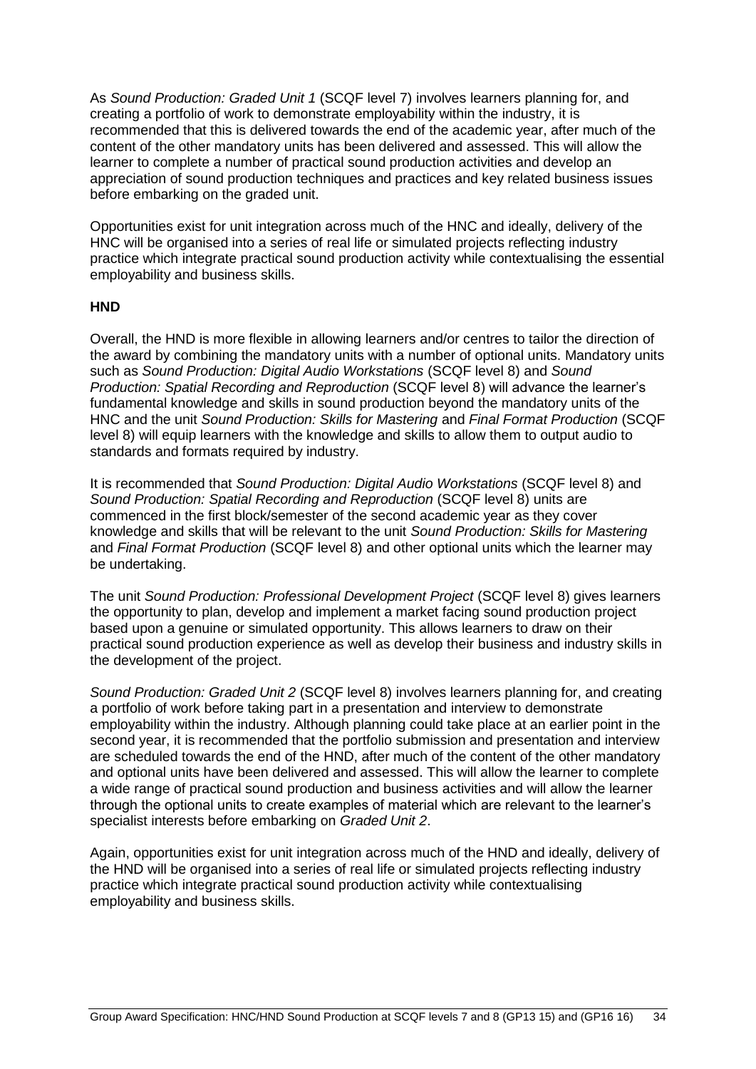As *Sound Production: Graded Unit 1* (SCQF level 7) involves learners planning for, and creating a portfolio of work to demonstrate employability within the industry, it is recommended that this is delivered towards the end of the academic year, after much of the content of the other mandatory units has been delivered and assessed. This will allow the learner to complete a number of practical sound production activities and develop an appreciation of sound production techniques and practices and key related business issues before embarking on the graded unit.

Opportunities exist for unit integration across much of the HNC and ideally, delivery of the HNC will be organised into a series of real life or simulated projects reflecting industry practice which integrate practical sound production activity while contextualising the essential employability and business skills.

**HND**

Overall, the HND is more flexible in allowing learners and/or centres to tailor the direction of the award by combining the mandatory units with a number of optional units. Mandatory units such as *Sound Production: Digital Audio Workstations* (SCQF level 8) and *Sound Production: Spatial Recording and Reproduction* (SCQF level 8) will advance the learner's fundamental knowledge and skills in sound production beyond the mandatory units of the HNC and the unit *Sound Production: Skills for Mastering* and *Final Format Production* (SCQF level 8) will equip learners with the knowledge and skills to allow them to output audio to standards and formats required by industry.

It is recommended that *Sound Production: Digital Audio Workstations* (SCQF level 8) and *Sound Production: Spatial Recording and Reproduction* (SCQF level 8) units are commenced in the first block/semester of the second academic year as they cover knowledge and skills that will be relevant to the unit *Sound Production: Skills for Mastering* and *Final Format Production* (SCQF level 8) and other optional units which the learner may be undertaking.

The unit *Sound Production: Professional Development Project* (SCQF level 8) gives learners the opportunity to plan, develop and implement a market facing sound production project based upon a genuine or simulated opportunity. This allows learners to draw on their practical sound production experience as well as develop their business and industry skills in the development of the project.

*Sound Production: Graded Unit 2* (SCQF level 8) involves learners planning for, and creating a portfolio of work before taking part in a presentation and interview to demonstrate employability within the industry. Although planning could take place at an earlier point in the second year, it is recommended that the portfolio submission and presentation and interview are scheduled towards the end of the HND, after much of the content of the other mandatory and optional units have been delivered and assessed. This will allow the learner to complete a wide range of practical sound production and business activities and will allow the learner through the optional units to create examples of material which are relevant to the learner's specialist interests before embarking on *Graded Unit 2*.

Again, opportunities exist for unit integration across much of the HND and ideally, delivery of the HND will be organised into a series of real life or simulated projects reflecting industry practice which integrate practical sound production activity while contextualising employability and business skills.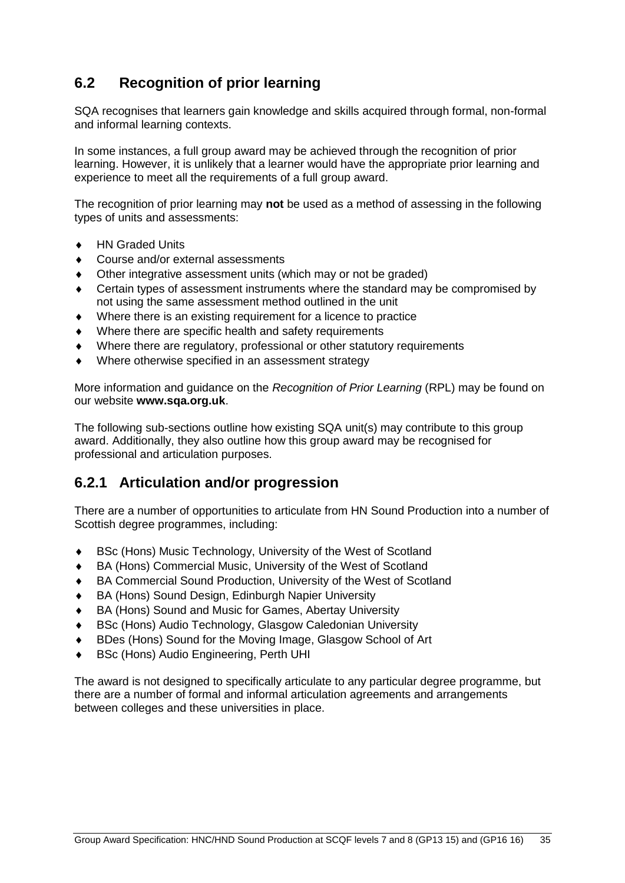## 6.2 Recognition of prior learning

SQA recognises that learners gain knowledge and skills acquired through formal, non-formal and informal learning contexts.

In some instances, a full group award may be achieved through the recognition of prior learning. However, it is unlikely that a learner would have the appropriate prior learning and experience to meet all the requirements of a full group award.

The recognition of prior learning may **not** be used as a method of assessing in the following types of units and assessments:

- HN Graded Units
- Course and/or external assessments
- Other integrative assessment units (which may or not be graded)
- Certain types of assessment instruments where the standard may be compromised by not using the same assessment method outlined in the unit
- Where there is an existing requirement for a licence to practice
- Where there are specific health and safety requirements
- Where there are regulatory, professional or other statutory requirements
- Where otherwise specified in an assessment strategy

More information and guidance on the *Recognition of Prior Learning* (RPL) may be found on our website **www.sqa.org.uk**.

The following sub-sections outline how existing SQA unit(s) may contribute to this group award. Additionally, they also outline how this group award may be recognised for professional and articulation purposes.

### 6.2.1 Articulation and/or progression

There are a number of opportunities to articulate from HN Sound Production into a number of Scottish degree programmes, including:

- BSc (Hons) Music Technology, University of the West of Scotland
- BA (Hons) Commercial Music, University of the West of Scotland
- BA Commercial Sound Production, University of the West of Scotland
- BA (Hons) Sound Design, Edinburgh Napier University
- BA (Hons) Sound and Music for Games, Abertay University
- BSc (Hons) Audio Technology, Glasgow Caledonian University
- BDes (Hons) Sound for the Moving Image, Glasgow School of Art
- BSc (Hons) Audio Engineering, Perth UHI

The award is not designed to specifically articulate to any particular degree programme, but there are a number of formal and informal articulation agreements and arrangements between colleges and these universities in place.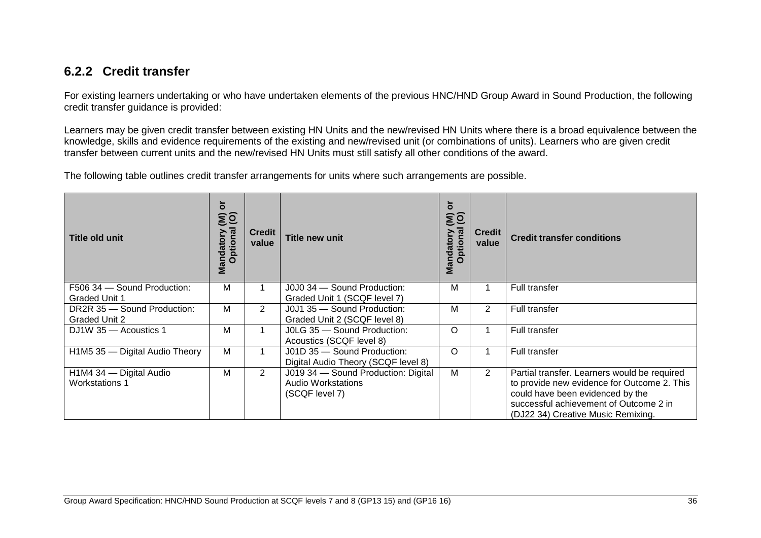### 6.2.2 Credit transfer

For existing learners undertaking or who have undertaken elements of the previous HNC/HND Group Award in Sound Production, the following credit transfer guidance is provided:

Learners may be given credit transfer between existing HN Units and the new/revised HN Units where there is a broad equivalence between the knowledge, skills and evidence requirements of the existing and new/revised unit (or combinations of units). Learners who are given credit transfer between current units and the new/revised HN Units must still satisfy all other conditions of the award.

The following table outlines credit transfer arrangements for units where such arrangements are possible.

| Title old unit | Mandatory (M) or Optional (O) | Credit value | Title new unit | Mandatory (M) or Optional (O) | Credit value | Credit transfer conditions |
|---|---|---|---|---|---|---|
| F506 34 — Sound Production: Graded Unit 1 | M | 1 | J0J0 34 — Sound Production: Graded Unit 1 (SCQF level 7) | M | 1 | Full transfer |
| DR2R 35 — Sound Production: Graded Unit 2 | M | 2 | J0J1 35 — Sound Production: Graded Unit 2 (SCQF level 8) | M | 2 | Full transfer |
| DJ1W 35 — Acoustics 1 | M | 1 | J0LG 35 — Sound Production: Acoustics (SCQF level 8) | O | 1 | Full transfer |
| H1M5 35 — Digital Audio Theory | M | 1 | J01D 35 — Sound Production: Digital Audio Theory (SCQF level 8) | O | 1 | Full transfer |
| H1M4 34 — Digital Audio Workstations 1 | M | 2 | J019 34 — Sound Production: Digital Audio Workstations (SCQF level 7) | M | 2 | Partial transfer. Learners would be required to provide new evidence for Outcome 2. This could have been evidenced by the successful achievement of Outcome 2 in (DJ22 34) Creative Music Remixing. |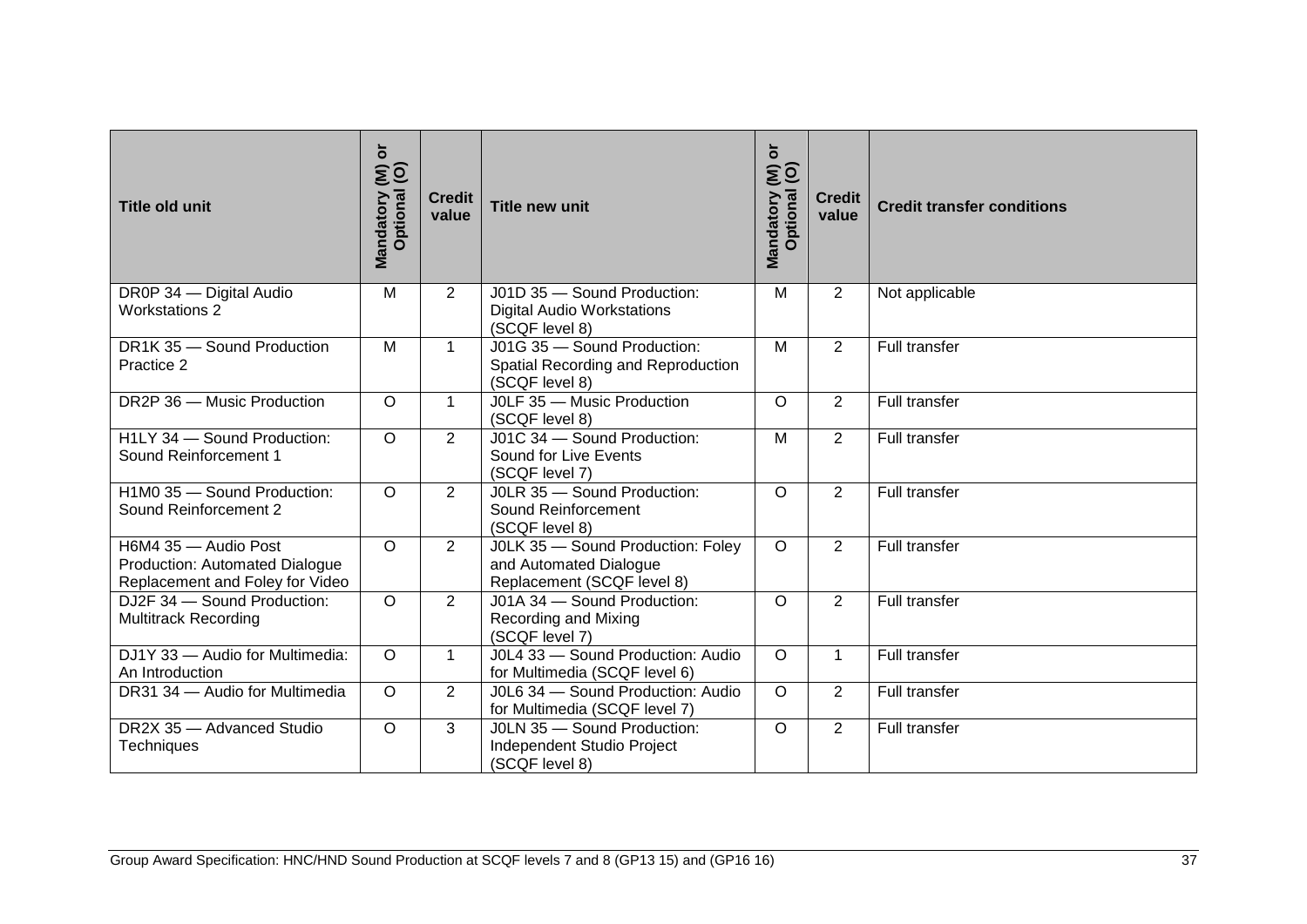| Title old unit | Mandatory (M) or Optional (O) | Credit value | Title new unit | Mandatory (M) or Optional (O) | Credit value | Credit transfer conditions |
|---|---|---|---|---|---|---|
| DR0P 34 — Digital Audio Workstations 2 | M | 2 | J01D 35 — Sound Production: Digital Audio Workstations (SCQF level 8) | M | 2 | Not applicable |
| DR1K 35 — Sound Production Practice 2 | M | 1 | J01G 35 — Sound Production: Spatial Recording and Reproduction (SCQF level 8) | M | 2 | Full transfer |
| DR2P 36 — Music Production | O | 1 | J0LF 35 — Music Production (SCQF level 8) | O | 2 | Full transfer |
| H1LY 34 — Sound Production: Sound Reinforcement 1 | O | 2 | J01C 34 — Sound Production: Sound for Live Events (SCQF level 7) | M | 2 | Full transfer |
| H1M0 35 — Sound Production: Sound Reinforcement 2 | O | 2 | J0LR 35 — Sound Production: Sound Reinforcement (SCQF level 8) | O | 2 | Full transfer |
| H6M4 35 — Audio Post Production: Automated Dialogue Replacement and Foley for Video | O | 2 | J0LK 35 — Sound Production: Foley and Automated Dialogue Replacement (SCQF level 8) | O | 2 | Full transfer |
| DJ2F 34 — Sound Production: Multitrack Recording | O | 2 | J01A 34 — Sound Production: Recording and Mixing (SCQF level 7) | O | 2 | Full transfer |
| DJ1Y 33 — Audio for Multimedia: An Introduction | O | 1 | J0L4 33 — Sound Production: Audio for Multimedia (SCQF level 6) | O | 1 | Full transfer |
| DR31 34 — Audio for Multimedia | O | 2 | J0L6 34 — Sound Production: Audio for Multimedia (SCQF level 7) | O | 2 | Full transfer |
| DR2X 35 — Advanced Studio Techniques | O | 3 | J0LN 35 — Sound Production: Independent Studio Project (SCQF level 8) | O | 2 | Full transfer |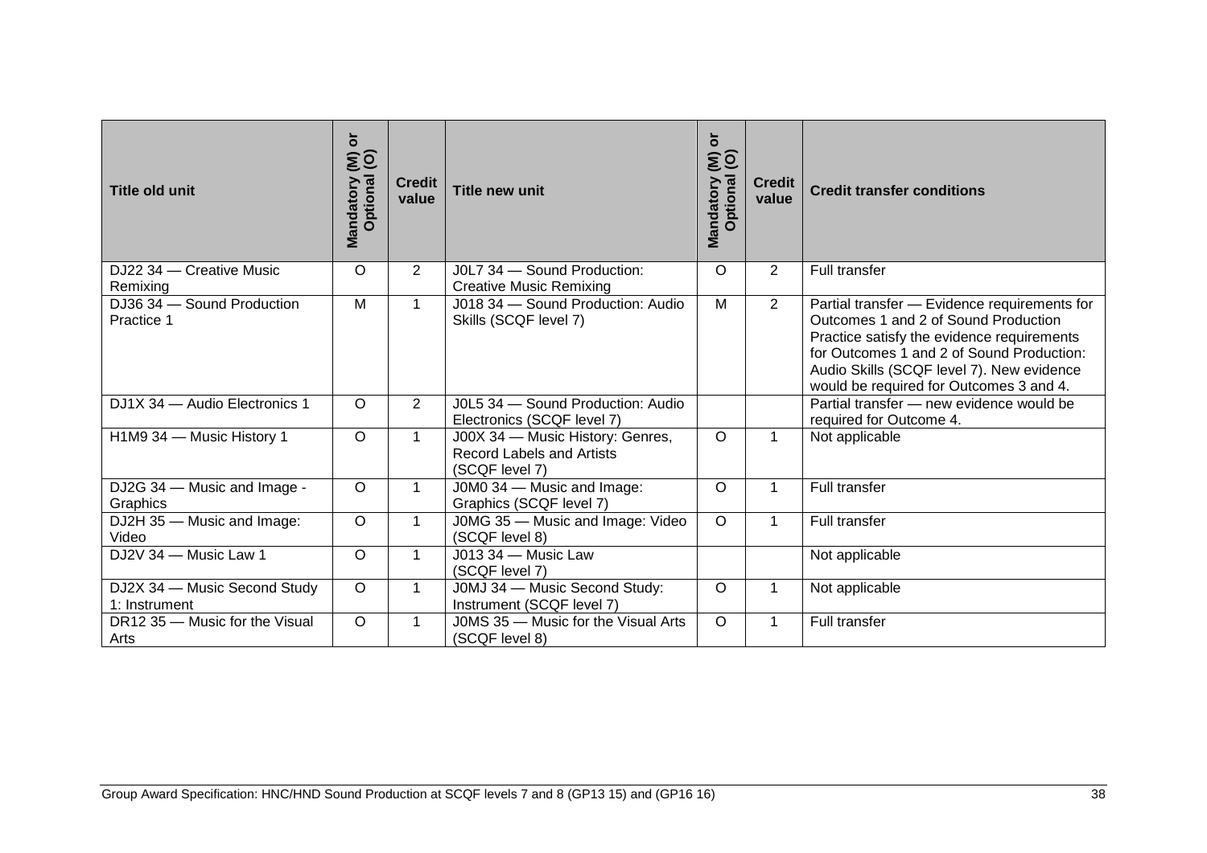| Title old unit | Mandatory (M) or Optional (O) | Credit value | Title new unit | Mandatory (M) or Optional (O) | Credit value | Credit transfer conditions |
|---|---|---|---|---|---|---|
| DJ22 34 — Creative Music Remixing | O | 2 | J0L7 34 — Sound Production: Creative Music Remixing | O | 2 | Full transfer |
| DJ36 34 — Sound Production Practice 1 | M | 1 | J018 34 — Sound Production: Audio Skills (SCQF level 7) | M | 2 | Partial transfer — Evidence requirements for Outcomes 1 and 2 of Sound Production Practice satisfy the evidence requirements for Outcomes 1 and 2 of Sound Production: Audio Skills (SCQF level 7). New evidence would be required for Outcomes 3 and 4. |
| DJ1X 34 — Audio Electronics 1 | O | 2 | J0L5 34 — Sound Production: Audio Electronics (SCQF level 7) | | | Partial transfer — new evidence would be required for Outcome 4. |
| H1M9 34 — Music History 1 | O | 1 | J00X 34 — Music History: Genres, Record Labels and Artists (SCQF level 7) | O | 1 | Not applicable |
| DJ2G 34 — Music and Image - Graphics | O | 1 | J0M0 34 — Music and Image: Graphics (SCQF level 7) | O | 1 | Full transfer |
| DJ2H 35 — Music and Image: Video | O | 1 | J0MG 35 — Music and Image: Video (SCQF level 8) | O | 1 | Full transfer |
| DJ2V 34 — Music Law 1 | O | 1 | J013 34 — Music Law (SCQF level 7) | | | Not applicable |
| DJ2X 34 — Music Second Study 1: Instrument | O | 1 | J0MJ 34 — Music Second Study: Instrument (SCQF level 7) | O | 1 | Not applicable |
| DR12 35 — Music for the Visual Arts | O | 1 | J0MS 35 — Music for the Visual Arts (SCQF level 8) | O | 1 | Full transfer |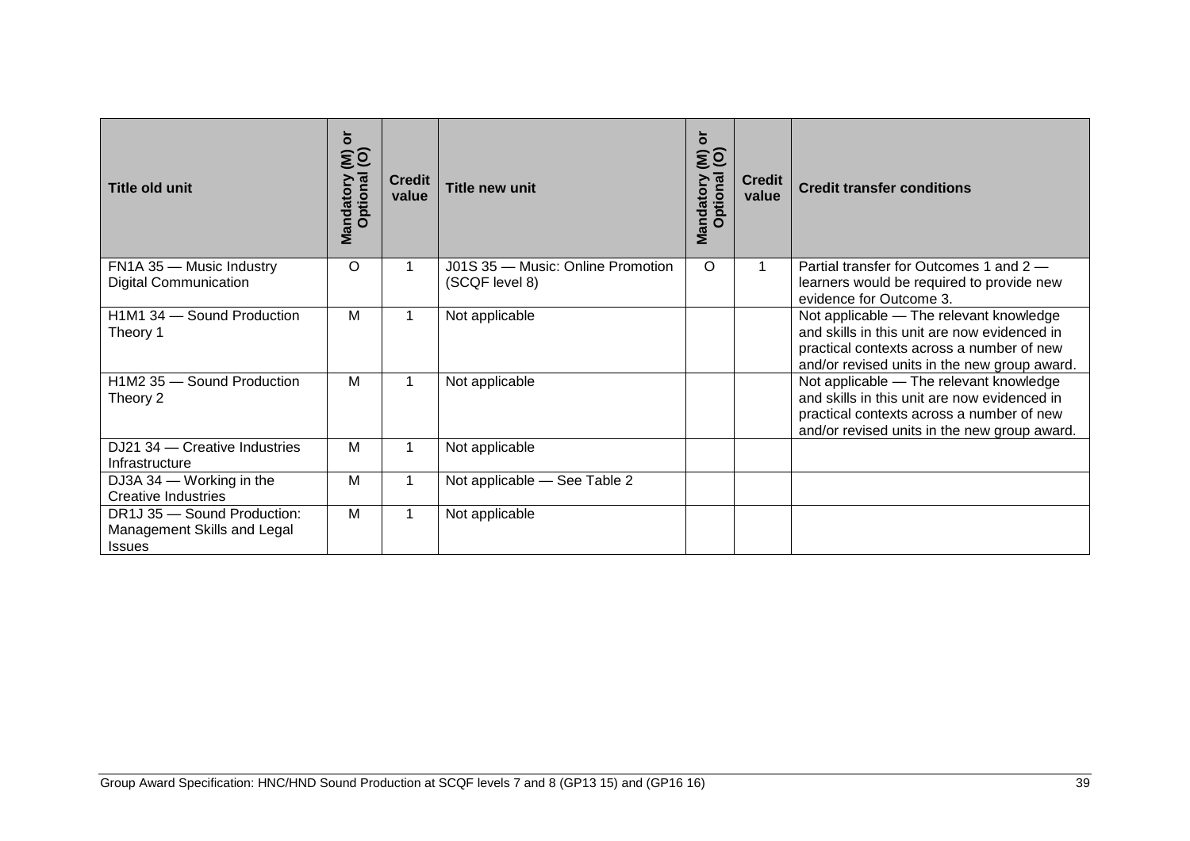| Title old unit | Mandatory (M) or Optional (O) | Credit value | Title new unit | Mandatory (M) or Optional (O) | Credit value | Credit transfer conditions |
|---|---|---|---|---|---|---|
| FN1A 35 — Music Industry Digital Communication | O | 1 | J01S 35 — Music: Online Promotion (SCQF level 8) | O | 1 | Partial transfer for Outcomes 1 and 2 — learners would be required to provide new evidence for Outcome 3. |
| H1M1 34 — Sound Production Theory 1 | M | 1 | Not applicable | | | Not applicable — The relevant knowledge and skills in this unit are now evidenced in practical contexts across a number of new and/or revised units in the new group award. |
| H1M2 35 — Sound Production Theory 2 | M | 1 | Not applicable | | | Not applicable — The relevant knowledge and skills in this unit are now evidenced in practical contexts across a number of new and/or revised units in the new group award. |
| DJ21 34 — Creative Industries Infrastructure | M | 1 | Not applicable | | | |
| DJ3A 34 — Working in the Creative Industries | M | 1 | Not applicable — See Table 2 | | | |
| DR1J 35 — Sound Production: Management Skills and Legal Issues | M | 1 | Not applicable | | | |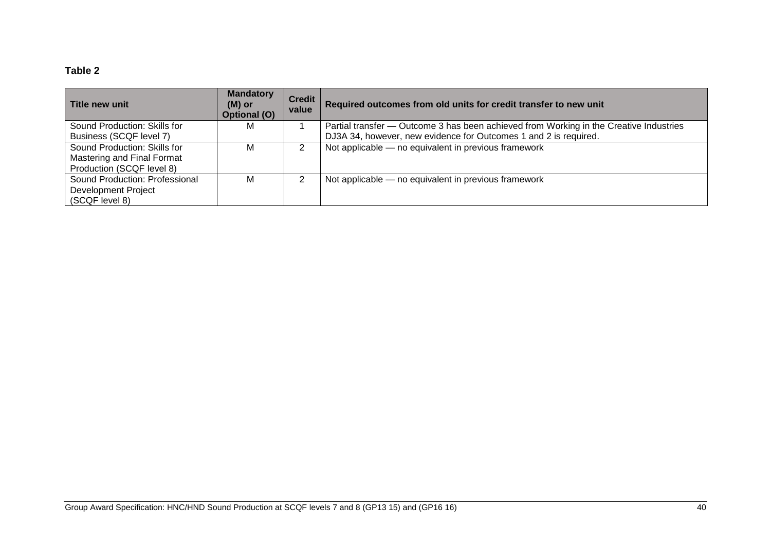**Table 2**

| Title new unit | Mandatory (M) or Optional (O) | Credit value | Required outcomes from old units for credit transfer to new unit |
|---|---|---|---|
| Sound Production: Skills for Business (SCQF level 7) | M | 1 | Partial transfer — Outcome 3 has been achieved from Working in the Creative Industries DJ3A 34, however, new evidence for Outcomes 1 and 2 is required. |
| Sound Production: Skills for Mastering and Final Format Production (SCQF level 8) | M | 2 | Not applicable — no equivalent in previous framework |
| Sound Production: Professional Development Project (SCQF level 8) | M | 2 | Not applicable — no equivalent in previous framework |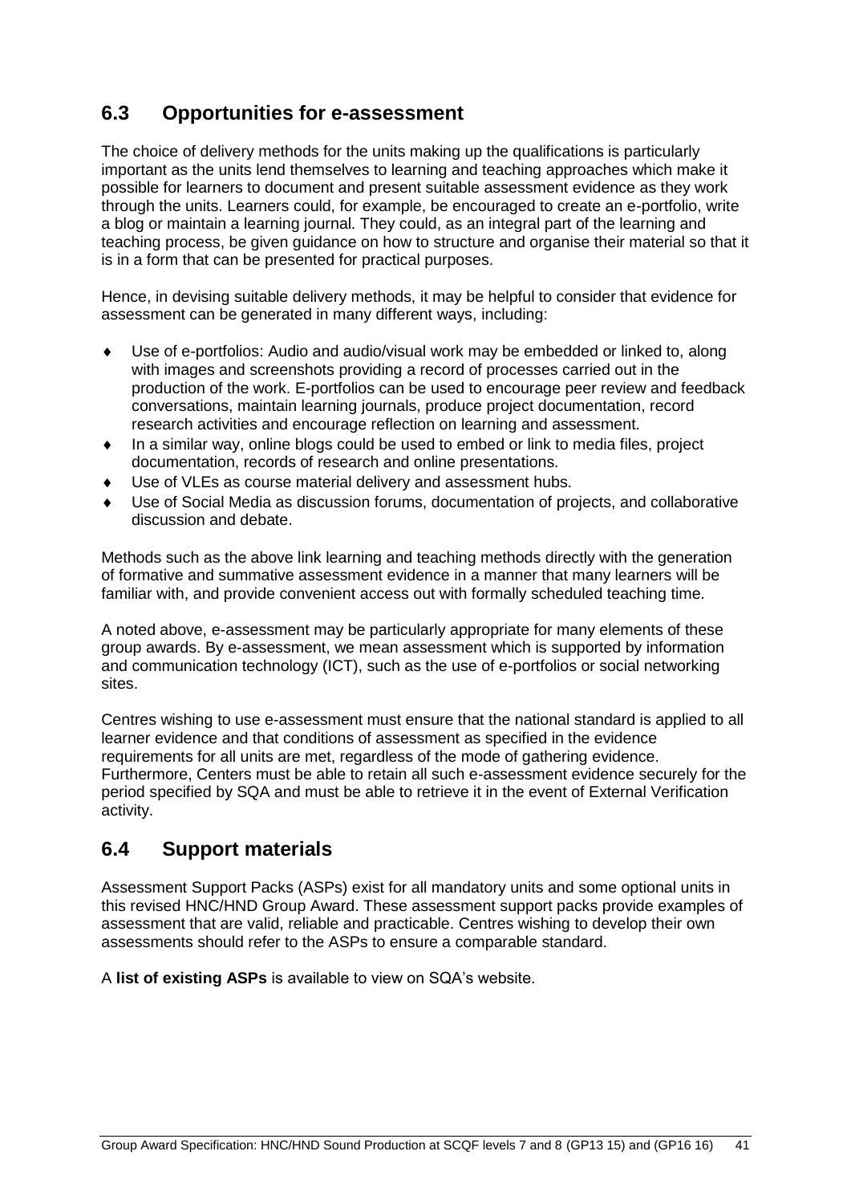## 6.3 Opportunities for e-assessment

The choice of delivery methods for the units making up the qualifications is particularly important as the units lend themselves to learning and teaching approaches which make it possible for learners to document and present suitable assessment evidence as they work through the units. Learners could, for example, be encouraged to create an e-portfolio, write a blog or maintain a learning journal. They could, as an integral part of the learning and teaching process, be given guidance on how to structure and organise their material so that it is in a form that can be presented for practical purposes.

Hence, in devising suitable delivery methods, it may be helpful to consider that evidence for assessment can be generated in many different ways, including:

- Use of e-portfolios: Audio and audio/visual work may be embedded or linked to, along with images and screenshots providing a record of processes carried out in the production of the work. E-portfolios can be used to encourage peer review and feedback conversations, maintain learning journals, produce project documentation, record research activities and encourage reflection on learning and assessment.
- In a similar way, online blogs could be used to embed or link to media files, project documentation, records of research and online presentations.
- Use of VLEs as course material delivery and assessment hubs.
- Use of Social Media as discussion forums, documentation of projects, and collaborative discussion and debate.

Methods such as the above link learning and teaching methods directly with the generation of formative and summative assessment evidence in a manner that many learners will be familiar with, and provide convenient access out with formally scheduled teaching time.

A noted above, e-assessment may be particularly appropriate for many elements of these group awards. By e-assessment, we mean assessment which is supported by information and communication technology (ICT), such as the use of e-portfolios or social networking sites.

Centres wishing to use e-assessment must ensure that the national standard is applied to all learner evidence and that conditions of assessment as specified in the evidence requirements for all units are met, regardless of the mode of gathering evidence. Furthermore, Centers must be able to retain all such e-assessment evidence securely for the period specified by SQA and must be able to retrieve it in the event of External Verification activity.

## 6.4 Support materials

Assessment Support Packs (ASPs) exist for all mandatory units and some optional units in this revised HNC/HND Group Award. These assessment support packs provide examples of assessment that are valid, reliable and practicable. Centres wishing to develop their own assessments should refer to the ASPs to ensure a comparable standard.

A **list of existing ASPs** is available to view on SQA's website.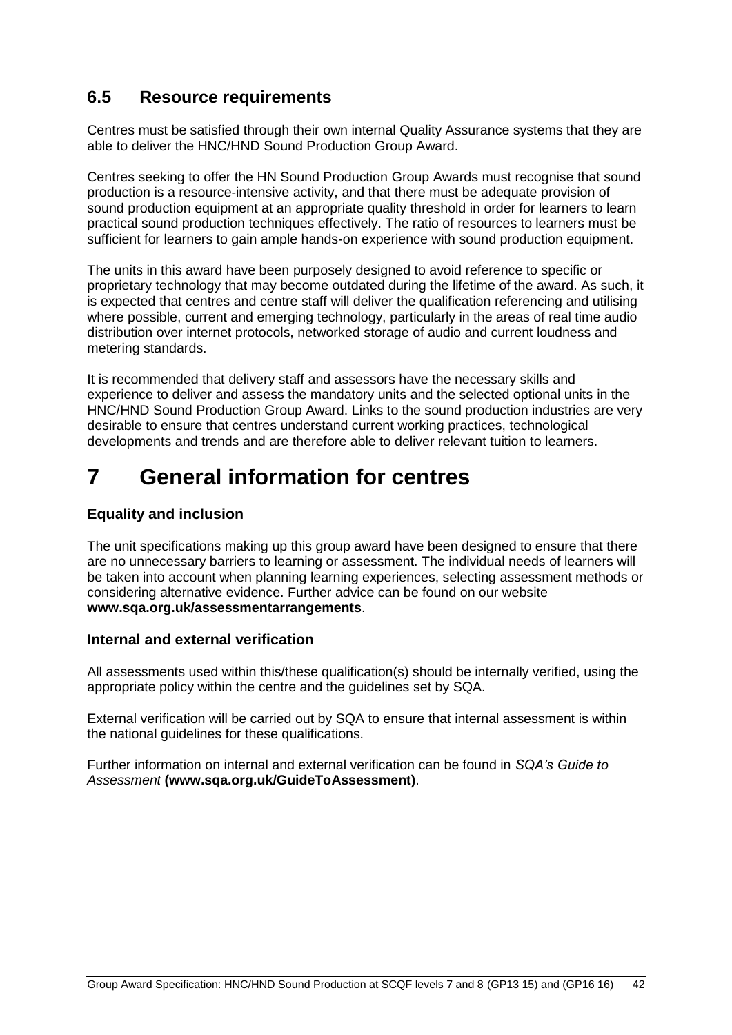### 6.5 Resource requirements

Centres must be satisfied through their own internal Quality Assurance systems that they are able to deliver the HNC/HND Sound Production Group Award.

Centres seeking to offer the HN Sound Production Group Awards must recognise that sound production is a resource-intensive activity, and that there must be adequate provision of sound production equipment at an appropriate quality threshold in order for learners to learn practical sound production techniques effectively. The ratio of resources to learners must be sufficient for learners to gain ample hands-on experience with sound production equipment.

The units in this award have been purposely designed to avoid reference to specific or proprietary technology that may become outdated during the lifetime of the award. As such, it is expected that centres and centre staff will deliver the qualification referencing and utilising where possible, current and emerging technology, particularly in the areas of real time audio distribution over internet protocols, networked storage of audio and current loudness and metering standards.

It is recommended that delivery staff and assessors have the necessary skills and experience to deliver and assess the mandatory units and the selected optional units in the HNC/HND Sound Production Group Award. Links to the sound production industries are very desirable to ensure that centres understand current working practices, technological developments and trends and are therefore able to deliver relevant tuition to learners.

# 7 General information for centres

### Equality and inclusion

The unit specifications making up this group award have been designed to ensure that there are no unnecessary barriers to learning or assessment. The individual needs of learners will be taken into account when planning learning experiences, selecting assessment methods or considering alternative evidence. Further advice can be found on our website **www.sqa.org.uk/assessmentarrangements**.

### Internal and external verification

All assessments used within this/these qualification(s) should be internally verified, using the appropriate policy within the centre and the guidelines set by SQA.

External verification will be carried out by SQA to ensure that internal assessment is within the national guidelines for these qualifications.

Further information on internal and external verification can be found in *SQA's Guide to Assessment* **(www.sqa.org.uk/GuideToAssessment)**.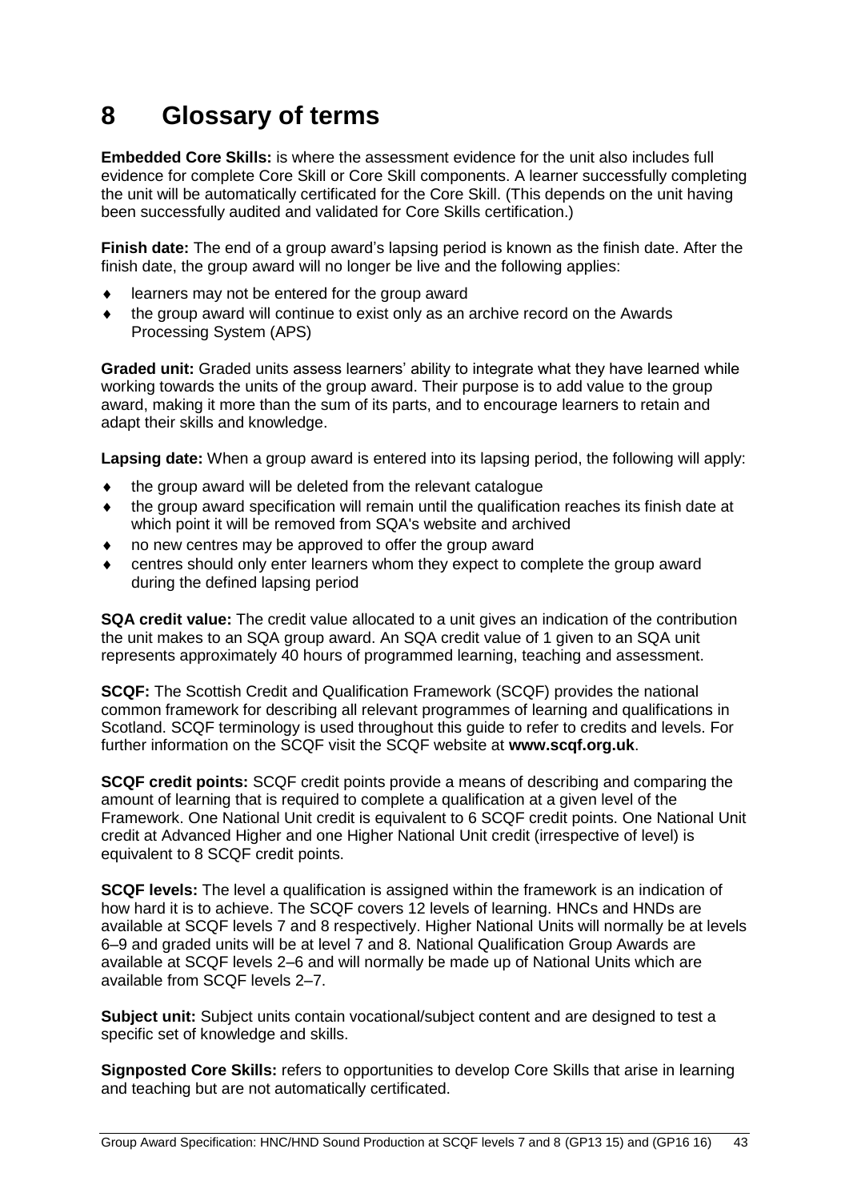# 8 Glossary of terms

**Embedded Core Skills:** is where the assessment evidence for the unit also includes full evidence for complete Core Skill or Core Skill components. A learner successfully completing the unit will be automatically certificated for the Core Skill. (This depends on the unit having been successfully audited and validated for Core Skills certification.)

**Finish date:** The end of a group award's lapsing period is known as the finish date. After the finish date, the group award will no longer be live and the following applies:

- learners may not be entered for the group award
- the group award will continue to exist only as an archive record on the Awards Processing System (APS)

**Graded unit:** Graded units assess learners' ability to integrate what they have learned while working towards the units of the group award. Their purpose is to add value to the group award, making it more than the sum of its parts, and to encourage learners to retain and adapt their skills and knowledge.

**Lapsing date:** When a group award is entered into its lapsing period, the following will apply:

- the group award will be deleted from the relevant catalogue
- the group award specification will remain until the qualification reaches its finish date at which point it will be removed from SQA's website and archived
- no new centres may be approved to offer the group award
- centres should only enter learners whom they expect to complete the group award during the defined lapsing period

**SQA credit value:** The credit value allocated to a unit gives an indication of the contribution the unit makes to an SQA group award. An SQA credit value of 1 given to an SQA unit represents approximately 40 hours of programmed learning, teaching and assessment.

**SCQF:** The Scottish Credit and Qualification Framework (SCQF) provides the national common framework for describing all relevant programmes of learning and qualifications in Scotland. SCQF terminology is used throughout this guide to refer to credits and levels. For further information on the SCQF visit the SCQF website at **www.scqf.org.uk**.

**SCQF credit points:** SCQF credit points provide a means of describing and comparing the amount of learning that is required to complete a qualification at a given level of the Framework. One National Unit credit is equivalent to 6 SCQF credit points. One National Unit credit at Advanced Higher and one Higher National Unit credit (irrespective of level) is equivalent to 8 SCQF credit points.

**SCQF levels:** The level a qualification is assigned within the framework is an indication of how hard it is to achieve. The SCQF covers 12 levels of learning. HNCs and HNDs are available at SCQF levels 7 and 8 respectively. Higher National Units will normally be at levels 6–9 and graded units will be at level 7 and 8. National Qualification Group Awards are available at SCQF levels 2–6 and will normally be made up of National Units which are available from SCQF levels 2–7.

**Subject unit:** Subject units contain vocational/subject content and are designed to test a specific set of knowledge and skills.

**Signposted Core Skills:** refers to opportunities to develop Core Skills that arise in learning and teaching but are not automatically certificated.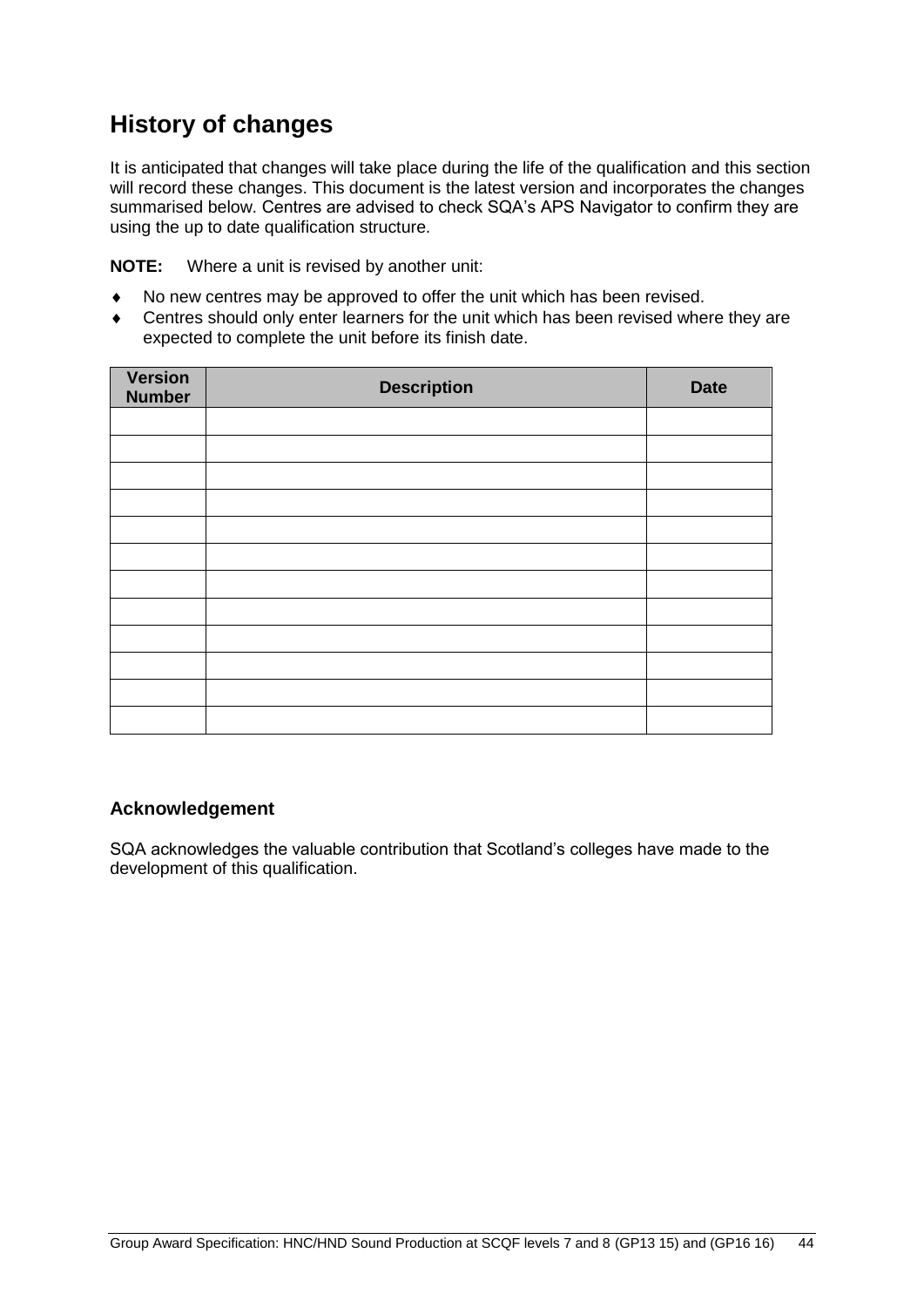## History of changes

It is anticipated that changes will take place during the life of the qualification and this section will record these changes. This document is the latest version and incorporates the changes summarised below. Centres are advised to check SQA's APS Navigator to confirm they are using the up to date qualification structure.

**NOTE:** Where a unit is revised by another unit:

- No new centres may be approved to offer the unit which has been revised.
- Centres should only enter learners for the unit which has been revised where they are expected to complete the unit before its finish date.

| Version Number | Description | Date |
|---|---|---|
| | | |
| | | |
| | | |
| | | |
| | | |
| | | |
| | | |
| | | |
| | | |
| | | |
| | | |
| | | |

### Acknowledgement

SQA acknowledges the valuable contribution that Scotland's colleges have made to the development of this qualification.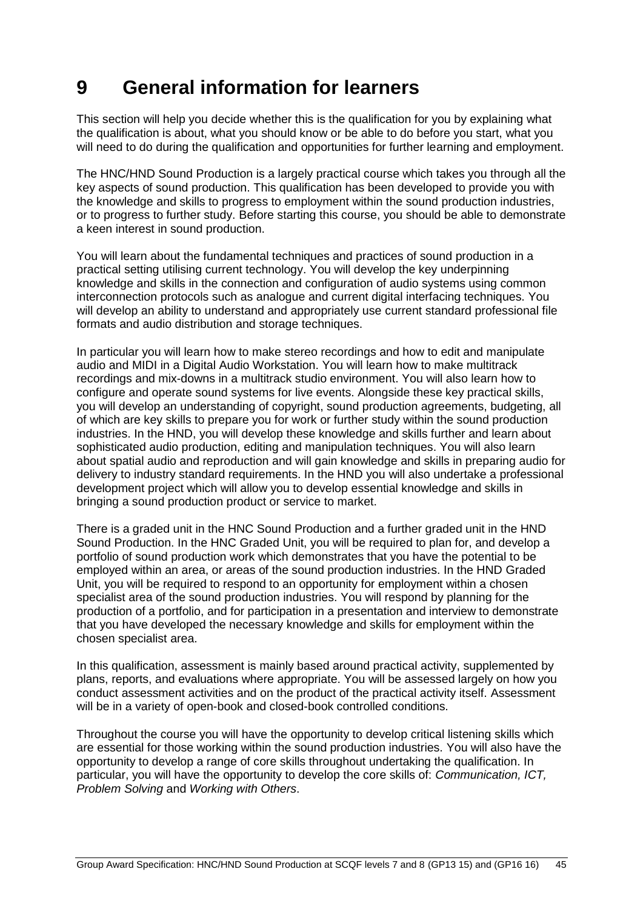# 9 General information for learners

This section will help you decide whether this is the qualification for you by explaining what the qualification is about, what you should know or be able to do before you start, what you will need to do during the qualification and opportunities for further learning and employment.

The HNC/HND Sound Production is a largely practical course which takes you through all the key aspects of sound production. This qualification has been developed to provide you with the knowledge and skills to progress to employment within the sound production industries, or to progress to further study. Before starting this course, you should be able to demonstrate a keen interest in sound production.

You will learn about the fundamental techniques and practices of sound production in a practical setting utilising current technology. You will develop the key underpinning knowledge and skills in the connection and configuration of audio systems using common interconnection protocols such as analogue and current digital interfacing techniques. You will develop an ability to understand and appropriately use current standard professional file formats and audio distribution and storage techniques.

In particular you will learn how to make stereo recordings and how to edit and manipulate audio and MIDI in a Digital Audio Workstation. You will learn how to make multitrack recordings and mix-downs in a multitrack studio environment. You will also learn how to configure and operate sound systems for live events. Alongside these key practical skills, you will develop an understanding of copyright, sound production agreements, budgeting, all of which are key skills to prepare you for work or further study within the sound production industries. In the HND, you will develop these knowledge and skills further and learn about sophisticated audio production, editing and manipulation techniques. You will also learn about spatial audio and reproduction and will gain knowledge and skills in preparing audio for delivery to industry standard requirements. In the HND you will also undertake a professional development project which will allow you to develop essential knowledge and skills in bringing a sound production product or service to market.

There is a graded unit in the HNC Sound Production and a further graded unit in the HND Sound Production. In the HNC Graded Unit, you will be required to plan for, and develop a portfolio of sound production work which demonstrates that you have the potential to be employed within an area, or areas of the sound production industries. In the HND Graded Unit, you will be required to respond to an opportunity for employment within a chosen specialist area of the sound production industries. You will respond by planning for the production of a portfolio, and for participation in a presentation and interview to demonstrate that you have developed the necessary knowledge and skills for employment within the chosen specialist area.

In this qualification, assessment is mainly based around practical activity, supplemented by plans, reports, and evaluations where appropriate. You will be assessed largely on how you conduct assessment activities and on the product of the practical activity itself. Assessment will be in a variety of open-book and closed-book controlled conditions.

Throughout the course you will have the opportunity to develop critical listening skills which are essential for those working within the sound production industries. You will also have the opportunity to develop a range of core skills throughout undertaking the qualification. In particular, you will have the opportunity to develop the core skills of: *Communication, ICT, Problem Solving* and *Working with Others*.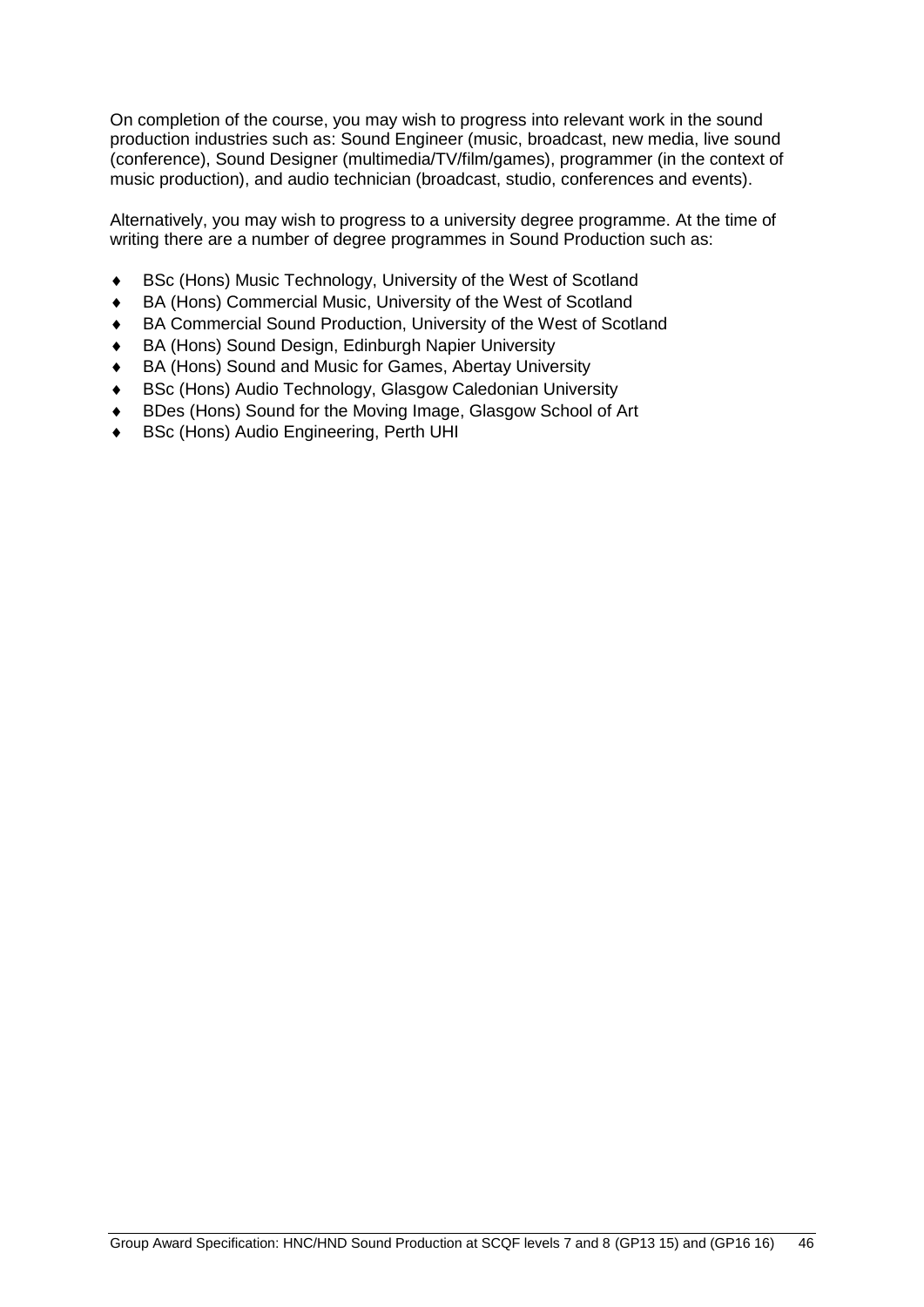On completion of the course, you may wish to progress into relevant work in the sound production industries such as: Sound Engineer (music, broadcast, new media, live sound (conference), Sound Designer (multimedia/TV/film/games), programmer (in the context of music production), and audio technician (broadcast, studio, conferences and events).

Alternatively, you may wish to progress to a university degree programme. At the time of writing there are a number of degree programmes in Sound Production such as:

- BSc (Hons) Music Technology, University of the West of Scotland
- BA (Hons) Commercial Music, University of the West of Scotland
- BA Commercial Sound Production, University of the West of Scotland
- BA (Hons) Sound Design, Edinburgh Napier University
- BA (Hons) Sound and Music for Games, Abertay University
- BSc (Hons) Audio Technology, Glasgow Caledonian University
- BDes (Hons) Sound for the Moving Image, Glasgow School of Art
- BSc (Hons) Audio Engineering, Perth UHI